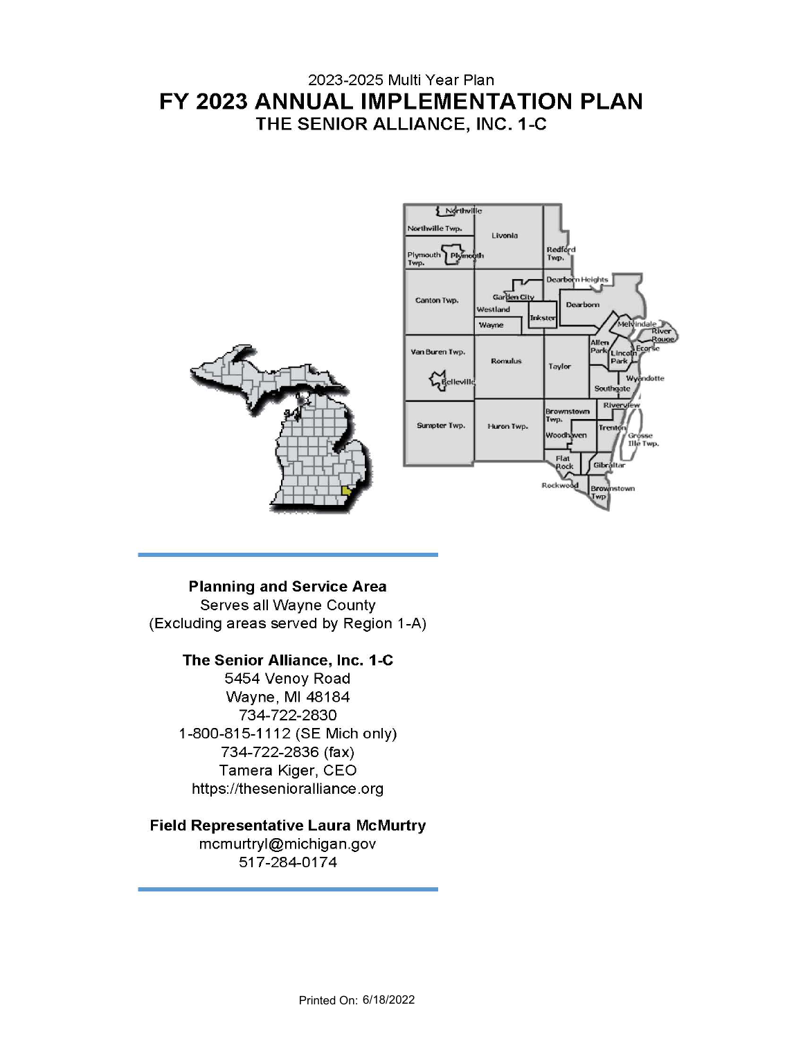2023-2025 Multi Year Plan

# FY 2023 ANNUAL IMPLEMENTATION PLAN

## THE SENIOR ALLIANCE, INC. 1-C

**Planning and Service Area**
Serves all Wayne County
(Excluding areas served by Region 1-A)

**The Senior Alliance, Inc. 1-C**
5454 Venoy Road
Wayne, MI 48184
734-722-2830
1-800-815-1112 (SE Mich only)
734-722-2836 (fax)
Tamera Kiger, CEO
https://theseniorallliance.org

**Field Representative Laura McMurtry**
mcmurtryl@michigan.gov
517-284-0174

Printed On: 6/18/2022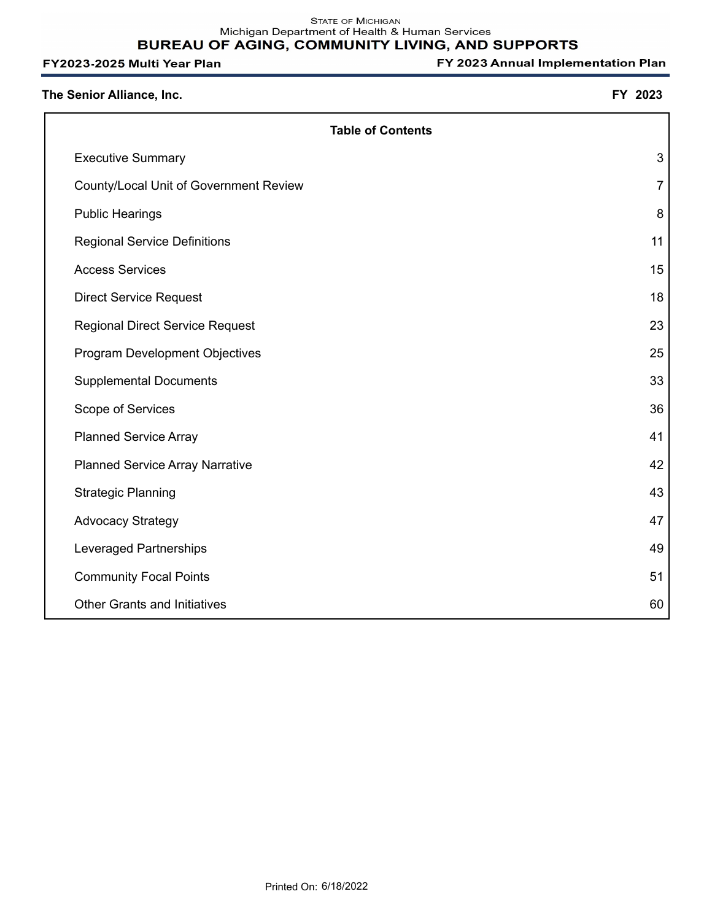The Senior Alliance, Inc. FY 2023

## Table of Contents

| | |
|---|---|
| Executive Summary | 3 |
| County/Local Unit of Government Review | 7 |
| Public Hearings | 8 |
| Regional Service Definitions | 11 |
| Access Services | 15 |
| Direct Service Request | 18 |
| Regional Direct Service Request | 23 |
| Program Development Objectives | 25 |
| Supplemental Documents | 33 |
| Scope of Services | 36 |
| Planned Service Array | 41 |
| Planned Service Array Narrative | 42 |
| Strategic Planning | 43 |
| Advocacy Strategy | 47 |
| Leveraged Partnerships | 49 |
| Community Focal Points | 51 |
| Other Grants and Initiatives | 60 |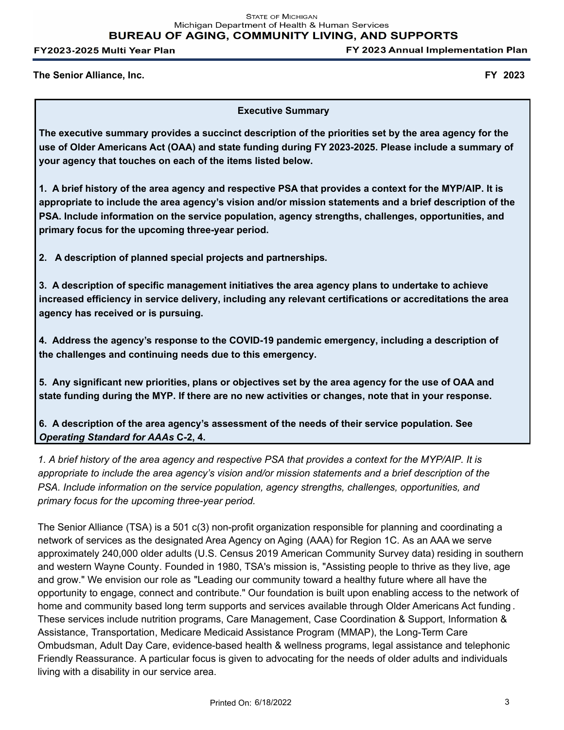The Senior Alliance, Inc. FY 2023

**Executive Summary**

**The executive summary provides a succinct description of the priorities set by the area agency for the use of Older Americans Act (OAA) and state funding during FY 2023-2025. Please include a summary of your agency that touches on each of the items listed below.**

**1. A brief history of the area agency and respective PSA that provides a context for the MYP/AIP. It is appropriate to include the area agency's vision and/or mission statements and a brief description of the PSA. Include information on the service population, agency strengths, challenges, opportunities, and primary focus for the upcoming three-year period.**

**2. A description of planned special projects and partnerships.**

**3. A description of specific management initiatives the area agency plans to undertake to achieve increased efficiency in service delivery, including any relevant certifications or accreditations the area agency has received or is pursuing.**

**4. Address the agency's response to the COVID-19 pandemic emergency, including a description of the challenges and continuing needs due to this emergency.**

**5. Any significant new priorities, plans or objectives set by the area agency for the use of OAA and state funding during the MYP. If there are no new activities or changes, note that in your response.**

**6. A description of the area agency's assessment of the needs of their service population. See *Operating Standard for AAAs* C-2, 4.**

*1. A brief history of the area agency and respective PSA that provides a context for the MYP/AIP. It is appropriate to include the area agency's vision and/or mission statements and a brief description of the PSA. Include information on the service population, agency strengths, challenges, opportunities, and primary focus for the upcoming three-year period.*

The Senior Alliance (TSA) is a 501 c(3) non-profit organization responsible for planning and coordinating a network of services as the designated Area Agency on Aging (AAA) for Region 1C. As an AAA we serve approximately 240,000 older adults (U.S. Census 2019 American Community Survey data) residing in southern and western Wayne County. Founded in 1980, TSA's mission is, "Assisting people to thrive as they live, age and grow." We envision our role as "Leading our community toward a healthy future where all have the opportunity to engage, connect and contribute." Our foundation is built upon enabling access to the network of home and community based long term supports and services available through Older Americans Act funding. These services include nutrition programs, Care Management, Case Coordination & Support, Information & Assistance, Transportation, Medicare Medicaid Assistance Program (MMAP), the Long-Term Care Ombudsman, Adult Day Care, evidence-based health & wellness programs, legal assistance and telephonic Friendly Reassurance. A particular focus is given to advocating for the needs of older adults and individuals living with a disability in our service area.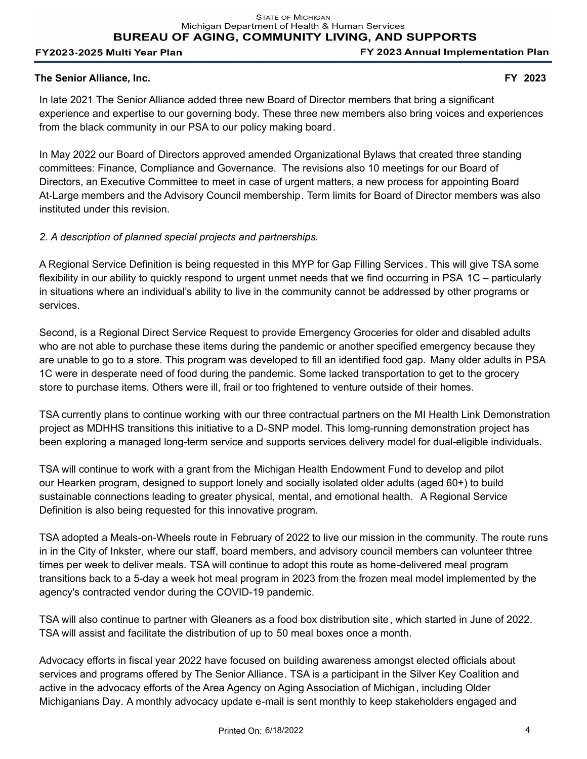**The Senior Alliance, Inc.** **FY 2023**

In late 2021 The Senior Alliance added three new Board of Director members that bring a significant experience and expertise to our governing body. These three new members also bring voices and experiences from the black community in our PSA to our policy making board.

In May 2022 our Board of Directors approved amended Organizational Bylaws that created three standing committees: Finance, Compliance and Governance. The revisions also 10 meetings for our Board of Directors, an Executive Committee to meet in case of urgent matters, a new process for appointing Board At-Large members and the Advisory Council membership. Term limits for Board of Director members was also instituted under this revision.

*2. A description of planned special projects and partnerships.*

A Regional Service Definition is being requested in this MYP for Gap Filling Services. This will give TSA some flexibility in our ability to quickly respond to urgent unmet needs that we find occurring in PSA 1C – particularly in situations where an individual's ability to live in the community cannot be addressed by other programs or services.

Second, is a Regional Direct Service Request to provide Emergency Groceries for older and disabled adults who are not able to purchase these items during the pandemic or another specified emergency because they are unable to go to a store. This program was developed to fill an identified food gap. Many older adults in PSA 1C were in desperate need of food during the pandemic. Some lacked transportation to get to the grocery store to purchase items. Others were ill, frail or too frightened to venture outside of their homes.

TSA currently plans to continue working with our three contractual partners on the MI Health Link Demonstration project as MDHHS transitions this initiative to a D-SNP model. This lomg-running demonstration project has been exploring a managed long-term service and supports services delivery model for dual-eligible individuals.

TSA will continue to work with a grant from the Michigan Health Endowment Fund to develop and pilot our Hearken program, designed to support lonely and socially isolated older adults (aged 60+) to build sustainable connections leading to greater physical, mental, and emotional health. A Regional Service Definition is also being requested for this innovative program.

TSA adopted a Meals-on-Wheels route in February of 2022 to live our mission in the community. The route runs in in the City of Inkster, where our staff, board members, and advisory council members can volunteer thtree times per week to deliver meals. TSA will continue to adopt this route as home-delivered meal program transitions back to a 5-day a week hot meal program in 2023 from the frozen meal model implemented by the agency's contracted vendor during the COVID-19 pandemic.

TSA will also continue to partner with Gleaners as a food box distribution site, which started in June of 2022. TSA will assist and facilitate the distribution of up to 50 meal boxes once a month.

Advocacy efforts in fiscal year 2022 have focused on building awareness amongst elected officials about services and programs offered by The Senior Alliance. TSA is a participant in the Silver Key Coalition and active in the advocacy efforts of the Area Agency on Aging Association of Michigan, including Older Michiganians Day. A monthly advocacy update e-mail is sent monthly to keep stakeholders engaged and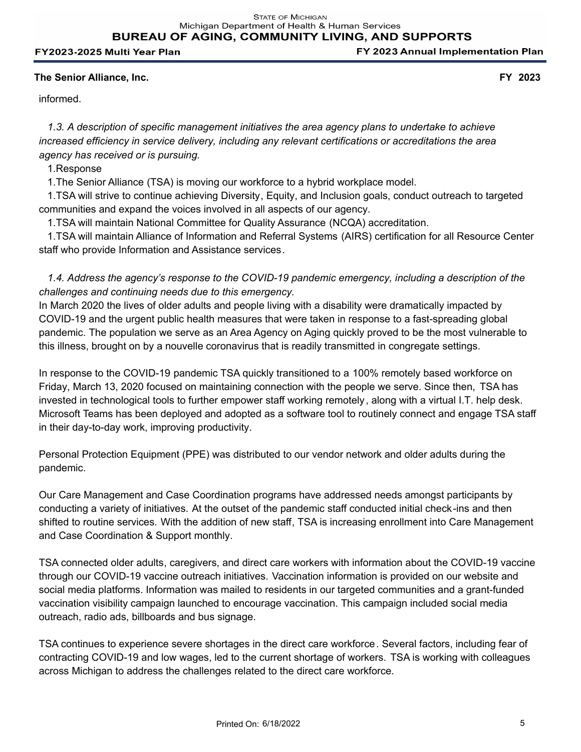informed.

*1.3. A description of specific management initiatives the area agency plans to undertake to achieve increased efficiency in service delivery, including any relevant certifications or accreditations the area agency has received or is pursuing.*

1.Response

1.The Senior Alliance (TSA) is moving our workforce to a hybrid workplace model.

1.TSA will strive to continue achieving Diversity, Equity, and Inclusion goals, conduct outreach to targeted communities and expand the voices involved in all aspects of our agency.

1.TSA will maintain National Committee for Quality Assurance (NCQA) accreditation.

1.TSA will maintain Alliance of Information and Referral Systems (AIRS) certification for all Resource Center staff who provide Information and Assistance services.

*1.4. Address the agency's response to the COVID-19 pandemic emergency, including a description of the challenges and continuing needs due to this emergency.*

In March 2020 the lives of older adults and people living with a disability were dramatically impacted by COVID-19 and the urgent public health measures that were taken in response to a fast-spreading global pandemic. The population we serve as an Area Agency on Aging quickly proved to be the most vulnerable to this illness, brought on by a nouvelle coronavirus that is readily transmitted in congregate settings.

In response to the COVID-19 pandemic TSA quickly transitioned to a 100% remotely based workforce on Friday, March 13, 2020 focused on maintaining connection with the people we serve. Since then, TSA has invested in technological tools to further empower staff working remotely, along with a virtual I.T. help desk. Microsoft Teams has been deployed and adopted as a software tool to routinely connect and engage TSA staff in their day-to-day work, improving productivity.

Personal Protection Equipment (PPE) was distributed to our vendor network and older adults during the pandemic.

Our Care Management and Case Coordination programs have addressed needs amongst participants by conducting a variety of initiatives. At the outset of the pandemic staff conducted initial check-ins and then shifted to routine services. With the addition of new staff, TSA is increasing enrollment into Care Management and Case Coordination & Support monthly.

TSA connected older adults, caregivers, and direct care workers with information about the COVID-19 vaccine through our COVID-19 vaccine outreach initiatives. Vaccination information is provided on our website and social media platforms. Information was mailed to residents in our targeted communities and a grant-funded vaccination visibility campaign launched to encourage vaccination. This campaign included social media outreach, radio ads, billboards and bus signage.

TSA continues to experience severe shortages in the direct care workforce. Several factors, including fear of contracting COVID-19 and low wages, led to the current shortage of workers. TSA is working with colleagues across Michigan to address the challenges related to the direct care workforce.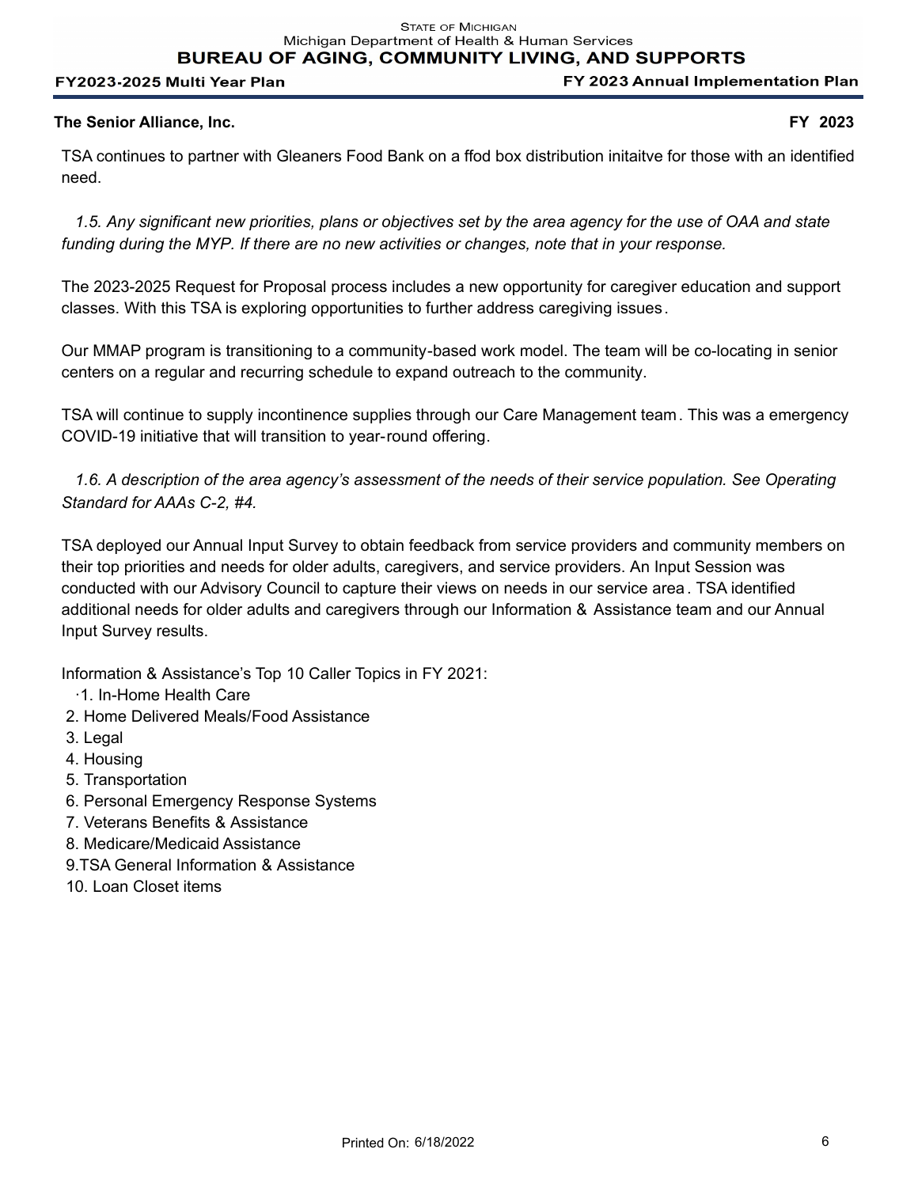**The Senior Alliance, Inc.** **FY 2023**

TSA continues to partner with Gleaners Food Bank on a ffod box distribution initaitve for those with an identified need.

*1.5. Any significant new priorities, plans or objectives set by the area agency for the use of OAA and state funding during the MYP. If there are no new activities or changes, note that in your response.*

The 2023-2025 Request for Proposal process includes a new opportunity for caregiver education and support classes. With this TSA is exploring opportunities to further address caregiving issues.

Our MMAP program is transitioning to a community-based work model. The team will be co-locating in senior centers on a regular and recurring schedule to expand outreach to the community.

TSA will continue to supply incontinence supplies through our Care Management team. This was a emergency COVID-19 initiative that will transition to year-round offering.

*1.6. A description of the area agency's assessment of the needs of their service population. See Operating Standard for AAAs C-2, #4.*

TSA deployed our Annual Input Survey to obtain feedback from service providers and community members on their top priorities and needs for older adults, caregivers, and service providers. An Input Session was conducted with our Advisory Council to capture their views on needs in our service area. TSA identified additional needs for older adults and caregivers through our Information & Assistance team and our Annual Input Survey results.

Information & Assistance's Top 10 Caller Topics in FY 2021:

1. In-Home Health Care
2. Home Delivered Meals/Food Assistance
3. Legal
4. Housing
5. Transportation
6. Personal Emergency Response Systems
7. Veterans Benefits & Assistance
8. Medicare/Medicaid Assistance
9. TSA General Information & Assistance
10. Loan Closet items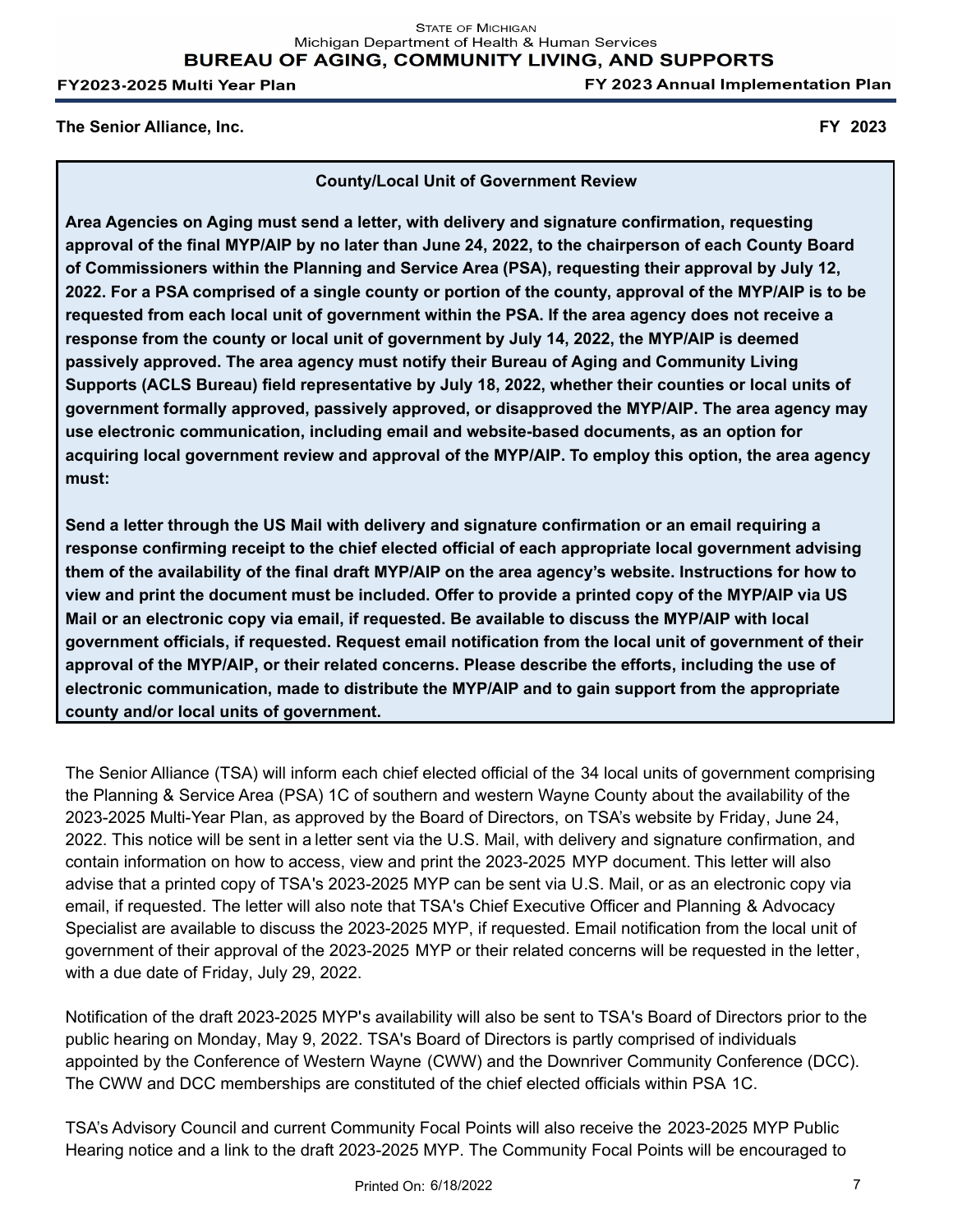**The Senior Alliance, Inc.** **FY 2023**

**County/Local Unit of Government Review**

**Area Agencies on Aging must send a letter, with delivery and signature confirmation, requesting approval of the final MYP/AIP by no later than June 24, 2022, to the chairperson of each County Board of Commissioners within the Planning and Service Area (PSA), requesting their approval by July 12, 2022. For a PSA comprised of a single county or portion of the county, approval of the MYP/AIP is to be requested from each local unit of government within the PSA. If the area agency does not receive a response from the county or local unit of government by July 14, 2022, the MYP/AIP is deemed passively approved. The area agency must notify their Bureau of Aging and Community Living Supports (ACLS Bureau) field representative by July 18, 2022, whether their counties or local units of government formally approved, passively approved, or disapproved the MYP/AIP. The area agency may use electronic communication, including email and website-based documents, as an option for acquiring local government review and approval of the MYP/AIP. To employ this option, the area agency must:**

**Send a letter through the US Mail with delivery and signature confirmation or an email requiring a response confirming receipt to the chief elected official of each appropriate local government advising them of the availability of the final draft MYP/AIP on the area agency's website. Instructions for how to view and print the document must be included. Offer to provide a printed copy of the MYP/AIP via US Mail or an electronic copy via email, if requested. Be available to discuss the MYP/AIP with local government officials, if requested. Request email notification from the local unit of government of their approval of the MYP/AIP, or their related concerns. Please describe the efforts, including the use of electronic communication, made to distribute the MYP/AIP and to gain support from the appropriate county and/or local units of government.**

The Senior Alliance (TSA) will inform each chief elected official of the 34 local units of government comprising the Planning & Service Area (PSA) 1C of southern and western Wayne County about the availability of the 2023-2025 Multi-Year Plan, as approved by the Board of Directors, on TSA's website by Friday, June 24, 2022. This notice will be sent in a letter sent via the U.S. Mail, with delivery and signature confirmation, and contain information on how to access, view and print the 2023-2025 MYP document. This letter will also advise that a printed copy of TSA's 2023-2025 MYP can be sent via U.S. Mail, or as an electronic copy via email, if requested. The letter will also note that TSA's Chief Executive Officer and Planning & Advocacy Specialist are available to discuss the 2023-2025 MYP, if requested. Email notification from the local unit of government of their approval of the 2023-2025 MYP or their related concerns will be requested in the letter, with a due date of Friday, July 29, 2022.

Notification of the draft 2023-2025 MYP's availability will also be sent to TSA's Board of Directors prior to the public hearing on Monday, May 9, 2022. TSA's Board of Directors is partly comprised of individuals appointed by the Conference of Western Wayne (CWW) and the Downriver Community Conference (DCC). The CWW and DCC memberships are constituted of the chief elected officials within PSA 1C.

TSA's Advisory Council and current Community Focal Points will also receive the 2023-2025 MYP Public Hearing notice and a link to the draft 2023-2025 MYP. The Community Focal Points will be encouraged to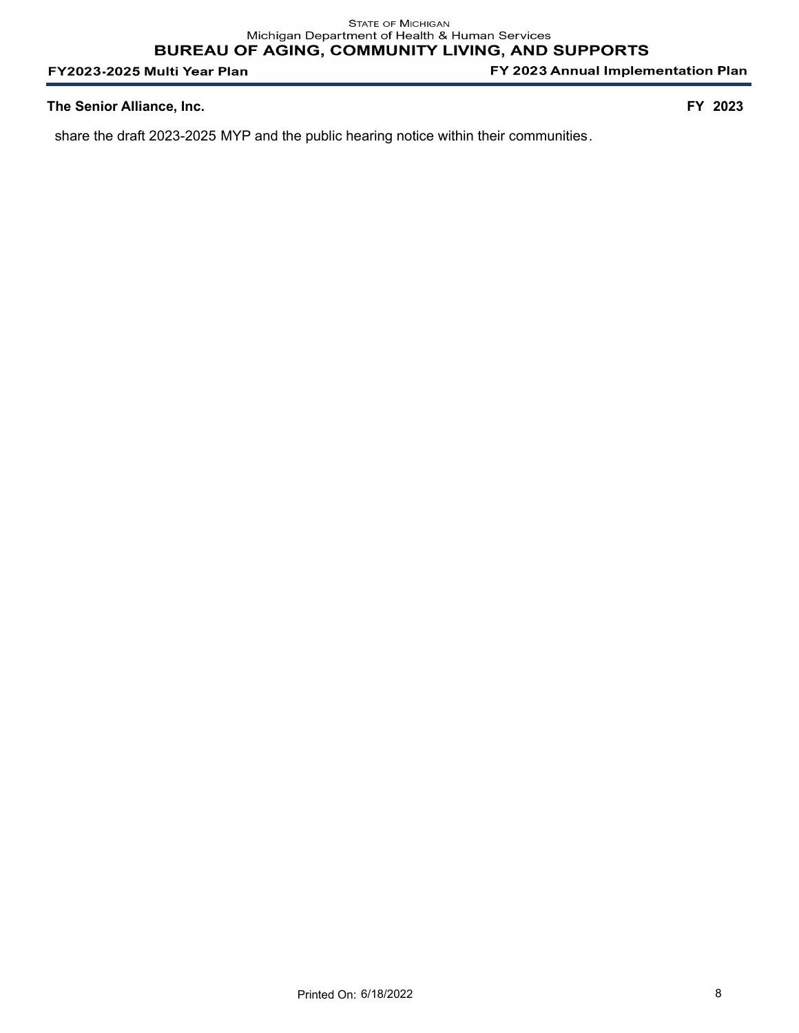share the draft 2023-2025 MYP and the public hearing notice within their communities.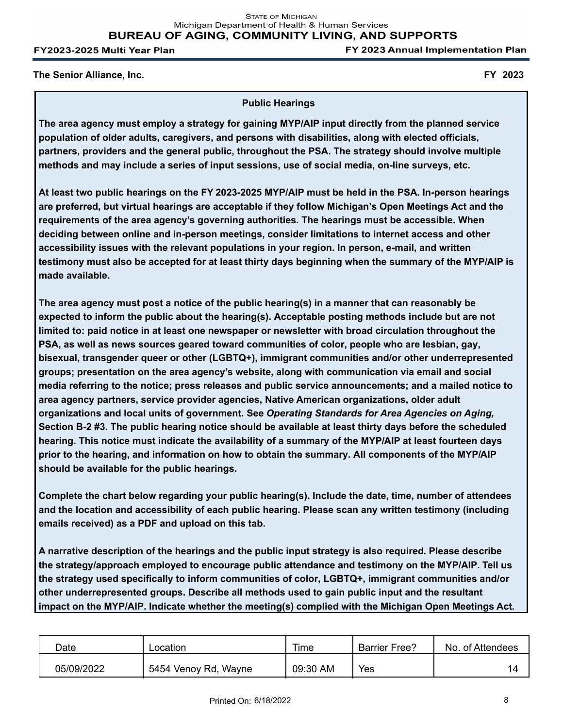The Senior Alliance, Inc.

FY 2023

## Public Hearings

**The area agency must employ a strategy for gaining MYP/AIP input directly from the planned service population of older adults, caregivers, and persons with disabilities, along with elected officials, partners, providers and the general public, throughout the PSA. The strategy should involve multiple methods and may include a series of input sessions, use of social media, on-line surveys, etc.**

**At least two public hearings on the FY 2023-2025 MYP/AIP must be held in the PSA. In-person hearings are preferred, but virtual hearings are acceptable if they follow Michigan's Open Meetings Act and the requirements of the area agency's governing authorities. The hearings must be accessible. When deciding between online and in-person meetings, consider limitations to internet access and other accessibility issues with the relevant populations in your region. In person, e-mail, and written testimony must also be accepted for at least thirty days beginning when the summary of the MYP/AIP is made available.**

**The area agency must post a notice of the public hearing(s) in a manner that can reasonably be expected to inform the public about the hearing(s). Acceptable posting methods include but are not limited to: paid notice in at least one newspaper or newsletter with broad circulation throughout the PSA, as well as news sources geared toward communities of color, people who are lesbian, gay, bisexual, transgender queer or other (LGBTQ+), immigrant communities and/or other underrepresented groups; presentation on the area agency's website, along with communication via email and social media referring to the notice; press releases and public service announcements; and a mailed notice to area agency partners, service provider agencies, Native American organizations, older adult organizations and local units of government. See *Operating Standards for Area Agencies on Aging,* Section B-2 #3. The public hearing notice should be available at least thirty days before the scheduled hearing. This notice must indicate the availability of a summary of the MYP/AIP at least fourteen days prior to the hearing, and information on how to obtain the summary. All components of the MYP/AIP should be available for the public hearings.**

**Complete the chart below regarding your public hearing(s). Include the date, time, number of attendees and the location and accessibility of each public hearing. Please scan any written testimony (including emails received) as a PDF and upload on this tab.**

**A narrative description of the hearings and the public input strategy is also required. Please describe the strategy/approach employed to encourage public attendance and testimony on the MYP/AIP. Tell us the strategy used specifically to inform communities of color, LGBTQ+, immigrant communities and/or other underrepresented groups. Describe all methods used to gain public input and the resultant impact on the MYP/AIP. Indicate whether the meeting(s) complied with the Michigan Open Meetings Act.**

| Date | Location | Time | Barrier Free? | No. of Attendees |
|---|---|---|---|---|
| 05/09/2022 | 5454 Venoy Rd, Wayne | 09:30 AM | Yes | 14 |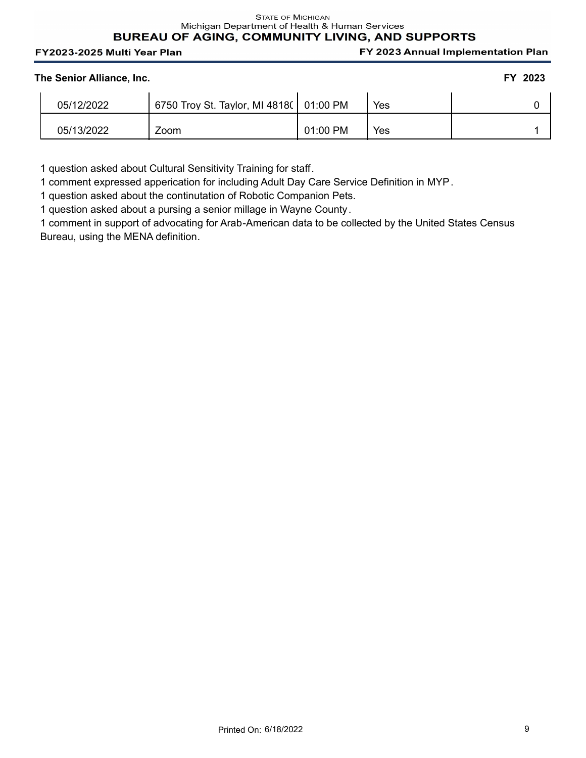**The Senior Alliance, Inc.** **FY 2023**

| | | | | |
|---|---|---|---|---|
| 05/12/2022 | 6750 Troy St. Taylor, MI 4818( | 01:00 PM | Yes | 0 |
| 05/13/2022 | Zoom | 01:00 PM | Yes | 1 |

1 question asked about Cultural Sensitivity Training for staff.
1 comment expressed apperication for including Adult Day Care Service Definition in MYP.
1 question asked about the continutation of Robotic Companion Pets.
1 question asked about a pursing a senior millage in Wayne County.
1 comment in support of advocating for Arab-American data to be collected by the United States Census Bureau, using the MENA definition.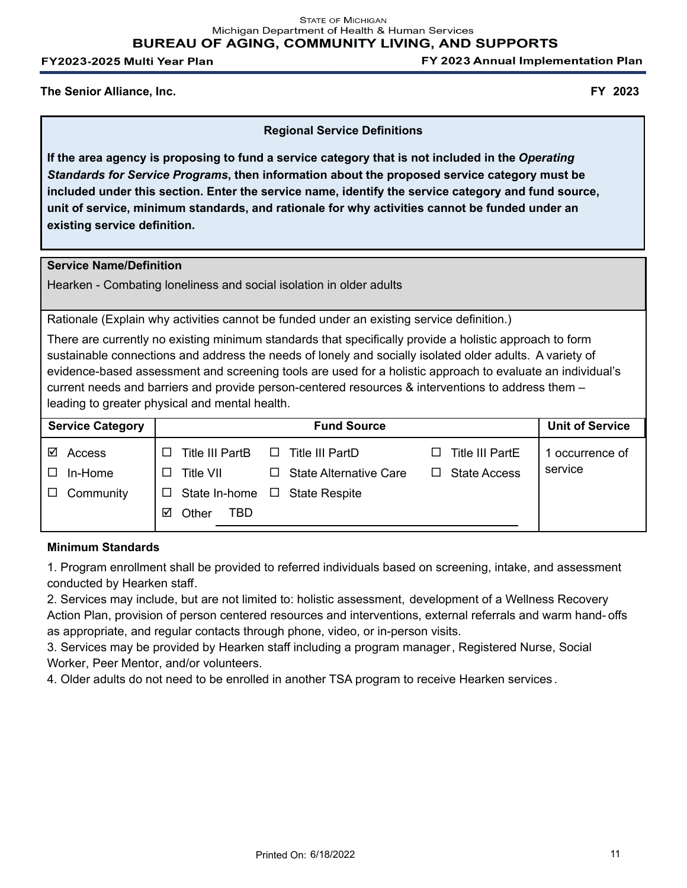**The Senior Alliance, Inc.** **FY 2023**

## Regional Service Definitions

**If the area agency is proposing to fund a service category that is not included in the *Operating Standards for Service Programs*, then information about the proposed service category must be included under this section. Enter the service name, identify the service category and fund source, unit of service, minimum standards, and rationale for why activities cannot be funded under an existing service definition.**

**Service Name/Definition**

Hearken - Combating loneliness and social isolation in older adults

Rationale (Explain why activities cannot be funded under an existing service definition.)

There are currently no existing minimum standards that specifically provide a holistic approach to form sustainable connections and address the needs of lonely and socially isolated older adults. A variety of evidence-based assessment and screening tools are used for a holistic approach to evaluate an individual's current needs and barriers and provide person-centered resources & interventions to address them – leading to greater physical and mental health.

| Service Category | Fund Source | | | Unit of Service |
|---|---|---|---|---|
| ☑ Access | ☐ Title III PartB | ☐ Title III PartD | ☐ Title III PartE | 1 occurrence of service |
| ☐ In-Home | ☐ Title VII | ☐ State Alternative Care | ☐ State Access | |
| ☐ Community | ☐ State In-home | ☐ State Respite | | |
| | ☑ Other TBD | | | |

**Minimum Standards**

1. Program enrollment shall be provided to referred individuals based on screening, intake, and assessment conducted by Hearken staff.
2. Services may include, but are not limited to: holistic assessment, development of a Wellness Recovery Action Plan, provision of person centered resources and interventions, external referrals and warm hand-offs as appropriate, and regular contacts through phone, video, or in-person visits.
3. Services may be provided by Hearken staff including a program manager, Registered Nurse, Social Worker, Peer Mentor, and/or volunteers.
4. Older adults do not need to be enrolled in another TSA program to receive Hearken services.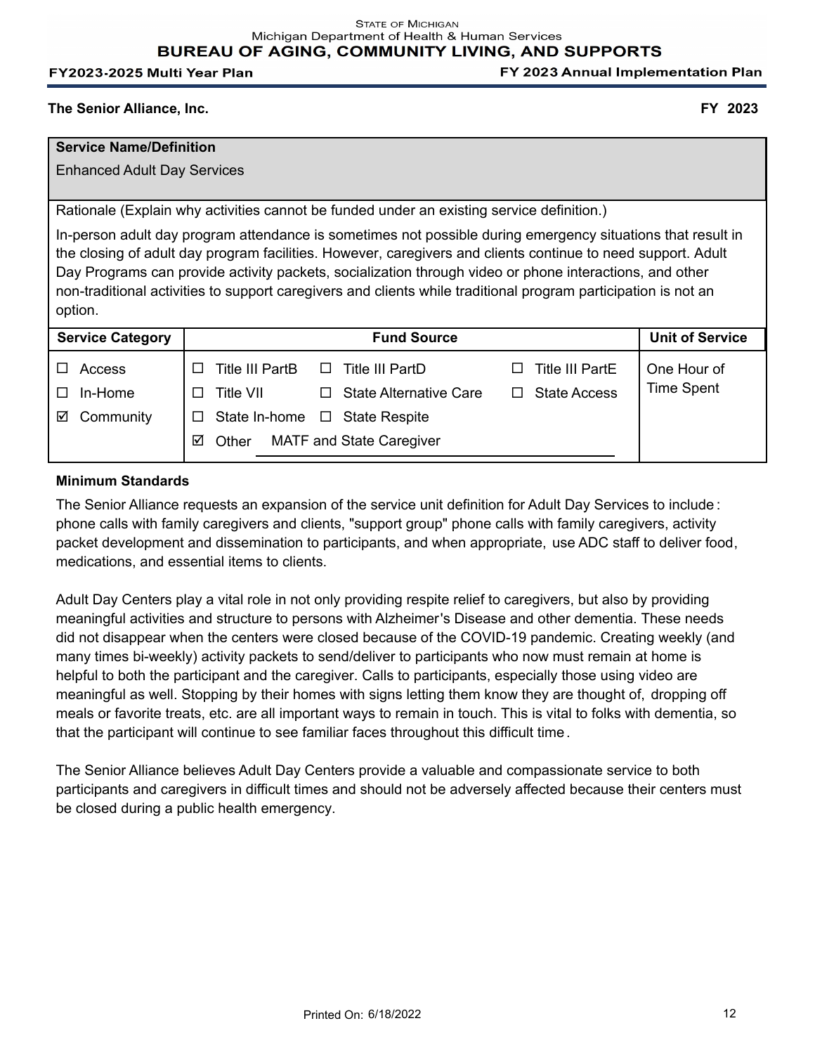**The Senior Alliance, Inc.** **FY 2023**

| **Service Name/Definition** |
|---|
| Enhanced Adult Day Services |

Rationale (Explain why activities cannot be funded under an existing service definition.)

In-person adult day program attendance is sometimes not possible during emergency situations that result in the closing of adult day program facilities. However, caregivers and clients continue to need support. Adult Day Programs can provide activity packets, socialization through video or phone interactions, and other non-traditional activities to support caregivers and clients while traditional program participation is not an option.

| Service Category | Fund Source | | | Unit of Service |
|---|---|---|---|---|
| ☐ Access | ☐ Title III PartB | ☐ Title III PartD | ☐ Title III PartE | One Hour of Time Spent |
| ☐ In-Home | ☐ Title VII | ☐ State Alternative Care | ☐ State Access | |
| ☑ Community | ☐ State In-home | ☐ State Respite | | |
| | ☑ Other MATF and State Caregiver | | | |

**Minimum Standards**

The Senior Alliance requests an expansion of the service unit definition for Adult Day Services to include: phone calls with family caregivers and clients, "support group" phone calls with family caregivers, activity packet development and dissemination to participants, and when appropriate, use ADC staff to deliver food, medications, and essential items to clients.

Adult Day Centers play a vital role in not only providing respite relief to caregivers, but also by providing meaningful activities and structure to persons with Alzheimer's Disease and other dementia. These needs did not disappear when the centers were closed because of the COVID-19 pandemic. Creating weekly (and many times bi-weekly) activity packets to send/deliver to participants who now must remain at home is helpful to both the participant and the caregiver. Calls to participants, especially those using video are meaningful as well. Stopping by their homes with signs letting them know they are thought of, dropping off meals or favorite treats, etc. are all important ways to remain in touch. This is vital to folks with dementia, so that the participant will continue to see familiar faces throughout this difficult time.

The Senior Alliance believes Adult Day Centers provide a valuable and compassionate service to both participants and caregivers in difficult times and should not be adversely affected because their centers must be closed during a public health emergency.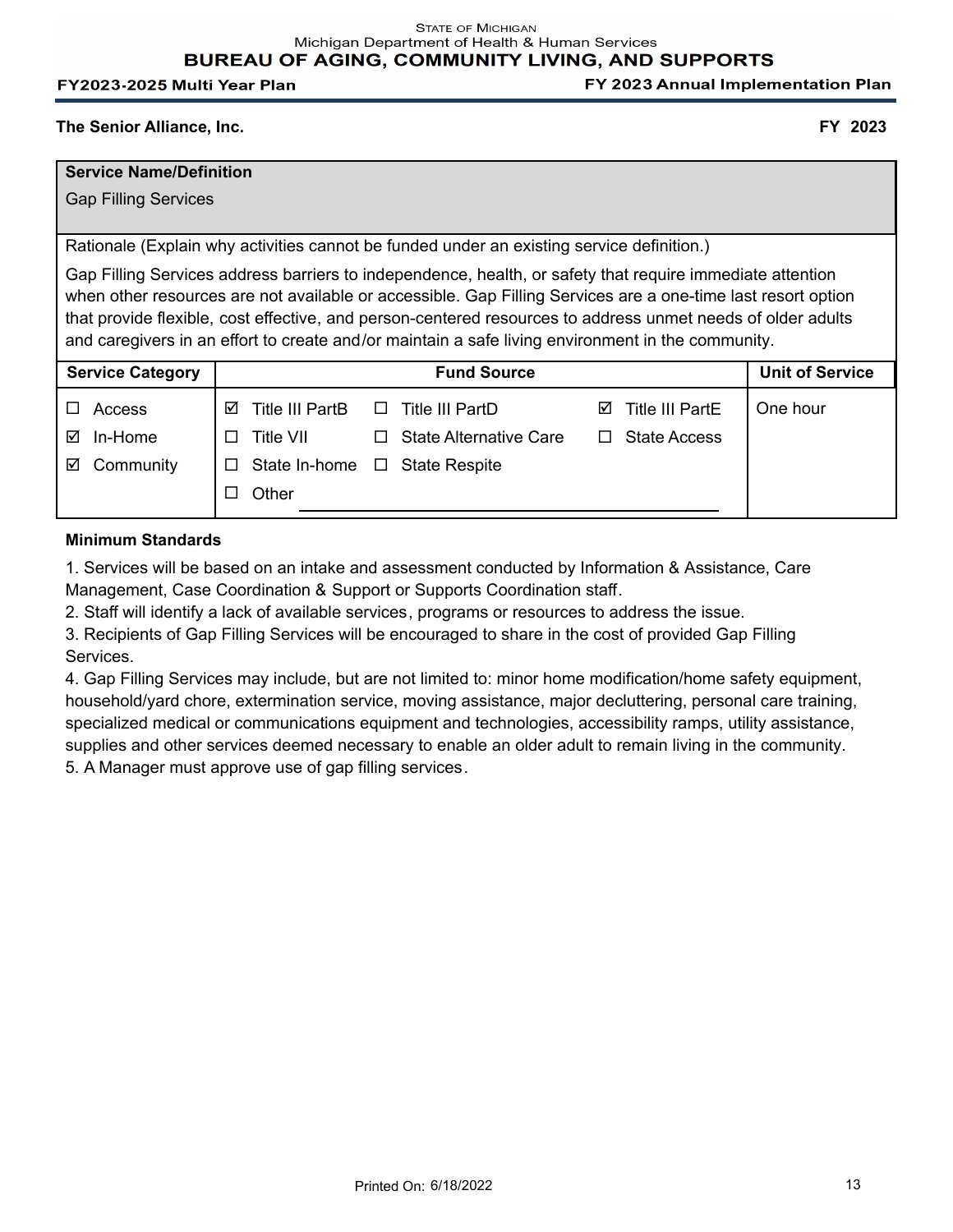**The Senior Alliance, Inc.** **FY 2023**

| **Service Name/Definition** | | |
|---|---|---|
| Gap Filling Services | | |
| Rationale (Explain why activities cannot be funded under an existing service definition.)<br>Gap Filling Services address barriers to independence, health, or safety that require immediate attention when other resources are not available or accessible. Gap Filling Services are a one-time last resort option that provide flexible, cost effective, and person-centered resources to address unmet needs of older adults and caregivers in an effort to create and/or maintain a safe living environment in the community. | | |
| **Service Category** | **Fund Source** | **Unit of Service** |
| ☐ Access<br>☑ In-Home<br>☑ Community | ☑ Title III PartB ☐ Title III PartD ☑ Title III PartE<br>☐ Title VII ☐ State Alternative Care ☐ State Access<br>☐ State In-home ☐ State Respite<br>☐ Other | One hour |

**Minimum Standards**

1. Services will be based on an intake and assessment conducted by Information & Assistance, Care Management, Case Coordination & Support or Supports Coordination staff.
2. Staff will identify a lack of available services, programs or resources to address the issue.
3. Recipients of Gap Filling Services will be encouraged to share in the cost of provided Gap Filling Services.
4. Gap Filling Services may include, but are not limited to: minor home modification/home safety equipment, household/yard chore, extermination service, moving assistance, major decluttering, personal care training, specialized medical or communications equipment and technologies, accessibility ramps, utility assistance, supplies and other services deemed necessary to enable an older adult to remain living in the community.
5. A Manager must approve use of gap filling services.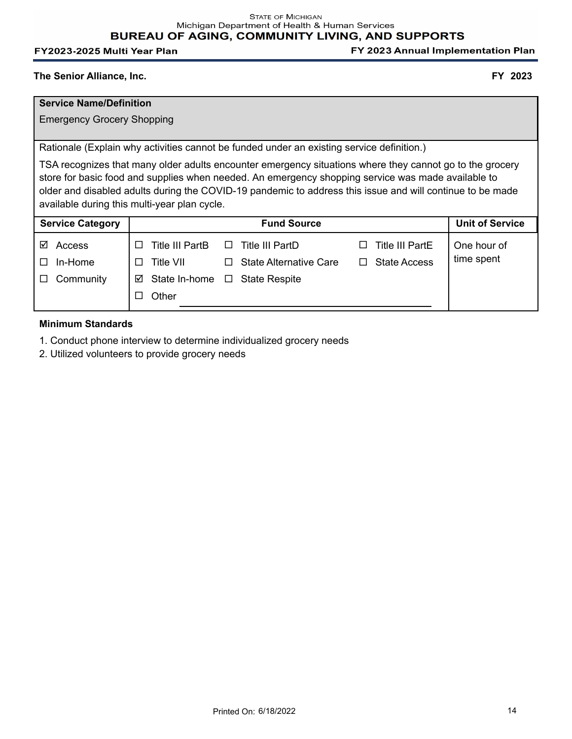**The Senior Alliance, Inc.** **FY 2023**

| **Service Name/Definition** | | |
|---|---|---|
| Emergency Grocery Shopping | | |
| Rationale (Explain why activities cannot be funded under an existing service definition.)<br><br>TSA recognizes that many older adults encounter emergency situations where they cannot go to the grocery store for basic food and supplies when needed. An emergency shopping service was made available to older and disabled adults during the COVID-19 pandemic to address this issue and will continue to be made available during this multi-year plan cycle. | | |
| **Service Category** | **Fund Source** | **Unit of Service** |
| ☑ Access<br>☐ In-Home<br>☐ Community | ☐ Title III PartB ☐ Title III PartD ☐ Title III PartE<br>☐ Title VII ☐ State Alternative Care ☐ State Access<br>☑ State In-home ☐ State Respite<br>☐ Other ________________ | One hour of time spent |

**Minimum Standards**

1. Conduct phone interview to determine individualized grocery needs
2. Utilized volunteers to provide grocery needs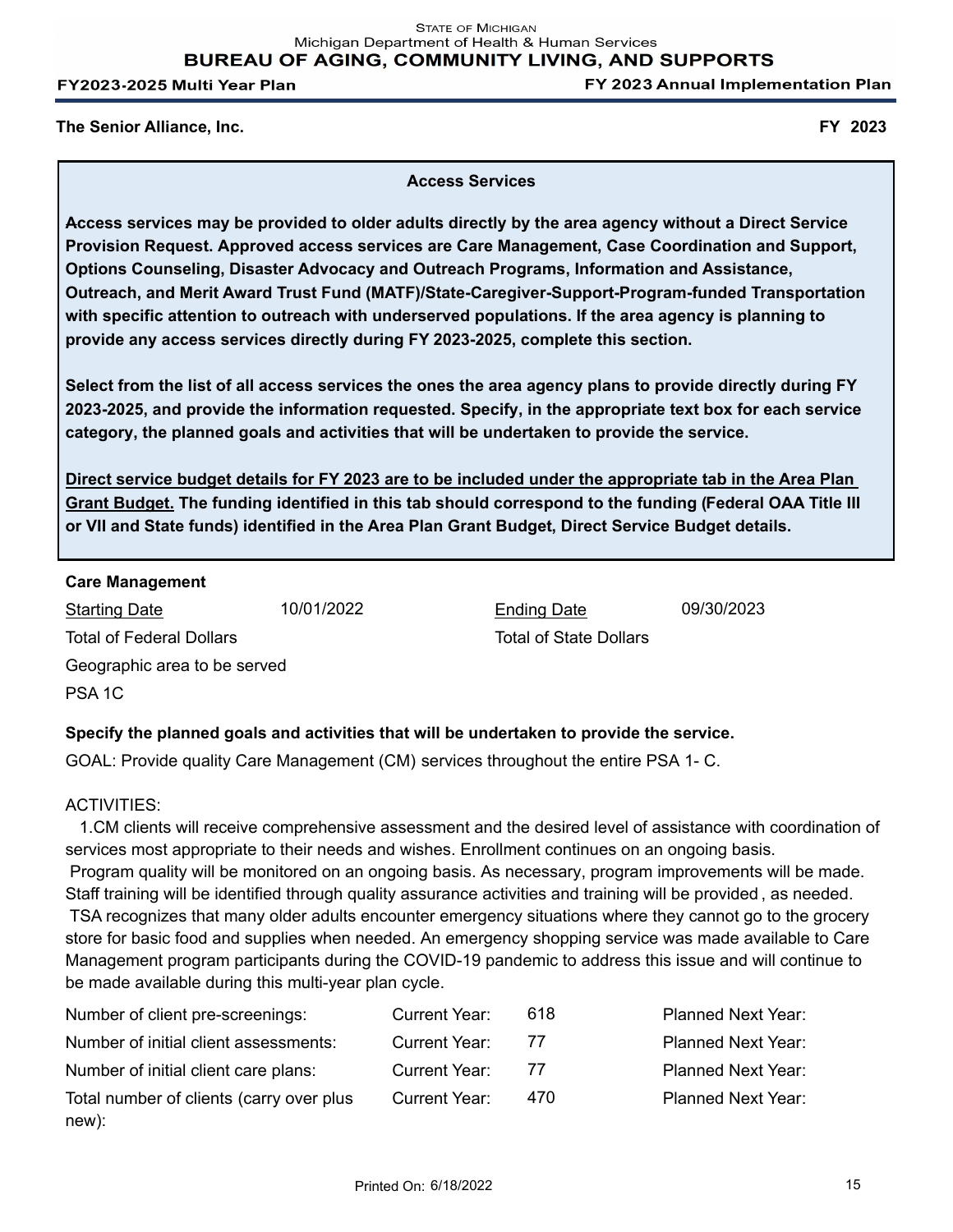The Senior Alliance, Inc. FY 2023

## Access Services

**Access services may be provided to older adults directly by the area agency without a Direct Service Provision Request. Approved access services are Care Management, Case Coordination and Support, Options Counseling, Disaster Advocacy and Outreach Programs, Information and Assistance, Outreach, and Merit Award Trust Fund (MATF)/State-Caregiver-Support-Program-funded Transportation with specific attention to outreach with underserved populations. If the area agency is planning to provide any access services directly during FY 2023-2025, complete this section.**

**Select from the list of all access services the ones the area agency plans to provide directly during FY 2023-2025, and provide the information requested. Specify, in the appropriate text box for each service category, the planned goals and activities that will be undertaken to provide the service.**

**Direct service budget details for FY 2023 are to be included under the appropriate tab in the Area Plan Grant Budget. The funding identified in this tab should correspond to the funding (Federal OAA Title III or VII and State funds) identified in the Area Plan Grant Budget, Direct Service Budget details.**

### Care Management

Starting Date 10/01/2022 Ending Date 09/30/2023

Total of Federal Dollars Total of State Dollars

Geographic area to be served

PSA 1C

**Specify the planned goals and activities that will be undertaken to provide the service.**

GOAL: Provide quality Care Management (CM) services throughout the entire PSA 1- C.

ACTIVITIES:

1.CM clients will receive comprehensive assessment and the desired level of assistance with coordination of services most appropriate to their needs and wishes. Enrollment continues on an ongoing basis.
Program quality will be monitored on an ongoing basis. As necessary, program improvements will be made. Staff training will be identified through quality assurance activities and training will be provided , as needed.
TSA recognizes that many older adults encounter emergency situations where they cannot go to the grocery store for basic food and supplies when needed. An emergency shopping service was made available to Care Management program participants during the COVID-19 pandemic to address this issue and will continue to be made available during this multi-year plan cycle.

| | | | |
|---|---|---|---|
| Number of client pre-screenings: | Current Year: | 618 | Planned Next Year: |
| Number of initial client assessments: | Current Year: | 77 | Planned Next Year: |
| Number of initial client care plans: | Current Year: | 77 | Planned Next Year: |
| Total number of clients (carry over plus new): | Current Year: | 470 | Planned Next Year: |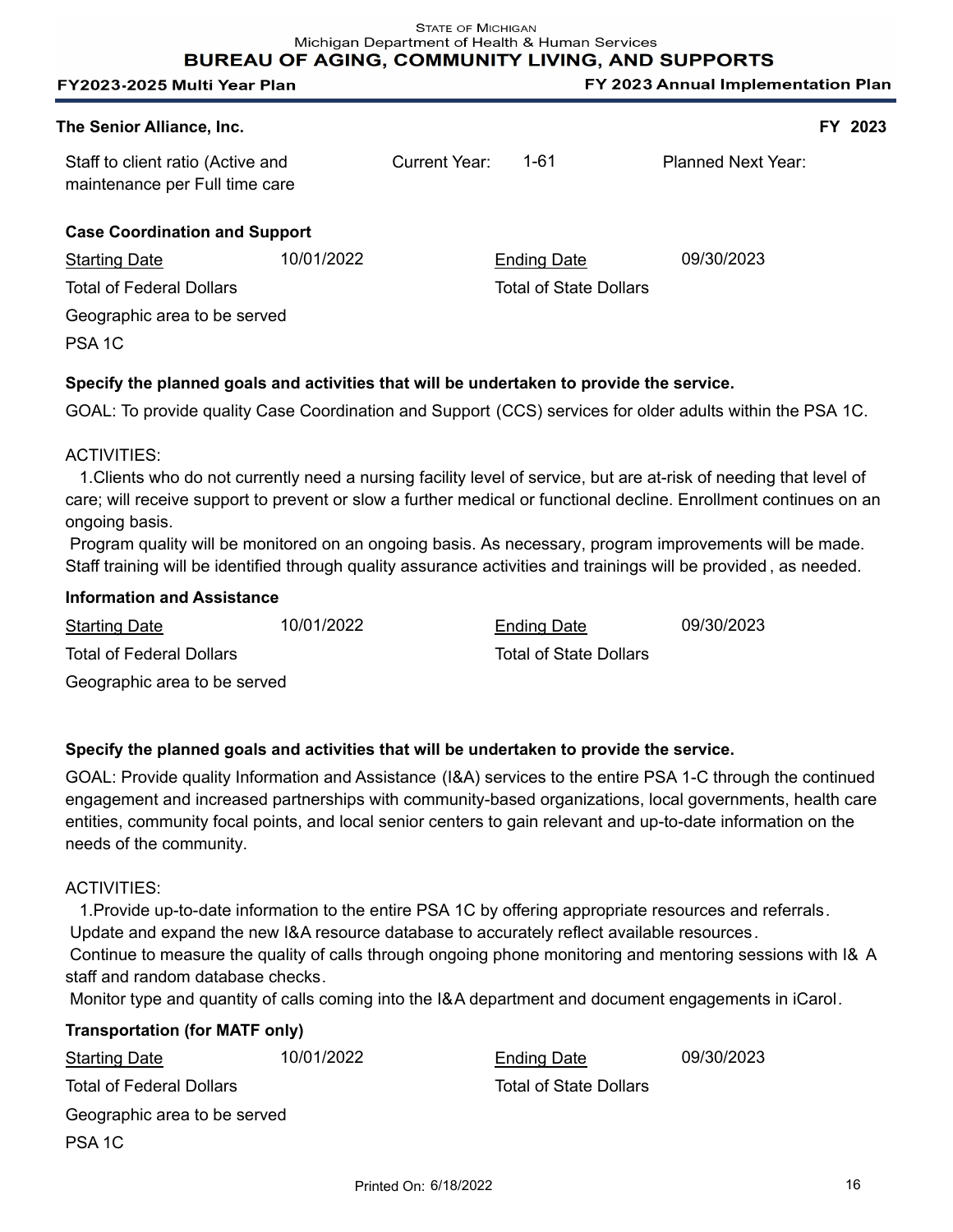**The Senior Alliance, Inc.** **FY 2023**

| Staff to client ratio (Active and maintenance per Full time care | Current Year: | 1-61 | Planned Next Year: |
|---|---|---|---|

### Case Coordination and Support

| Starting Date | 10/01/2022 | Ending Date | 09/30/2023 |
|---|---|---|---|
| Total of Federal Dollars | | Total of State Dollars | |

Geographic area to be served

PSA 1C

**Specify the planned goals and activities that will be undertaken to provide the service.**

GOAL: To provide quality Case Coordination and Support (CCS) services for older adults within the PSA 1C.

ACTIVITIES:

1.Clients who do not currently need a nursing facility level of service, but are at-risk of needing that level of care; will receive support to prevent or slow a further medical or functional decline. Enrollment continues on an ongoing basis.

Program quality will be monitored on an ongoing basis. As necessary, program improvements will be made. Staff training will be identified through quality assurance activities and trainings will be provided, as needed.

### Information and Assistance

| Starting Date | 10/01/2022 | Ending Date | 09/30/2023 |
|---|---|---|---|
| Total of Federal Dollars | | Total of State Dollars | |

Geographic area to be served

**Specify the planned goals and activities that will be undertaken to provide the service.**

GOAL: Provide quality Information and Assistance (I&A) services to the entire PSA 1-C through the continued engagement and increased partnerships with community-based organizations, local governments, health care entities, community focal points, and local senior centers to gain relevant and up-to-date information on the needs of the community.

ACTIVITIES:

1.Provide up-to-date information to the entire PSA 1C by offering appropriate resources and referrals.

Update and expand the new I&A resource database to accurately reflect available resources.

Continue to measure the quality of calls through ongoing phone monitoring and mentoring sessions with I& A staff and random database checks.

Monitor type and quantity of calls coming into the I&A department and document engagements in iCarol.

### Transportation (for MATF only)

| Starting Date | 10/01/2022 | Ending Date | 09/30/2023 |
|---|---|---|---|
| Total of Federal Dollars | | Total of State Dollars | |

Geographic area to be served

PSA 1C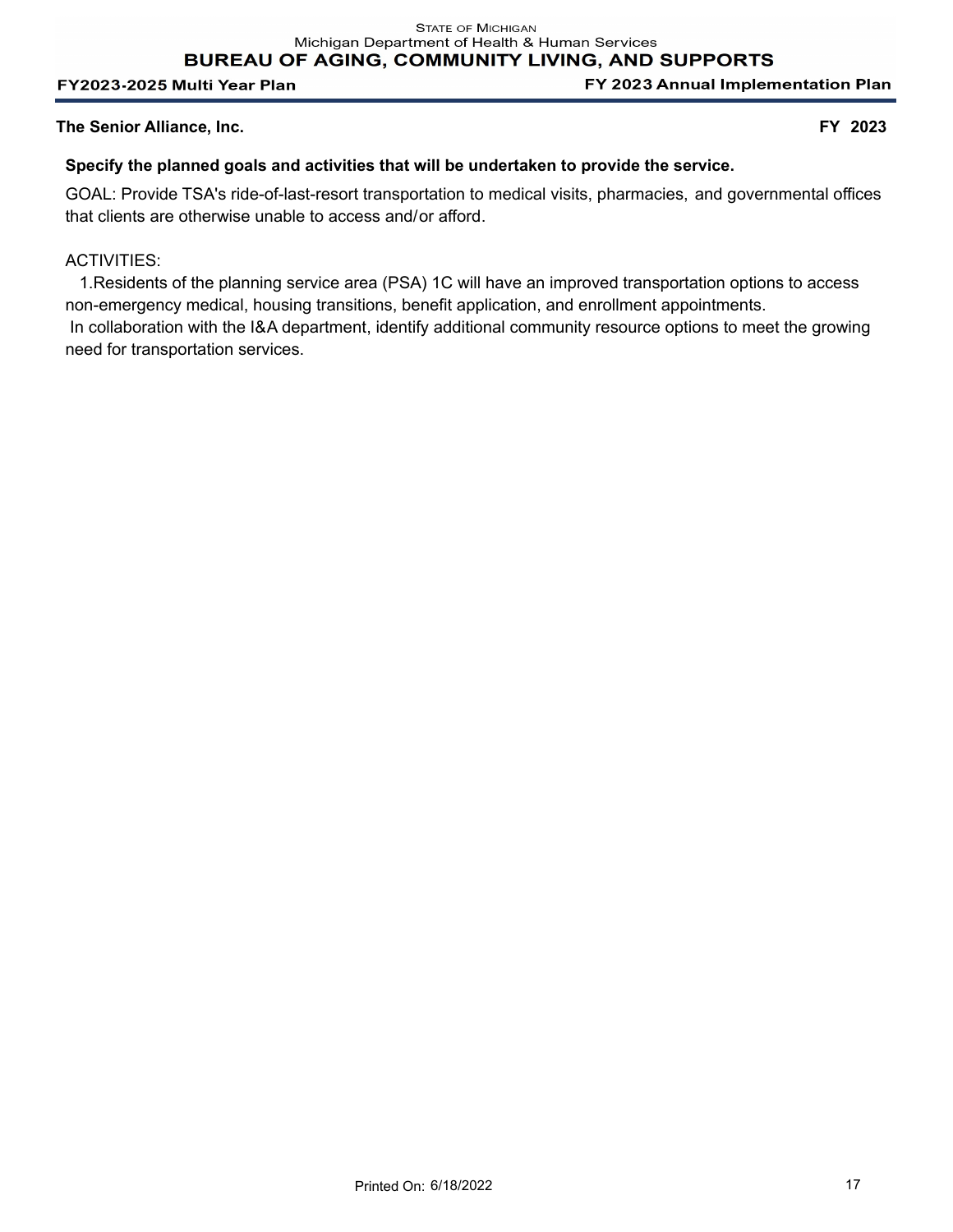**The Senior Alliance, Inc.** **FY 2023**

**Specify the planned goals and activities that will be undertaken to provide the service.**

GOAL: Provide TSA's ride-of-last-resort transportation to medical visits, pharmacies, and governmental offices that clients are otherwise unable to access and/or afford.

ACTIVITIES:

1.Residents of the planning service area (PSA) 1C will have an improved transportation options to access non-emergency medical, housing transitions, benefit application, and enrollment appointments.
In collaboration with the I&A department, identify additional community resource options to meet the growing need for transportation services.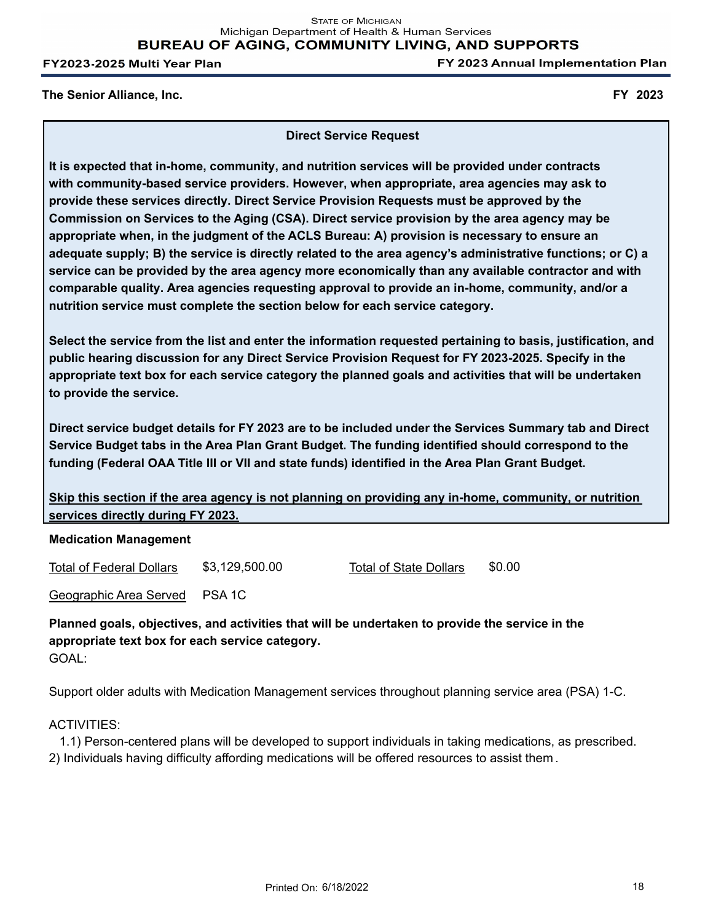**The Senior Alliance, Inc.** **FY 2023**

## Direct Service Request

**It is expected that in-home, community, and nutrition services will be provided under contracts with community-based service providers. However, when appropriate, area agencies may ask to provide these services directly. Direct Service Provision Requests must be approved by the Commission on Services to the Aging (CSA). Direct service provision by the area agency may be appropriate when, in the judgment of the ACLS Bureau: A) provision is necessary to ensure an adequate supply; B) the service is directly related to the area agency's administrative functions; or C) a service can be provided by the area agency more economically than any available contractor and with comparable quality. Area agencies requesting approval to provide an in-home, community, and/or a nutrition service must complete the section below for each service category.**

**Select the service from the list and enter the information requested pertaining to basis, justification, and public hearing discussion for any Direct Service Provision Request for FY 2023-2025. Specify in the appropriate text box for each service category the planned goals and activities that will be undertaken to provide the service.**

**Direct service budget details for FY 2023 are to be included under the Services Summary tab and Direct Service Budget tabs in the Area Plan Grant Budget. The funding identified should correspond to the funding (Federal OAA Title III or VII and state funds) identified in the Area Plan Grant Budget.**

**Skip this section if the area agency is not planning on providing any in-home, community, or nutrition services directly during FY 2023.**

**Medication Management**

Total of Federal Dollars: $3,129,500.00    Total of State Dollars: $0.00

Geographic Area Served: PSA 1C

**Planned goals, objectives, and activities that will be undertaken to provide the service in the appropriate text box for each service category.**

GOAL:

Support older adults with Medication Management services throughout planning service area (PSA) 1-C.

ACTIVITIES:

1.1) Person-centered plans will be developed to support individuals in taking medications, as prescribed.

2) Individuals having difficulty affording medications will be offered resources to assist them.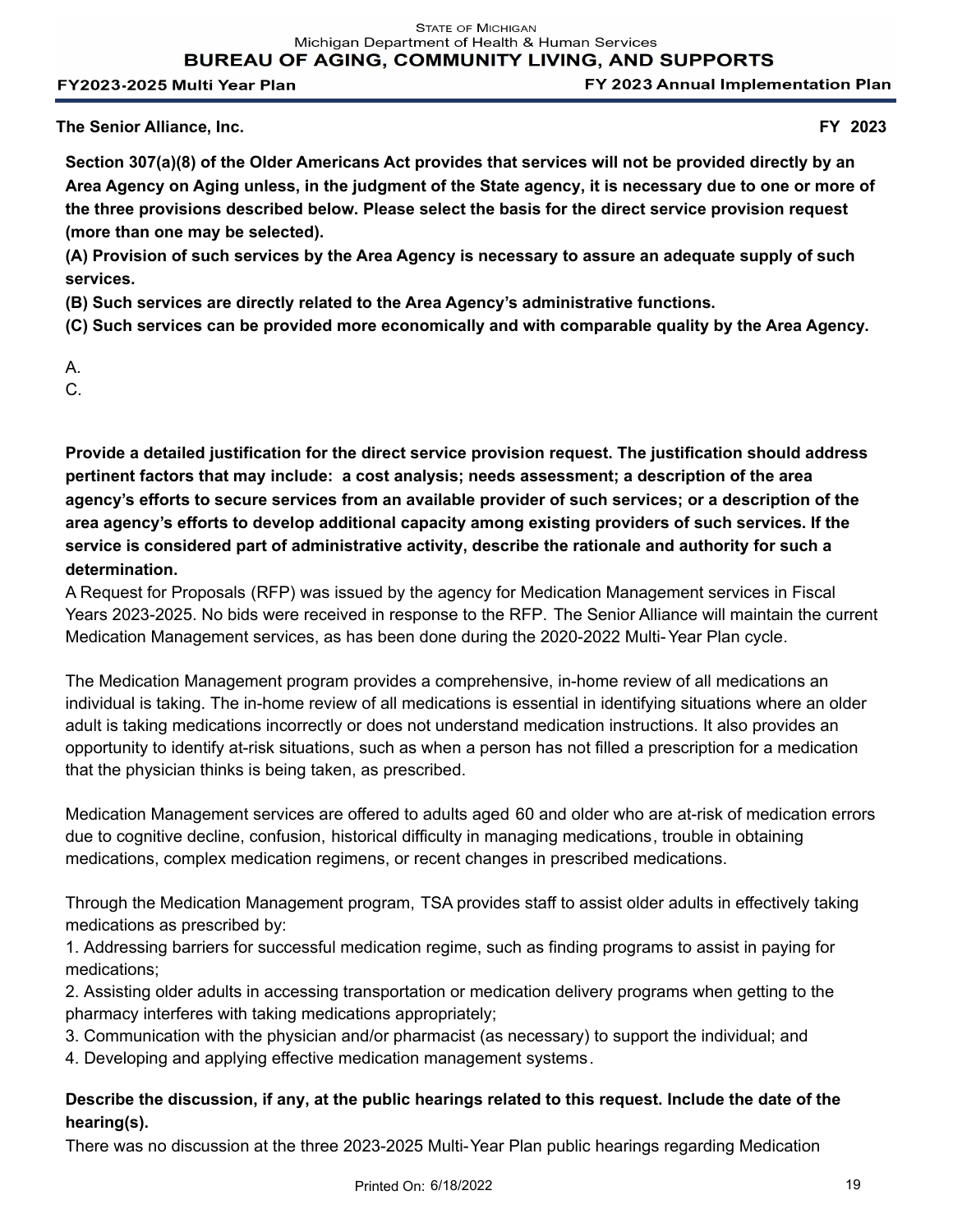**The Senior Alliance, Inc.** **FY 2023**

**Section 307(a)(8) of the Older Americans Act provides that services will not be provided directly by an Area Agency on Aging unless, in the judgment of the State agency, it is necessary due to one or more of the three provisions described below. Please select the basis for the direct service provision request (more than one may be selected).**

**(A) Provision of such services by the Area Agency is necessary to assure an adequate supply of such services.**

**(B) Such services are directly related to the Area Agency's administrative functions.**

**(C) Such services can be provided more economically and with comparable quality by the Area Agency.**

A.
C.

**Provide a detailed justification for the direct service provision request. The justification should address pertinent factors that may include: a cost analysis; needs assessment; a description of the area agency's efforts to secure services from an available provider of such services; or a description of the area agency's efforts to develop additional capacity among existing providers of such services. If the service is considered part of administrative activity, describe the rationale and authority for such a determination.**

A Request for Proposals (RFP) was issued by the agency for Medication Management services in Fiscal Years 2023-2025. No bids were received in response to the RFP. The Senior Alliance will maintain the current Medication Management services, as has been done during the 2020-2022 Multi-Year Plan cycle.

The Medication Management program provides a comprehensive, in-home review of all medications an individual is taking. The in-home review of all medications is essential in identifying situations where an older adult is taking medications incorrectly or does not understand medication instructions. It also provides an opportunity to identify at-risk situations, such as when a person has not filled a prescription for a medication that the physician thinks is being taken, as prescribed.

Medication Management services are offered to adults aged 60 and older who are at-risk of medication errors due to cognitive decline, confusion, historical difficulty in managing medications, trouble in obtaining medications, complex medication regimens, or recent changes in prescribed medications.

Through the Medication Management program, TSA provides staff to assist older adults in effectively taking medications as prescribed by:

1. Addressing barriers for successful medication regime, such as finding programs to assist in paying for medications;
2. Assisting older adults in accessing transportation or medication delivery programs when getting to the pharmacy interferes with taking medications appropriately;
3. Communication with the physician and/or pharmacist (as necessary) to support the individual; and
4. Developing and applying effective medication management systems.

**Describe the discussion, if any, at the public hearings related to this request. Include the date of the hearing(s).**

There was no discussion at the three 2023-2025 Multi-Year Plan public hearings regarding Medication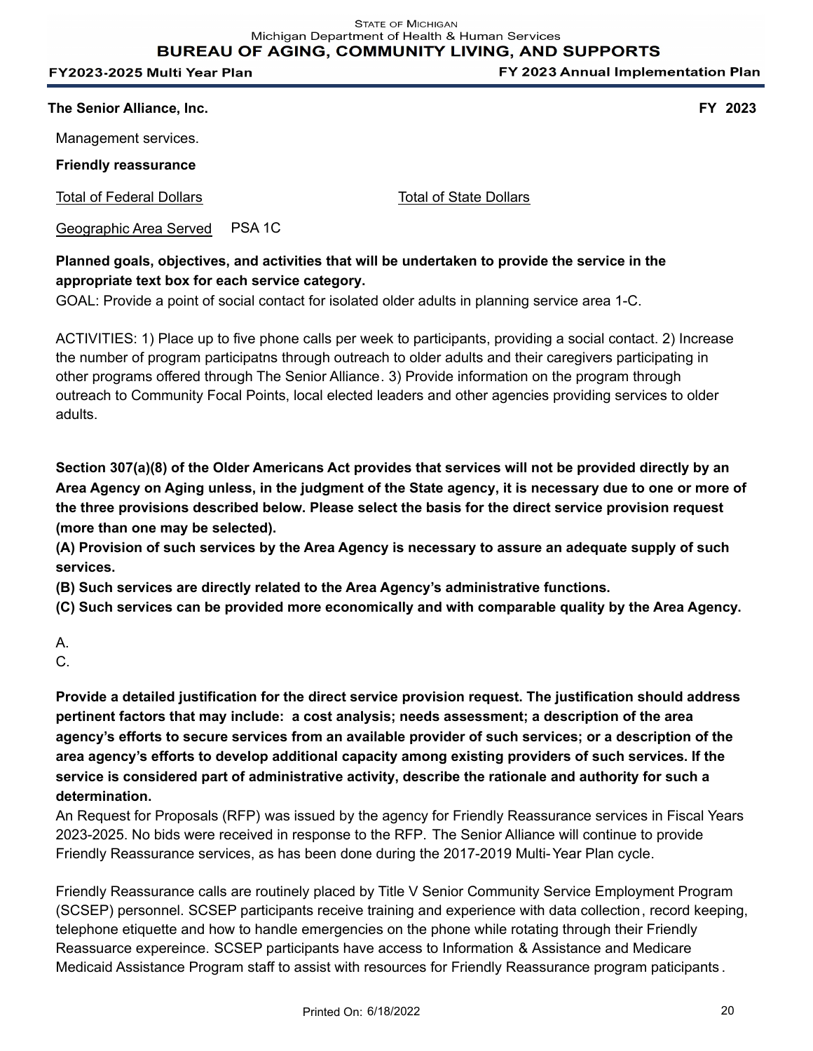**The Senior Alliance, Inc.** **FY 2023**

Management services.

**Friendly reassurance**

Total of Federal Dollars

Total of State Dollars

Geographic Area Served PSA 1C

**Planned goals, objectives, and activities that will be undertaken to provide the service in the appropriate text box for each service category.**

GOAL: Provide a point of social contact for isolated older adults in planning service area 1-C.

ACTIVITIES: 1) Place up to five phone calls per week to participants, providing a social contact. 2) Increase the number of program participatns through outreach to older adults and their caregivers participating in other programs offered through The Senior Alliance. 3) Provide information on the program through outreach to Community Focal Points, local elected leaders and other agencies providing services to older adults.

**Section 307(a)(8) of the Older Americans Act provides that services will not be provided directly by an Area Agency on Aging unless, in the judgment of the State agency, it is necessary due to one or more of the three provisions described below. Please select the basis for the direct service provision request (more than one may be selected).**

**(A) Provision of such services by the Area Agency is necessary to assure an adequate supply of such services.**

**(B) Such services are directly related to the Area Agency's administrative functions.**

**(C) Such services can be provided more economically and with comparable quality by the Area Agency.**

A.
C.

**Provide a detailed justification for the direct service provision request. The justification should address pertinent factors that may include: a cost analysis; needs assessment; a description of the area agency's efforts to secure services from an available provider of such services; or a description of the area agency's efforts to develop additional capacity among existing providers of such services. If the service is considered part of administrative activity, describe the rationale and authority for such a determination.**

An Request for Proposals (RFP) was issued by the agency for Friendly Reassurance services in Fiscal Years 2023-2025. No bids were received in response to the RFP. The Senior Alliance will continue to provide Friendly Reassurance services, as has been done during the 2017-2019 Multi-Year Plan cycle.

Friendly Reassurance calls are routinely placed by Title V Senior Community Service Employment Program (SCSEP) personnel. SCSEP participants receive training and experience with data collection, record keeping, telephone etiquette and how to handle emergencies on the phone while rotating through their Friendly Reassuarce expereince. SCSEP participants have access to Information & Assistance and Medicare Medicaid Assistance Program staff to assist with resources for Friendly Reassurance program paticipants.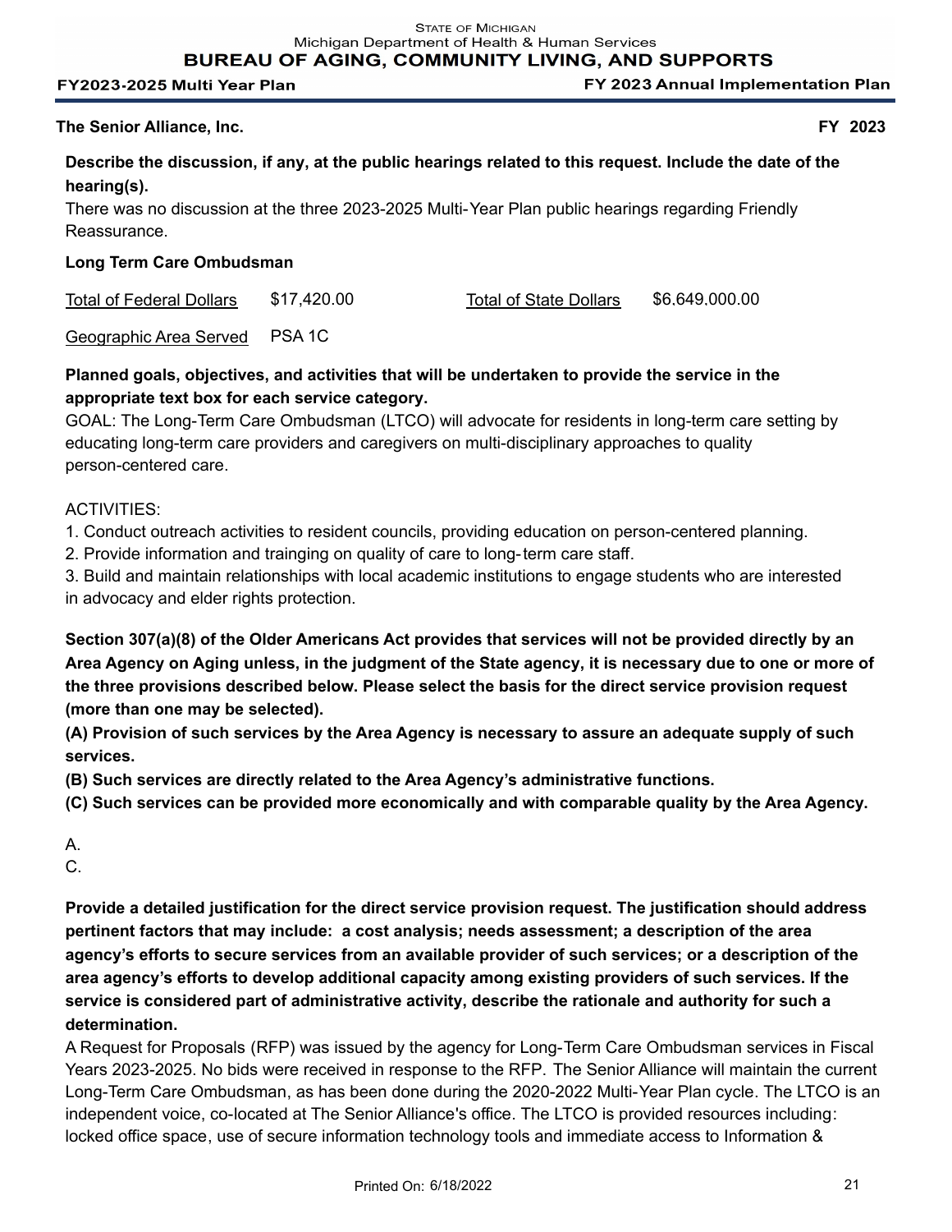**The Senior Alliance, Inc.** **FY 2023**

**Describe the discussion, if any, at the public hearings related to this request. Include the date of the hearing(s).**

There was no discussion at the three 2023-2025 Multi-Year Plan public hearings regarding Friendly Reassurance.

**Long Term Care Ombudsman**

| Total of Federal Dollars | $17,420.00 | Total of State Dollars | $6,649,000.00 |
|---|---|---|---|
| Geographic Area Served | PSA 1C | | |

**Planned goals, objectives, and activities that will be undertaken to provide the service in the appropriate text box for each service category.**

GOAL: The Long-Term Care Ombudsman (LTCO) will advocate for residents in long-term care setting by educating long-term care providers and caregivers on multi-disciplinary approaches to quality person-centered care.

ACTIVITIES:

1. Conduct outreach activities to resident councils, providing education on person-centered planning.
2. Provide information and trainging on quality of care to long-term care staff.
3. Build and maintain relationships with local academic institutions to engage students who are interested in advocacy and elder rights protection.

**Section 307(a)(8) of the Older Americans Act provides that services will not be provided directly by an Area Agency on Aging unless, in the judgment of the State agency, it is necessary due to one or more of the three provisions described below. Please select the basis for the direct service provision request (more than one may be selected).**

**(A) Provision of such services by the Area Agency is necessary to assure an adequate supply of such services.**

**(B) Such services are directly related to the Area Agency's administrative functions.**

**(C) Such services can be provided more economically and with comparable quality by the Area Agency.**

A.
C.

**Provide a detailed justification for the direct service provision request. The justification should address pertinent factors that may include: a cost analysis; needs assessment; a description of the area agency's efforts to secure services from an available provider of such services; or a description of the area agency's efforts to develop additional capacity among existing providers of such services. If the service is considered part of administrative activity, describe the rationale and authority for such a determination.**

A Request for Proposals (RFP) was issued by the agency for Long-Term Care Ombudsman services in Fiscal Years 2023-2025. No bids were received in response to the RFP. The Senior Alliance will maintain the current Long-Term Care Ombudsman, as has been done during the 2020-2022 Multi-Year Plan cycle. The LTCO is an independent voice, co-located at The Senior Alliance's office. The LTCO is provided resources including: locked office space, use of secure information technology tools and immediate access to Information &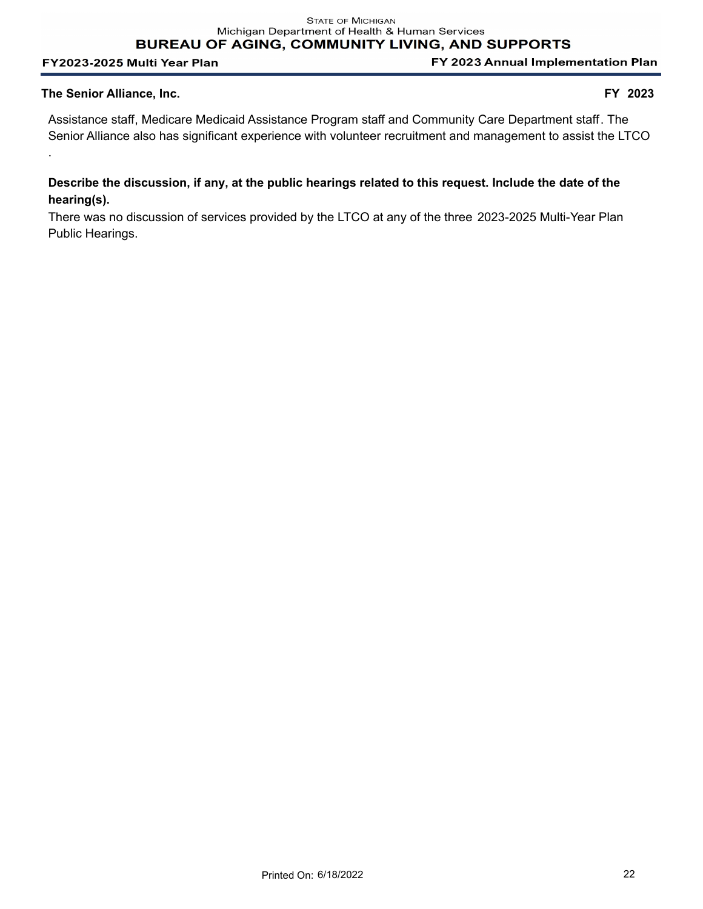Assistance staff, Medicare Medicaid Assistance Program staff and Community Care Department staff. The Senior Alliance also has significant experience with volunteer recruitment and management to assist the LTCO .

**Describe the discussion, if any, at the public hearings related to this request. Include the date of the hearing(s).**

There was no discussion of services provided by the LTCO at any of the three 2023-2025 Multi-Year Plan Public Hearings.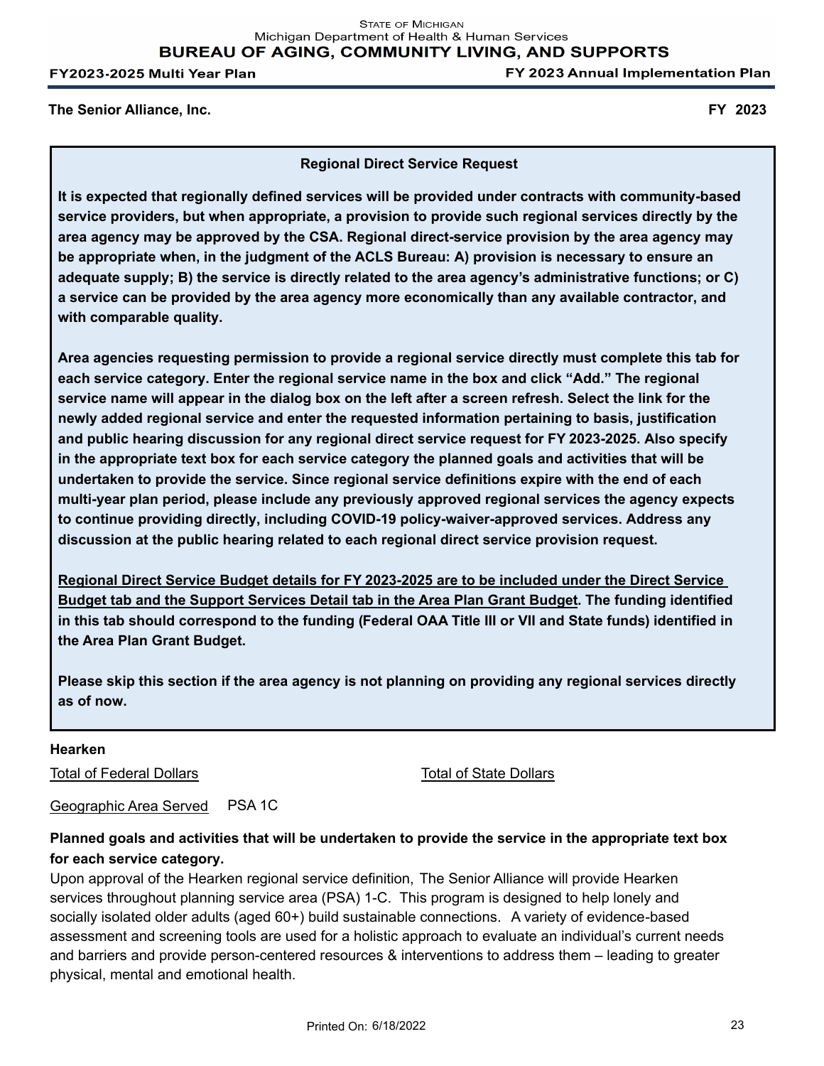**The Senior Alliance, Inc.** **FY 2023**

## Regional Direct Service Request

**It is expected that regionally defined services will be provided under contracts with community-based service providers, but when appropriate, a provision to provide such regional services directly by the area agency may be approved by the CSA. Regional direct-service provision by the area agency may be appropriate when, in the judgment of the ACLS Bureau: A) provision is necessary to ensure an adequate supply; B) the service is directly related to the area agency's administrative functions; or C) a service can be provided by the area agency more economically than any available contractor, and with comparable quality.**

**Area agencies requesting permission to provide a regional service directly must complete this tab for each service category. Enter the regional service name in the box and click "Add." The regional service name will appear in the dialog box on the left after a screen refresh. Select the link for the newly added regional service and enter the requested information pertaining to basis, justification and public hearing discussion for any regional direct service request for FY 2023-2025. Also specify in the appropriate text box for each service category the planned goals and activities that will be undertaken to provide the service. Since regional service definitions expire with the end of each multi-year plan period, please include any previously approved regional services the agency expects to continue providing directly, including COVID-19 policy-waiver-approved services. Address any discussion at the public hearing related to each regional direct service provision request.**

**Regional Direct Service Budget details for FY 2023-2025 are to be included under the Direct Service Budget tab and the Support Services Detail tab in the Area Plan Grant Budget. The funding identified in this tab should correspond to the funding (Federal OAA Title III or VII and State funds) identified in the Area Plan Grant Budget.**

**Please skip this section if the area agency is not planning on providing any regional services directly as of now.**

**Hearken**

Total of Federal Dollars

Total of State Dollars

Geographic Area Served PSA 1C

**Planned goals and activities that will be undertaken to provide the service in the appropriate text box for each service category.**

Upon approval of the Hearken regional service definition, The Senior Alliance will provide Hearken services throughout planning service area (PSA) 1-C. This program is designed to help lonely and socially isolated older adults (aged 60+) build sustainable connections. A variety of evidence-based assessment and screening tools are used for a holistic approach to evaluate an individual's current needs and barriers and provide person-centered resources & interventions to address them – leading to greater physical, mental and emotional health.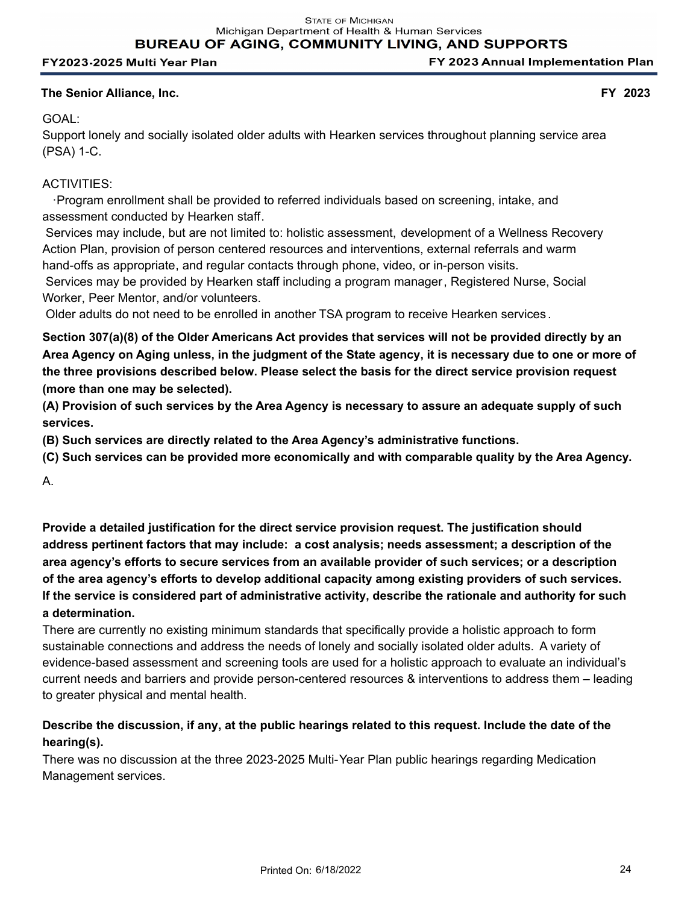**The Senior Alliance, Inc.** **FY 2023**

GOAL:
Support lonely and socially isolated older adults with Hearken services throughout planning service area (PSA) 1-C.

ACTIVITIES:
·Program enrollment shall be provided to referred individuals based on screening, intake, and assessment conducted by Hearken staff.
Services may include, but are not limited to: holistic assessment, development of a Wellness Recovery Action Plan, provision of person centered resources and interventions, external referrals and warm hand-offs as appropriate, and regular contacts through phone, video, or in-person visits.
Services may be provided by Hearken staff including a program manager, Registered Nurse, Social Worker, Peer Mentor, and/or volunteers.
Older adults do not need to be enrolled in another TSA program to receive Hearken services.

**Section 307(a)(8) of the Older Americans Act provides that services will not be provided directly by an Area Agency on Aging unless, in the judgment of the State agency, it is necessary due to one or more of the three provisions described below. Please select the basis for the direct service provision request (more than one may be selected).**

**(A) Provision of such services by the Area Agency is necessary to assure an adequate supply of such services.**

**(B) Such services are directly related to the Area Agency's administrative functions.**

**(C) Such services can be provided more economically and with comparable quality by the Area Agency.**

A.

**Provide a detailed justification for the direct service provision request. The justification should address pertinent factors that may include: a cost analysis; needs assessment; a description of the area agency's efforts to secure services from an available provider of such services; or a description of the area agency's efforts to develop additional capacity among existing providers of such services. If the service is considered part of administrative activity, describe the rationale and authority for such a determination.**

There are currently no existing minimum standards that specifically provide a holistic approach to form sustainable connections and address the needs of lonely and socially isolated older adults. A variety of evidence-based assessment and screening tools are used for a holistic approach to evaluate an individual's current needs and barriers and provide person-centered resources & interventions to address them – leading to greater physical and mental health.

**Describe the discussion, if any, at the public hearings related to this request. Include the date of the hearing(s).**

There was no discussion at the three 2023-2025 Multi-Year Plan public hearings regarding Medication Management services.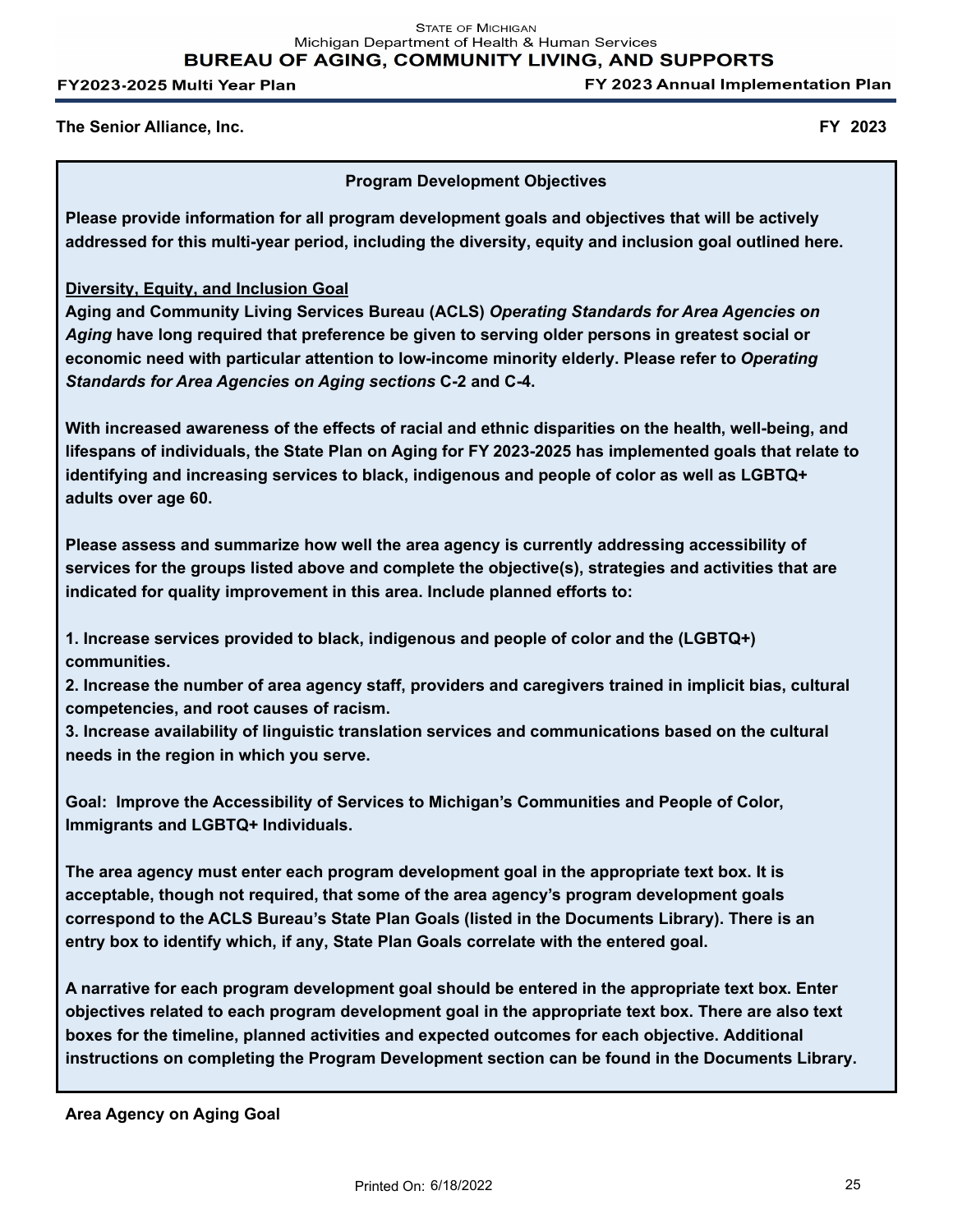**The Senior Alliance, Inc.** **FY 2023**

## Program Development Objectives

**Please provide information for all program development goals and objectives that will be actively addressed for this multi-year period, including the diversity, equity and inclusion goal outlined here.**

**Diversity, Equity, and Inclusion Goal**

**Aging and Community Living Services Bureau (ACLS) *Operating Standards for Area Agencies on Aging* have long required that preference be given to serving older persons in greatest social or economic need with particular attention to low-income minority elderly. Please refer to *Operating Standards for Area Agencies on Aging sections* C-2 and C-4.**

**With increased awareness of the effects of racial and ethnic disparities on the health, well-being, and lifespans of individuals, the State Plan on Aging for FY 2023-2025 has implemented goals that relate to identifying and increasing services to black, indigenous and people of color as well as LGBTQ+ adults over age 60.**

**Please assess and summarize how well the area agency is currently addressing accessibility of services for the groups listed above and complete the objective(s), strategies and activities that are indicated for quality improvement in this area. Include planned efforts to:**

**1. Increase services provided to black, indigenous and people of color and the (LGBTQ+) communities.**
**2. Increase the number of area agency staff, providers and caregivers trained in implicit bias, cultural competencies, and root causes of racism.**
**3. Increase availability of linguistic translation services and communications based on the cultural needs in the region in which you serve.**

**Goal: Improve the Accessibility of Services to Michigan's Communities and People of Color, Immigrants and LGBTQ+ Individuals.**

**The area agency must enter each program development goal in the appropriate text box. It is acceptable, though not required, that some of the area agency's program development goals correspond to the ACLS Bureau's State Plan Goals (listed in the Documents Library). There is an entry box to identify which, if any, State Plan Goals correlate with the entered goal.**

**A narrative for each program development goal should be entered in the appropriate text box. Enter objectives related to each program development goal in the appropriate text box. There are also text boxes for the timeline, planned activities and expected outcomes for each objective. Additional instructions on completing the Program Development section can be found in the Documents Library.**

**Area Agency on Aging Goal**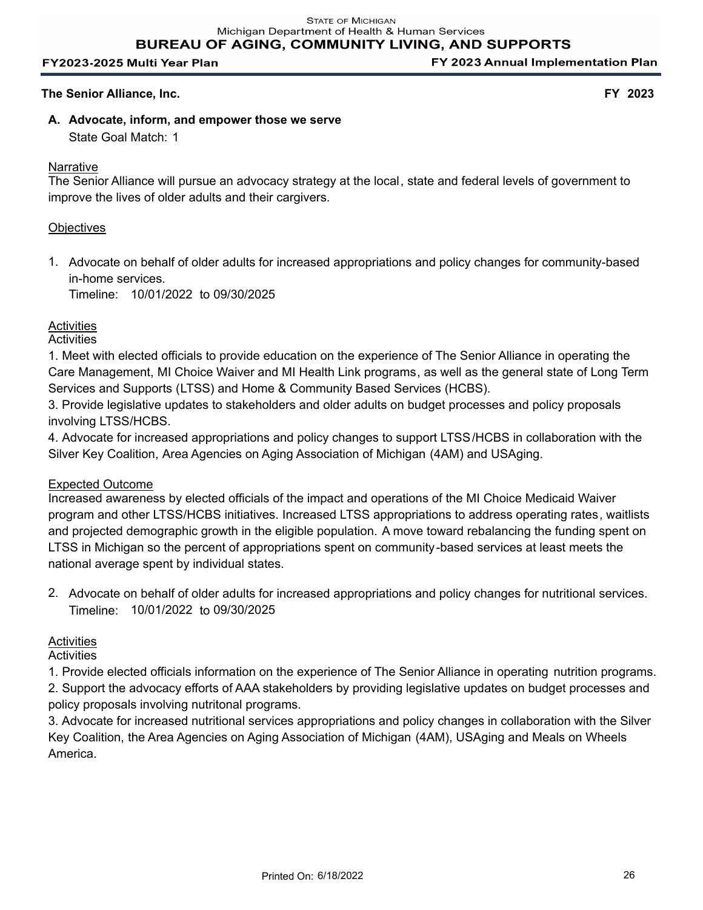**The Senior Alliance, Inc.** **FY 2023**

**A. Advocate, inform, and empower those we serve**
State Goal Match: 1

Narrative
The Senior Alliance will pursue an advocacy strategy at the local, state and federal levels of government to improve the lives of older adults and their cargivers.

Objectives

1. Advocate on behalf of older adults for increased appropriations and policy changes for community-based in-home services.
   Timeline: 10/01/2022 to 09/30/2025

Activities
Activities
1. Meet with elected officials to provide education on the experience of The Senior Alliance in operating the Care Management, MI Choice Waiver and MI Health Link programs, as well as the general state of Long Term Services and Supports (LTSS) and Home & Community Based Services (HCBS).
3. Provide legislative updates to stakeholders and older adults on budget processes and policy proposals involving LTSS/HCBS.
4. Advocate for increased appropriations and policy changes to support LTSS/HCBS in collaboration with the Silver Key Coalition, Area Agencies on Aging Association of Michigan (4AM) and USAging.

Expected Outcome
Increased awareness by elected officials of the impact and operations of the MI Choice Medicaid Waiver program and other LTSS/HCBS initiatives. Increased LTSS appropriations to address operating rates, waitlists and projected demographic growth in the eligible population. A move toward rebalancing the funding spent on LTSS in Michigan so the percent of appropriations spent on community-based services at least meets the national average spent by individual states.

2. Advocate on behalf of older adults for increased appropriations and policy changes for nutritional services.
   Timeline: 10/01/2022 to 09/30/2025

Activities
Activities
1. Provide elected officials information on the experience of The Senior Alliance in operating nutrition programs.
2. Support the advocacy efforts of AAA stakeholders by providing legislative updates on budget processes and policy proposals involving nutritonal programs.
3. Advocate for increased nutritional services appropriations and policy changes in collaboration with the Silver Key Coalition, the Area Agencies on Aging Association of Michigan (4AM), USAging and Meals on Wheels America.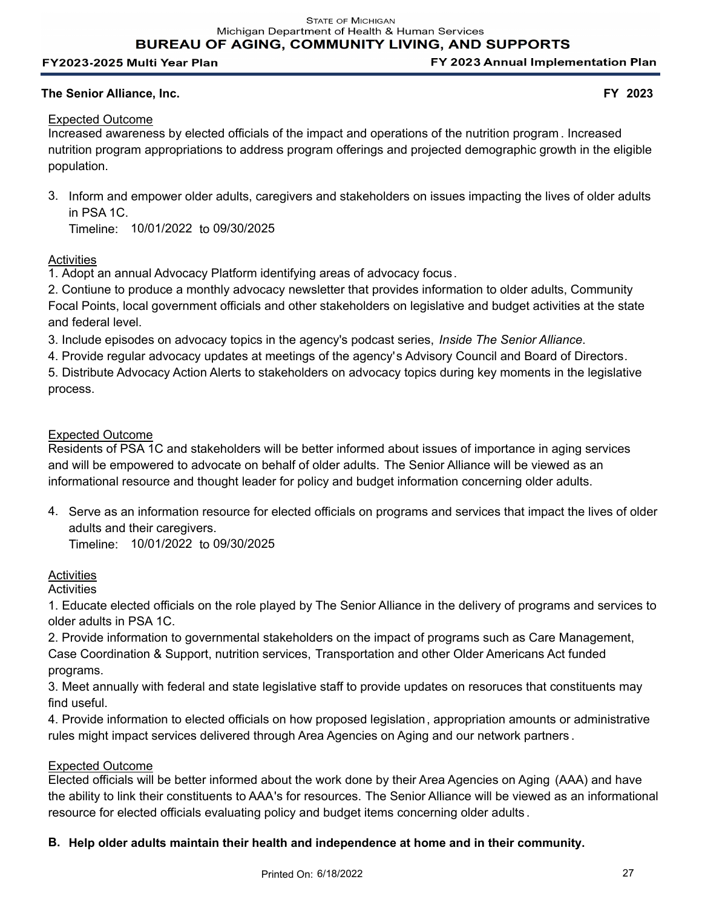**The Senior Alliance, Inc.** **FY 2023**

<u>Expected Outcome</u>

Increased awareness by elected officials of the impact and operations of the nutrition program. Increased nutrition program appropriations to address program offerings and projected demographic growth in the eligible population.

3. Inform and empower older adults, caregivers and stakeholders on issues impacting the lives of older adults in PSA 1C.
   Timeline: 10/01/2022 to 09/30/2025

<u>Activities</u>

1. Adopt an annual Advocacy Platform identifying areas of advocacy focus.
2. Contiune to produce a monthly advocacy newsletter that provides information to older adults, Community Focal Points, local government officials and other stakeholders on legislative and budget activities at the state and federal level.
3. Include episodes on advocacy topics in the agency's podcast series, *Inside The Senior Alliance*.
4. Provide regular advocacy updates at meetings of the agency's Advisory Council and Board of Directors.
5. Distribute Advocacy Action Alerts to stakeholders on advocacy topics during key moments in the legislative process.

<u>Expected Outcome</u>

Residents of PSA 1C and stakeholders will be better informed about issues of importance in aging services and will be empowered to advocate on behalf of older adults. The Senior Alliance will be viewed as an informational resource and thought leader for policy and budget information concerning older adults.

4. Serve as an information resource for elected officials on programs and services that impact the lives of older adults and their caregivers.
   Timeline: 10/01/2022 to 09/30/2025

<u>Activities</u>

Activities

1. Educate elected officials on the role played by The Senior Alliance in the delivery of programs and services to older adults in PSA 1C.
2. Provide information to governmental stakeholders on the impact of programs such as Care Management, Case Coordination & Support, nutrition services, Transportation and other Older Americans Act funded programs.
3. Meet annually with federal and state legislative staff to provide updates on resoruces that constituents may find useful.
4. Provide information to elected officials on how proposed legislation, appropriation amounts or administrative rules might impact services delivered through Area Agencies on Aging and our network partners.

<u>Expected Outcome</u>

Elected officials will be better informed about the work done by their Area Agencies on Aging (AAA) and have the ability to link their constituents to AAA's for resources. The Senior Alliance will be viewed as an informational resource for elected officials evaluating policy and budget items concerning older adults.

**B. Help older adults maintain their health and independence at home and in their community.**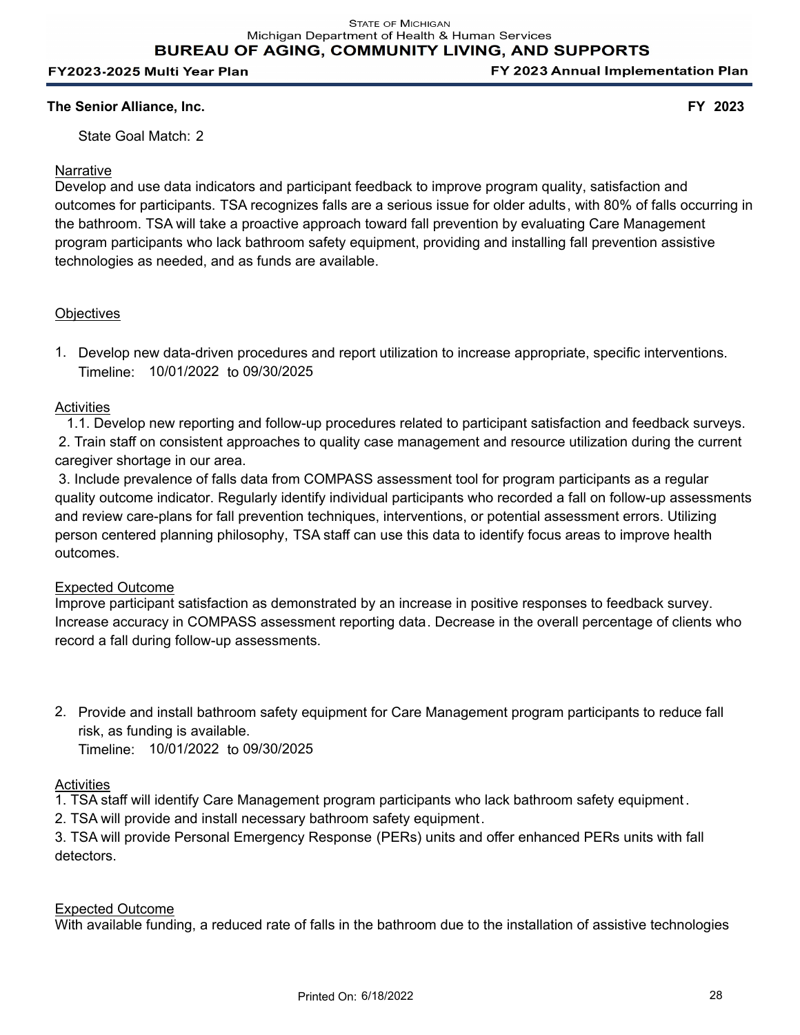**The Senior Alliance, Inc.** **FY 2023**

State Goal Match: 2

Narrative

Develop and use data indicators and participant feedback to improve program quality, satisfaction and outcomes for participants. TSA recognizes falls are a serious issue for older adults, with 80% of falls occurring in the bathroom. TSA will take a proactive approach toward fall prevention by evaluating Care Management program participants who lack bathroom safety equipment, providing and installing fall prevention assistive technologies as needed, and as funds are available.

Objectives

1. Develop new data-driven procedures and report utilization to increase appropriate, specific interventions.
   Timeline: 10/01/2022 to 09/30/2025

Activities

1.1. Develop new reporting and follow-up procedures related to participant satisfaction and feedback surveys.
2. Train staff on consistent approaches to quality case management and resource utilization during the current caregiver shortage in our area.
3. Include prevalence of falls data from COMPASS assessment tool for program participants as a regular quality outcome indicator. Regularly identify individual participants who recorded a fall on follow-up assessments and review care-plans for fall prevention techniques, interventions, or potential assessment errors. Utilizing person centered planning philosophy, TSA staff can use this data to identify focus areas to improve health outcomes.

Expected Outcome

Improve participant satisfaction as demonstrated by an increase in positive responses to feedback survey. Increase accuracy in COMPASS assessment reporting data. Decrease in the overall percentage of clients who record a fall during follow-up assessments.

2. Provide and install bathroom safety equipment for Care Management program participants to reduce fall risk, as funding is available.
   Timeline: 10/01/2022 to 09/30/2025

Activities

1. TSA staff will identify Care Management program participants who lack bathroom safety equipment.
2. TSA will provide and install necessary bathroom safety equipment.
3. TSA will provide Personal Emergency Response (PERs) units and offer enhanced PERs units with fall detectors.

Expected Outcome

With available funding, a reduced rate of falls in the bathroom due to the installation of assistive technologies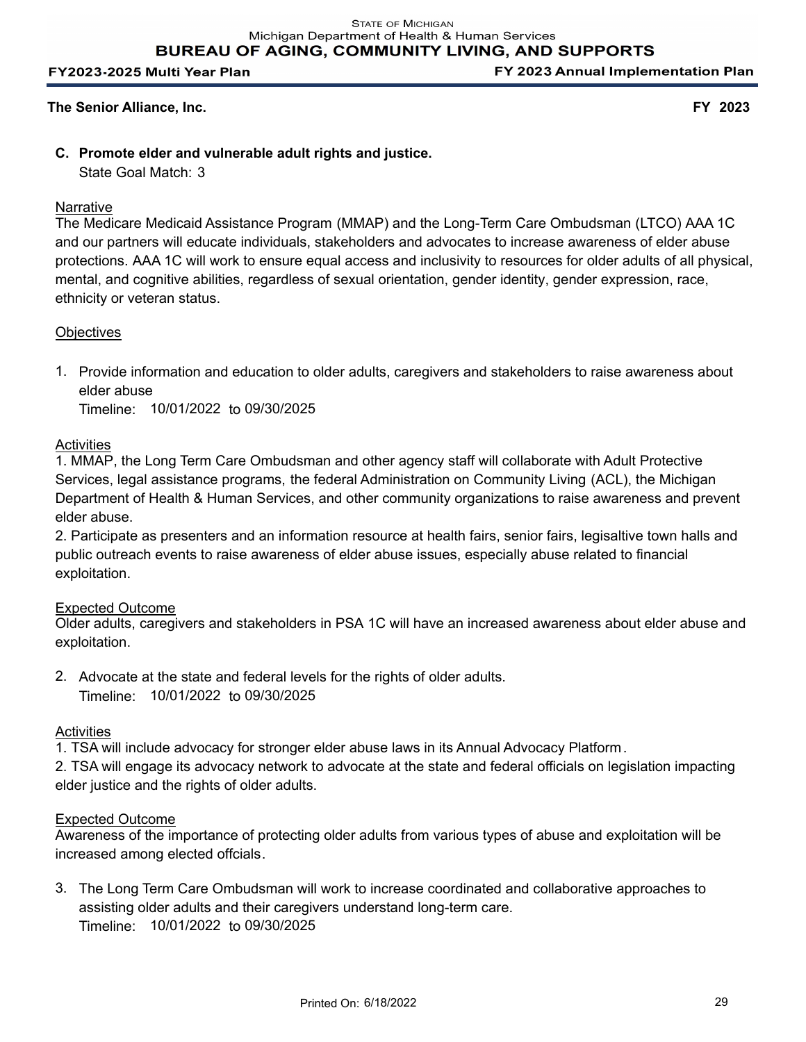**The Senior Alliance, Inc.** **FY 2023**

**C. Promote elder and vulnerable adult rights and justice.**
State Goal Match: 3

<u>Narrative</u>
The Medicare Medicaid Assistance Program (MMAP) and the Long-Term Care Ombudsman (LTCO) AAA 1C and our partners will educate individuals, stakeholders and advocates to increase awareness of elder abuse protections. AAA 1C will work to ensure equal access and inclusivity to resources for older adults of all physical, mental, and cognitive abilities, regardless of sexual orientation, gender identity, gender expression, race, ethnicity or veteran status.

<u>Objectives</u>

1. Provide information and education to older adults, caregivers and stakeholders to raise awareness about elder abuse
   Timeline: 10/01/2022 to 09/30/2025

<u>Activities</u>
1. MMAP, the Long Term Care Ombudsman and other agency staff will collaborate with Adult Protective Services, legal assistance programs, the federal Administration on Community Living (ACL), the Michigan Department of Health & Human Services, and other community organizations to raise awareness and prevent elder abuse.
2. Participate as presenters and an information resource at health fairs, senior fairs, legisaltive town halls and public outreach events to raise awareness of elder abuse issues, especially abuse related to financial exploitation.

<u>Expected Outcome</u>
Older adults, caregivers and stakeholders in PSA 1C will have an increased awareness about elder abuse and exploitation.

2. Advocate at the state and federal levels for the rights of older adults.
   Timeline: 10/01/2022 to 09/30/2025

<u>Activities</u>
1. TSA will include advocacy for stronger elder abuse laws in its Annual Advocacy Platform.
2. TSA will engage its advocacy network to advocate at the state and federal officials on legislation impacting elder justice and the rights of older adults.

<u>Expected Outcome</u>
Awareness of the importance of protecting older adults from various types of abuse and exploitation will be increased among elected offcials.

3. The Long Term Care Ombudsman will work to increase coordinated and collaborative approaches to assisting older adults and their caregivers understand long-term care.
   Timeline: 10/01/2022 to 09/30/2025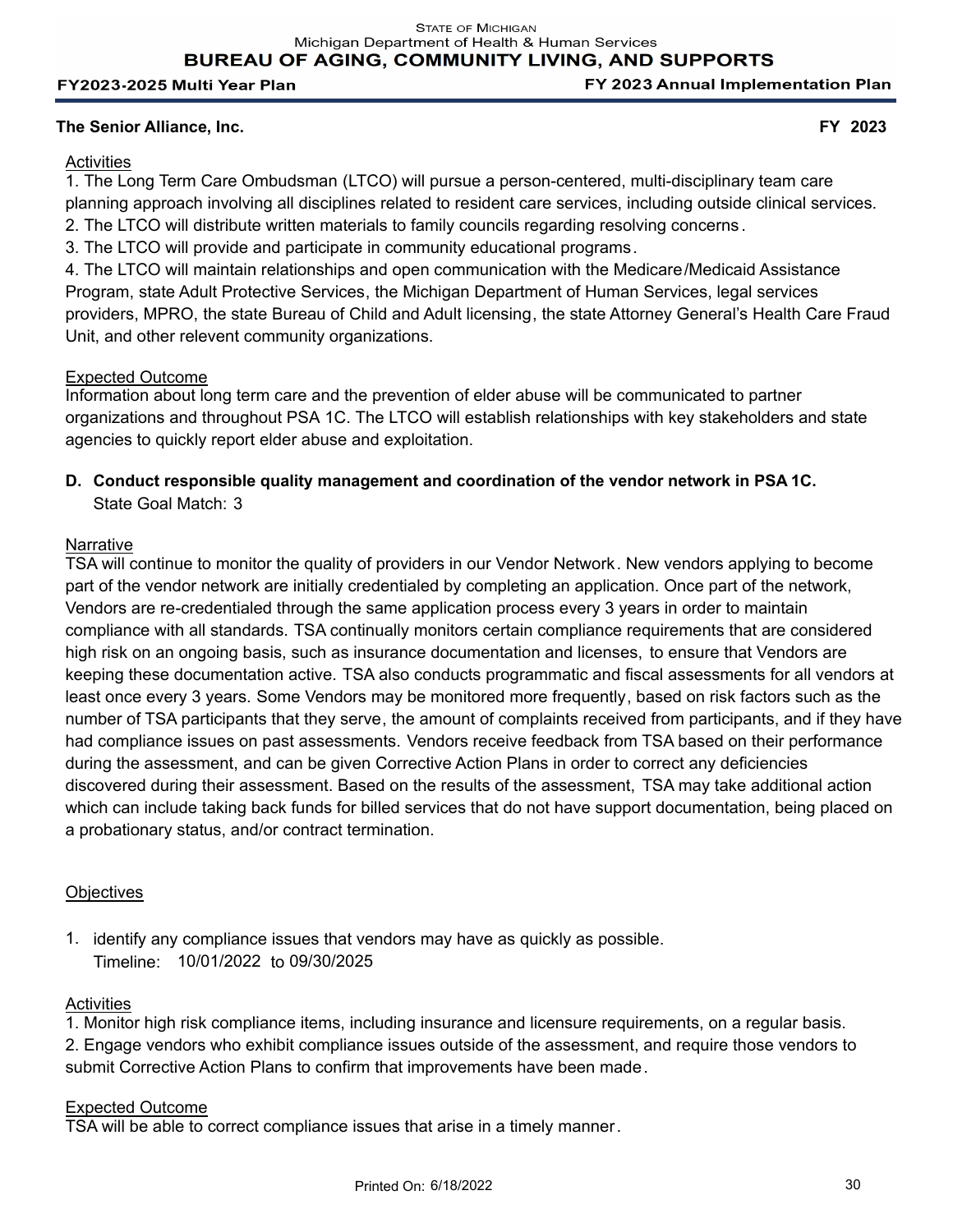### The Senior Alliance, Inc. FY 2023

Activities

1. The Long Term Care Ombudsman (LTCO) will pursue a person-centered, multi-disciplinary team care planning approach involving all disciplines related to resident care services, including outside clinical services.
2. The LTCO will distribute written materials to family councils regarding resolving concerns.
3. The LTCO will provide and participate in community educational programs.
4. The LTCO will maintain relationships and open communication with the Medicare/Medicaid Assistance Program, state Adult Protective Services, the Michigan Department of Human Services, legal services providers, MPRO, the state Bureau of Child and Adult licensing, the state Attorney General's Health Care Fraud Unit, and other relevent community organizations.

Expected Outcome

Information about long term care and the prevention of elder abuse will be communicated to partner organizations and throughout PSA 1C. The LTCO will establish relationships with key stakeholders and state agencies to quickly report elder abuse and exploitation.

**D. Conduct responsible quality management and coordination of the vendor network in PSA 1C.**
State Goal Match: 3

Narrative

TSA will continue to monitor the quality of providers in our Vendor Network. New vendors applying to become part of the vendor network are initially credentialed by completing an application. Once part of the network, Vendors are re-credentialed through the same application process every 3 years in order to maintain compliance with all standards. TSA continually monitors certain compliance requirements that are considered high risk on an ongoing basis, such as insurance documentation and licenses, to ensure that Vendors are keeping these documentation active. TSA also conducts programmatic and fiscal assessments for all vendors at least once every 3 years. Some Vendors may be monitored more frequently, based on risk factors such as the number of TSA participants that they serve, the amount of complaints received from participants, and if they have had compliance issues on past assessments. Vendors receive feedback from TSA based on their performance during the assessment, and can be given Corrective Action Plans in order to correct any deficiencies discovered during their assessment. Based on the results of the assessment, TSA may take additional action which can include taking back funds for billed services that do not have support documentation, being placed on a probationary status, and/or contract termination.

Objectives

1. identify any compliance issues that vendors may have as quickly as possible.
   Timeline: 10/01/2022 to 09/30/2025

Activities

1. Monitor high risk compliance items, including insurance and licensure requirements, on a regular basis.
2. Engage vendors who exhibit compliance issues outside of the assessment, and require those vendors to submit Corrective Action Plans to confirm that improvements have been made.

Expected Outcome

TSA will be able to correct compliance issues that arise in a timely manner.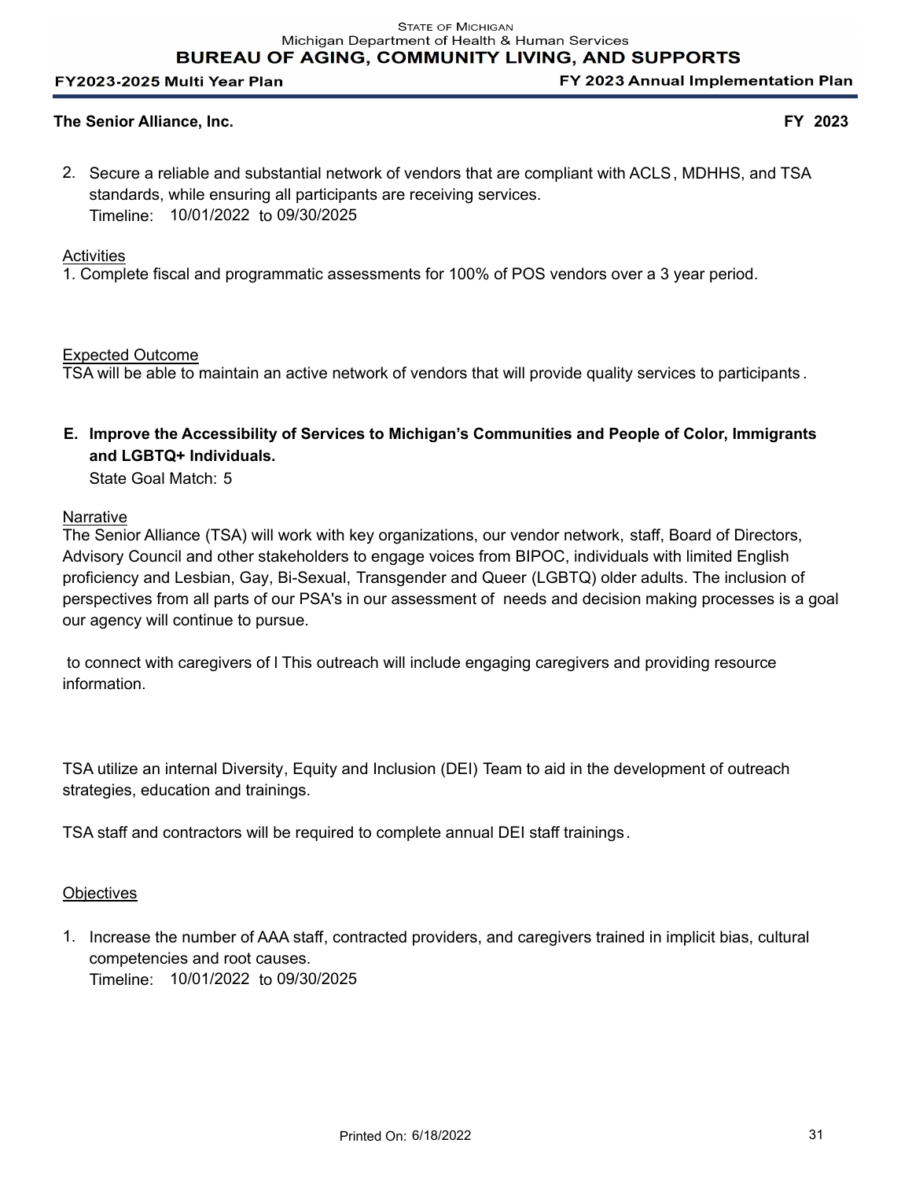**The Senior Alliance, Inc.** **FY 2023**

2. Secure a reliable and substantial network of vendors that are compliant with ACLS, MDHHS, and TSA standards, while ensuring all participants are receiving services.
   Timeline: 10/01/2022 to 09/30/2025

Activities

1. Complete fiscal and programmatic assessments for 100% of POS vendors over a 3 year period.

Expected Outcome

TSA will be able to maintain an active network of vendors that will provide quality services to participants.

**E. Improve the Accessibility of Services to Michigan's Communities and People of Color, Immigrants and LGBTQ+ Individuals.**
State Goal Match: 5

Narrative

The Senior Alliance (TSA) will work with key organizations, our vendor network, staff, Board of Directors, Advisory Council and other stakeholders to engage voices from BIPOC, individuals with limited English proficiency and Lesbian, Gay, Bi-Sexual, Transgender and Queer (LGBTQ) older adults. The inclusion of perspectives from all parts of our PSA's in our assessment of needs and decision making processes is a goal our agency will continue to pursue.

to connect with caregivers of l This outreach will include engaging caregivers and providing resource information.

TSA utilize an internal Diversity, Equity and Inclusion (DEI) Team to aid in the development of outreach strategies, education and trainings.

TSA staff and contractors will be required to complete annual DEI staff trainings.

Objectives

1. Increase the number of AAA staff, contracted providers, and caregivers trained in implicit bias, cultural competencies and root causes.
   Timeline: 10/01/2022 to 09/30/2025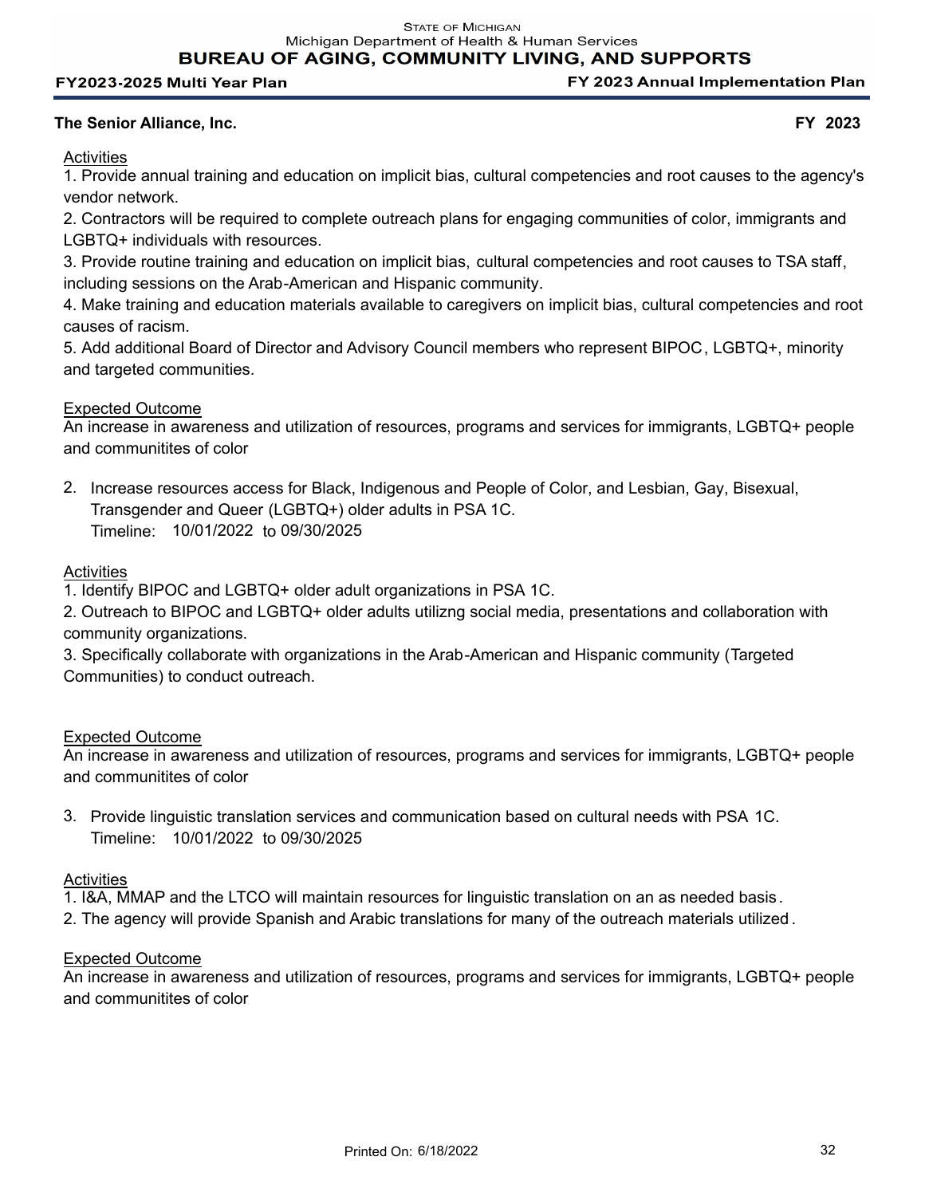**The Senior Alliance, Inc.** **FY 2023**

Activities
1. Provide annual training and education on implicit bias, cultural competencies and root causes to the agency's vendor network.
2. Contractors will be required to complete outreach plans for engaging communities of color, immigrants and LGBTQ+ individuals with resources.
3. Provide routine training and education on implicit bias, cultural competencies and root causes to TSA staff, including sessions on the Arab-American and Hispanic community.
4. Make training and education materials available to caregivers on implicit bias, cultural competencies and root causes of racism.
5. Add additional Board of Director and Advisory Council members who represent BIPOC, LGBTQ+, minority and targeted communities.

Expected Outcome
An increase in awareness and utilization of resources, programs and services for immigrants, LGBTQ+ people and communitites of color

2. Increase resources access for Black, Indigenous and People of Color, and Lesbian, Gay, Bisexual, Transgender and Queer (LGBTQ+) older adults in PSA 1C.
   Timeline: 10/01/2022 to 09/30/2025

Activities
1. Identify BIPOC and LGBTQ+ older adult organizations in PSA 1C.
2. Outreach to BIPOC and LGBTQ+ older adults utilizng social media, presentations and collaboration with community organizations.
3. Specifically collaborate with organizations in the Arab-American and Hispanic community (Targeted Communities) to conduct outreach.

Expected Outcome
An increase in awareness and utilization of resources, programs and services for immigrants, LGBTQ+ people and communitites of color

3. Provide linguistic translation services and communication based on cultural needs with PSA 1C.
   Timeline: 10/01/2022 to 09/30/2025

Activities
1. I&A, MMAP and the LTCO will maintain resources for linguistic translation on an as needed basis.
2. The agency will provide Spanish and Arabic translations for many of the outreach materials utilized.

Expected Outcome
An increase in awareness and utilization of resources, programs and services for immigrants, LGBTQ+ people and communitites of color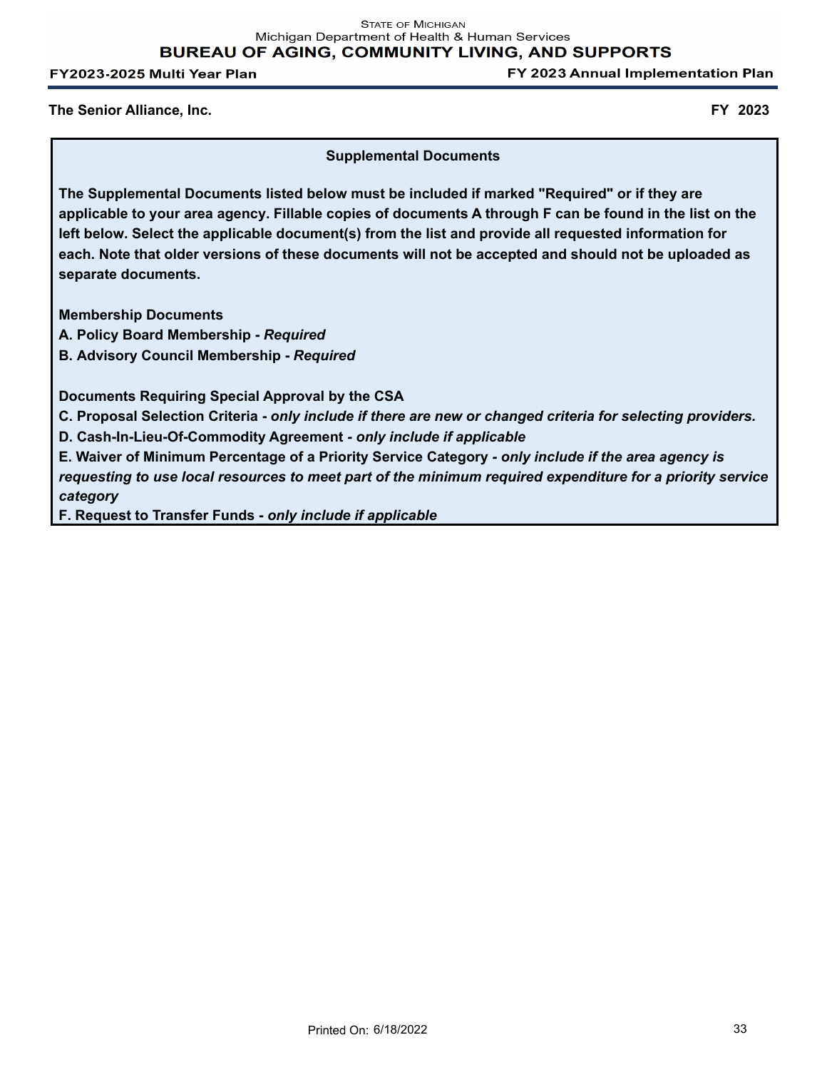The Senior Alliance, Inc. **FY 2023**

## Supplemental Documents

**The Supplemental Documents listed below must be included if marked "Required" or if they are applicable to your area agency. Fillable copies of documents A through F can be found in the list on the left below. Select the applicable document(s) from the list and provide all requested information for each. Note that older versions of these documents will not be accepted and should not be uploaded as separate documents.**

**Membership Documents**

**A. Policy Board Membership -** ***Required***

**B. Advisory Council Membership -** ***Required***

**Documents Requiring Special Approval by the CSA**

**C. Proposal Selection Criteria -** ***only include if there are new or changed criteria for selecting providers.***

**D. Cash-In-Lieu-Of-Commodity Agreement -** ***only include if applicable***

**E. Waiver of Minimum Percentage of a Priority Service Category -** ***only include if the area agency is requesting to use local resources to meet part of the minimum required expenditure for a priority service category***

**F. Request to Transfer Funds -** ***only include if applicable***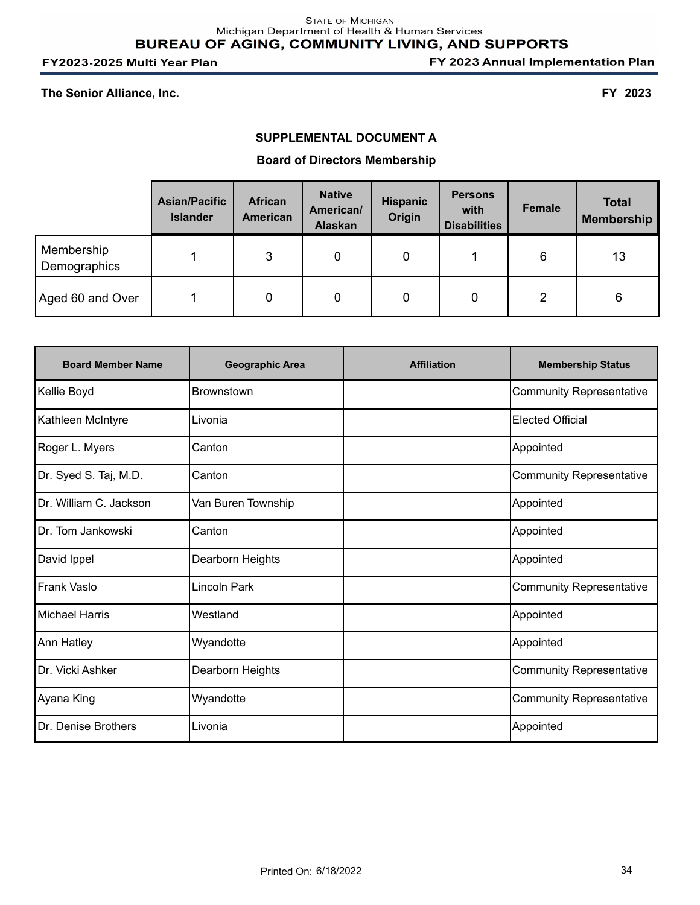**The Senior Alliance, Inc.** **FY 2023**

## SUPPLEMENTAL DOCUMENT A

### Board of Directors Membership

| | Asian/Pacific Islander | African American | Native American/ Alaskan | Hispanic Origin | Persons with Disabilities | Female | Total Membership |
|---|---|---|---|---|---|---|---|
| Membership Demographics | 1 | 3 | 0 | 0 | 1 | 6 | 13 |
| Aged 60 and Over | 1 | 0 | 0 | 0 | 0 | 2 | 6 |

| Board Member Name | Geographic Area | Affiliation | Membership Status |
|---|---|---|---|
| Kellie Boyd | Brownstown | | Community Representative |
| Kathleen McIntyre | Livonia | | Elected Official |
| Roger L. Myers | Canton | | Appointed |
| Dr. Syed S. Taj, M.D. | Canton | | Community Representative |
| Dr. William C. Jackson | Van Buren Township | | Appointed |
| Dr. Tom Jankowski | Canton | | Appointed |
| David Ippel | Dearborn Heights | | Appointed |
| Frank Vaslo | Lincoln Park | | Community Representative |
| Michael Harris | Westland | | Appointed |
| Ann Hatley | Wyandotte | | Appointed |
| Dr. Vicki Ashker | Dearborn Heights | | Community Representative |
| Ayana King | Wyandotte | | Community Representative |
| Dr. Denise Brothers | Livonia | | Appointed |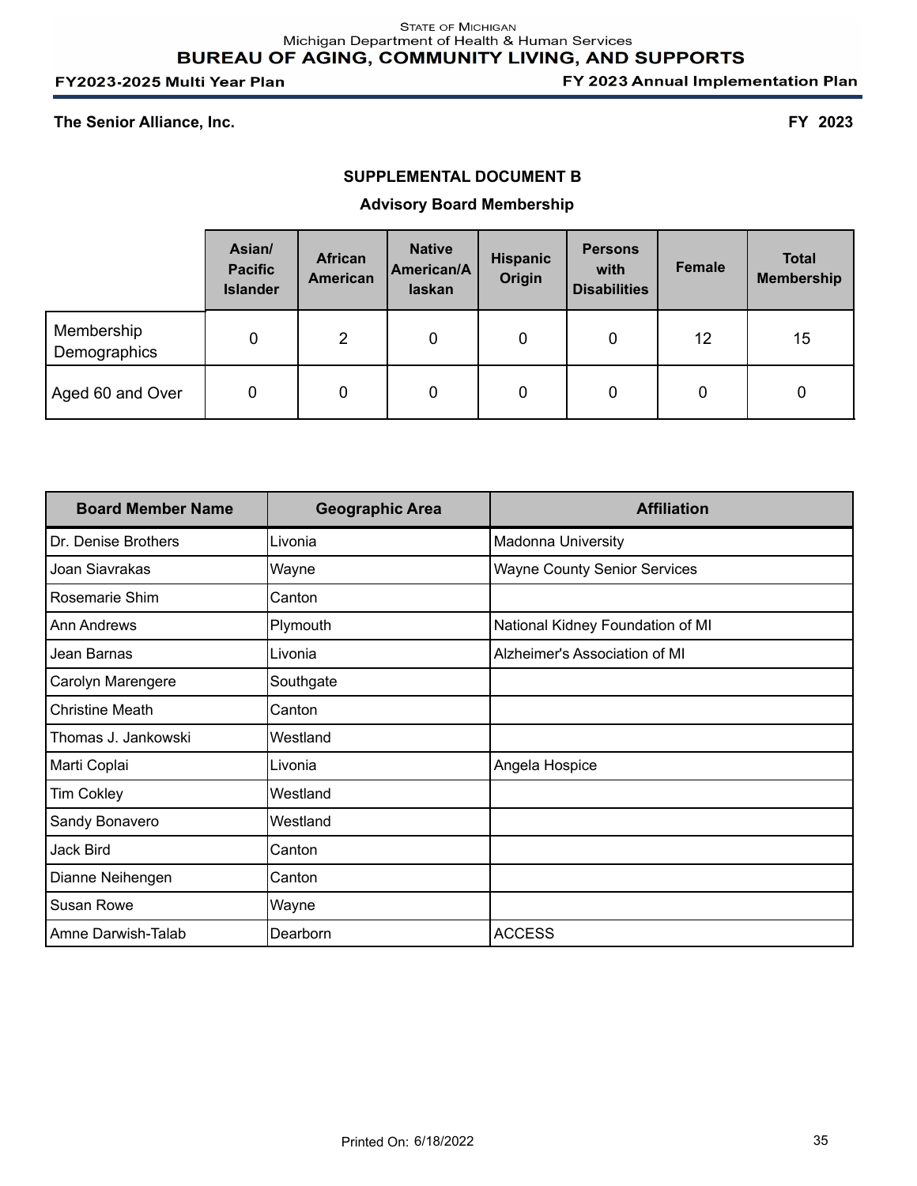**The Senior Alliance, Inc.** **FY 2023**

## SUPPLEMENTAL DOCUMENT B

### Advisory Board Membership

| | Asian/ Pacific Islander | African American | Native American/Alaskan | Hispanic Origin | Persons with Disabilities | Female | Total Membership |
|---|---|---|---|---|---|---|---|
| Membership Demographics | 0 | 2 | 0 | 0 | 0 | 12 | 15 |
| Aged 60 and Over | 0 | 0 | 0 | 0 | 0 | 0 | 0 |

| Board Member Name | Geographic Area | Affiliation |
|---|---|---|
| Dr. Denise Brothers | Livonia | Madonna University |
| Joan Siavrakas | Wayne | Wayne County Senior Services |
| Rosemarie Shim | Canton | |
| Ann Andrews | Plymouth | National Kidney Foundation of MI |
| Jean Barnas | Livonia | Alzheimer's Association of MI |
| Carolyn Marengere | Southgate | |
| Christine Meath | Canton | |
| Thomas J. Jankowski | Westland | |
| Marti Coplai | Livonia | Angela Hospice |
| Tim Cokley | Westland | |
| Sandy Bonavero | Westland | |
| Jack Bird | Canton | |
| Dianne Neihengen | Canton | |
| Susan Rowe | Wayne | |
| Amne Darwish-Talab | Dearborn | ACCESS |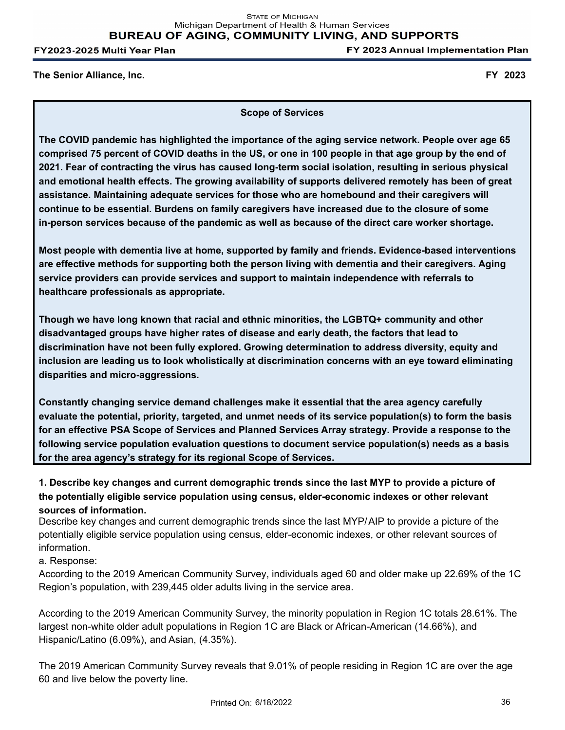**The Senior Alliance, Inc.** **FY 2023**

**Scope of Services**

**The COVID pandemic has highlighted the importance of the aging service network. People over age 65 comprised 75 percent of COVID deaths in the US, or one in 100 people in that age group by the end of 2021. Fear of contracting the virus has caused long-term social isolation, resulting in serious physical and emotional health effects. The growing availability of supports delivered remotely has been of great assistance. Maintaining adequate services for those who are homebound and their caregivers will continue to be essential. Burdens on family caregivers have increased due to the closure of some in-person services because of the pandemic as well as because of the direct care worker shortage.**

**Most people with dementia live at home, supported by family and friends. Evidence-based interventions are effective methods for supporting both the person living with dementia and their caregivers. Aging service providers can provide services and support to maintain independence with referrals to healthcare professionals as appropriate.**

**Though we have long known that racial and ethnic minorities, the LGBTQ+ community and other disadvantaged groups have higher rates of disease and early death, the factors that lead to discrimination have not been fully explored. Growing determination to address diversity, equity and inclusion are leading us to look wholistically at discrimination concerns with an eye toward eliminating disparities and micro-aggressions.**

**Constantly changing service demand challenges make it essential that the area agency carefully evaluate the potential, priority, targeted, and unmet needs of its service population(s) to form the basis for an effective PSA Scope of Services and Planned Services Array strategy. Provide a response to the following service population evaluation questions to document service population(s) needs as a basis for the area agency's strategy for its regional Scope of Services.**

**1. Describe key changes and current demographic trends since the last MYP to provide a picture of the potentially eligible service population using census, elder-economic indexes or other relevant sources of information.**

Describe key changes and current demographic trends since the last MYP/AIP to provide a picture of the potentially eligible service population using census, elder-economic indexes, or other relevant sources of information.

a. Response:

According to the 2019 American Community Survey, individuals aged 60 and older make up 22.69% of the 1C Region's population, with 239,445 older adults living in the service area.

According to the 2019 American Community Survey, the minority population in Region 1C totals 28.61%. The largest non-white older adult populations in Region 1C are Black or African-American (14.66%), and Hispanic/Latino (6.09%), and Asian, (4.35%).

The 2019 American Community Survey reveals that 9.01% of people residing in Region 1C are over the age 60 and live below the poverty line.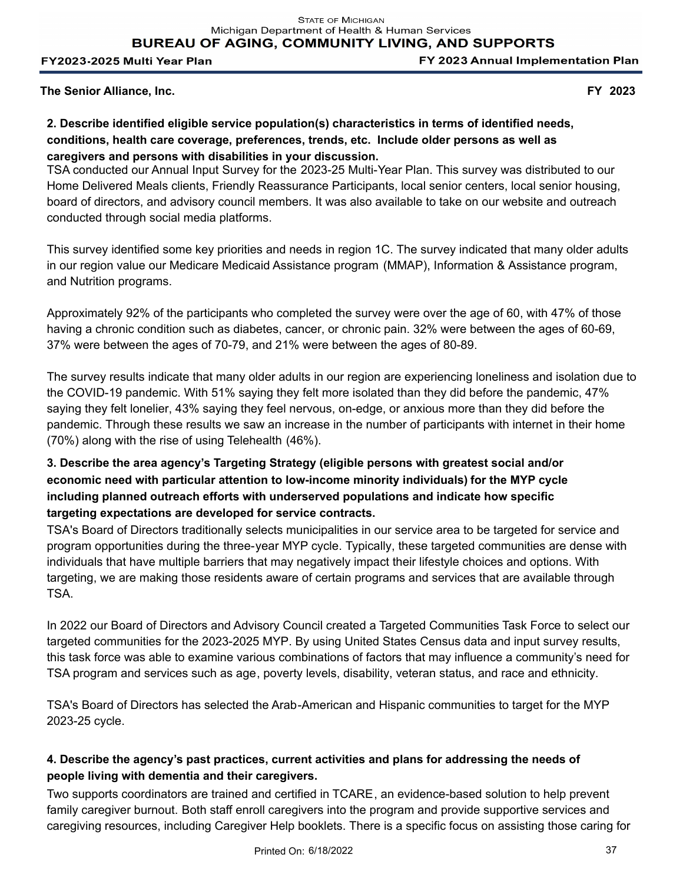**The Senior Alliance, Inc.** **FY 2023**

**2. Describe identified eligible service population(s) characteristics in terms of identified needs, conditions, health care coverage, preferences, trends, etc. Include older persons as well as caregivers and persons with disabilities in your discussion.**

TSA conducted our Annual Input Survey for the 2023-25 Multi-Year Plan. This survey was distributed to our Home Delivered Meals clients, Friendly Reassurance Participants, local senior centers, local senior housing, board of directors, and advisory council members. It was also available to take on our website and outreach conducted through social media platforms.

This survey identified some key priorities and needs in region 1C. The survey indicated that many older adults in our region value our Medicare Medicaid Assistance program (MMAP), Information & Assistance program, and Nutrition programs.

Approximately 92% of the participants who completed the survey were over the age of 60, with 47% of those having a chronic condition such as diabetes, cancer, or chronic pain. 32% were between the ages of 60-69, 37% were between the ages of 70-79, and 21% were between the ages of 80-89.

The survey results indicate that many older adults in our region are experiencing loneliness and isolation due to the COVID-19 pandemic. With 51% saying they felt more isolated than they did before the pandemic, 47% saying they felt lonelier, 43% saying they feel nervous, on-edge, or anxious more than they did before the pandemic. Through these results we saw an increase in the number of participants with internet in their home (70%) along with the rise of using Telehealth (46%).

**3. Describe the area agency's Targeting Strategy (eligible persons with greatest social and/or economic need with particular attention to low-income minority individuals) for the MYP cycle including planned outreach efforts with underserved populations and indicate how specific targeting expectations are developed for service contracts.**

TSA's Board of Directors traditionally selects municipalities in our service area to be targeted for service and program opportunities during the three-year MYP cycle. Typically, these targeted communities are dense with individuals that have multiple barriers that may negatively impact their lifestyle choices and options. With targeting, we are making those residents aware of certain programs and services that are available through TSA.

In 2022 our Board of Directors and Advisory Council created a Targeted Communities Task Force to select our targeted communities for the 2023-2025 MYP. By using United States Census data and input survey results, this task force was able to examine various combinations of factors that may influence a community's need for TSA program and services such as age, poverty levels, disability, veteran status, and race and ethnicity.

TSA's Board of Directors has selected the Arab-American and Hispanic communities to target for the MYP 2023-25 cycle.

**4. Describe the agency's past practices, current activities and plans for addressing the needs of people living with dementia and their caregivers.**

Two supports coordinators are trained and certified in TCARE, an evidence-based solution to help prevent family caregiver burnout. Both staff enroll caregivers into the program and provide supportive services and caregiving resources, including Caregiver Help booklets. There is a specific focus on assisting those caring for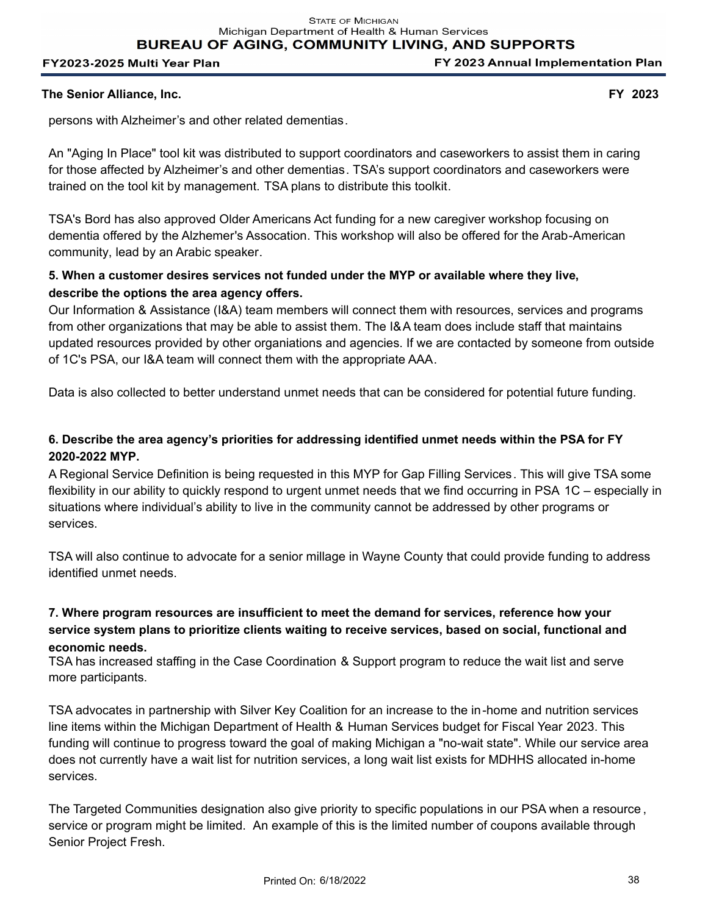persons with Alzheimer's and other related dementias.

An "Aging In Place" tool kit was distributed to support coordinators and caseworkers to assist them in caring for those affected by Alzheimer's and other dementias. TSA's support coordinators and caseworkers were trained on the tool kit by management. TSA plans to distribute this toolkit.

TSA's Bord has also approved Older Americans Act funding for a new caregiver workshop focusing on dementia offered by the Alzhemer's Assocation. This workshop will also be offered for the Arab-American community, lead by an Arabic speaker.

**5. When a customer desires services not funded under the MYP or available where they live, describe the options the area agency offers.**

Our Information & Assistance (I&A) team members will connect them with resources, services and programs from other organizations that may be able to assist them. The I&A team does include staff that maintains updated resources provided by other organiations and agencies. If we are contacted by someone from outside of 1C's PSA, our I&A team will connect them with the appropriate AAA.

Data is also collected to better understand unmet needs that can be considered for potential future funding.

**6. Describe the area agency's priorities for addressing identified unmet needs within the PSA for FY 2020-2022 MYP.**

A Regional Service Definition is being requested in this MYP for Gap Filling Services. This will give TSA some flexibility in our ability to quickly respond to urgent unmet needs that we find occurring in PSA 1C – especially in situations where individual's ability to live in the community cannot be addressed by other programs or services.

TSA will also continue to advocate for a senior millage in Wayne County that could provide funding to address identified unmet needs.

**7. Where program resources are insufficient to meet the demand for services, reference how your service system plans to prioritize clients waiting to receive services, based on social, functional and economic needs.**

TSA has increased staffing in the Case Coordination & Support program to reduce the wait list and serve more participants.

TSA advocates in partnership with Silver Key Coalition for an increase to the in-home and nutrition services line items within the Michigan Department of Health & Human Services budget for Fiscal Year 2023. This funding will continue to progress toward the goal of making Michigan a "no-wait state". While our service area does not currently have a wait list for nutrition services, a long wait list exists for MDHHS allocated in-home services.

The Targeted Communities designation also give priority to specific populations in our PSA when a resource, service or program might be limited. An example of this is the limited number of coupons available through Senior Project Fresh.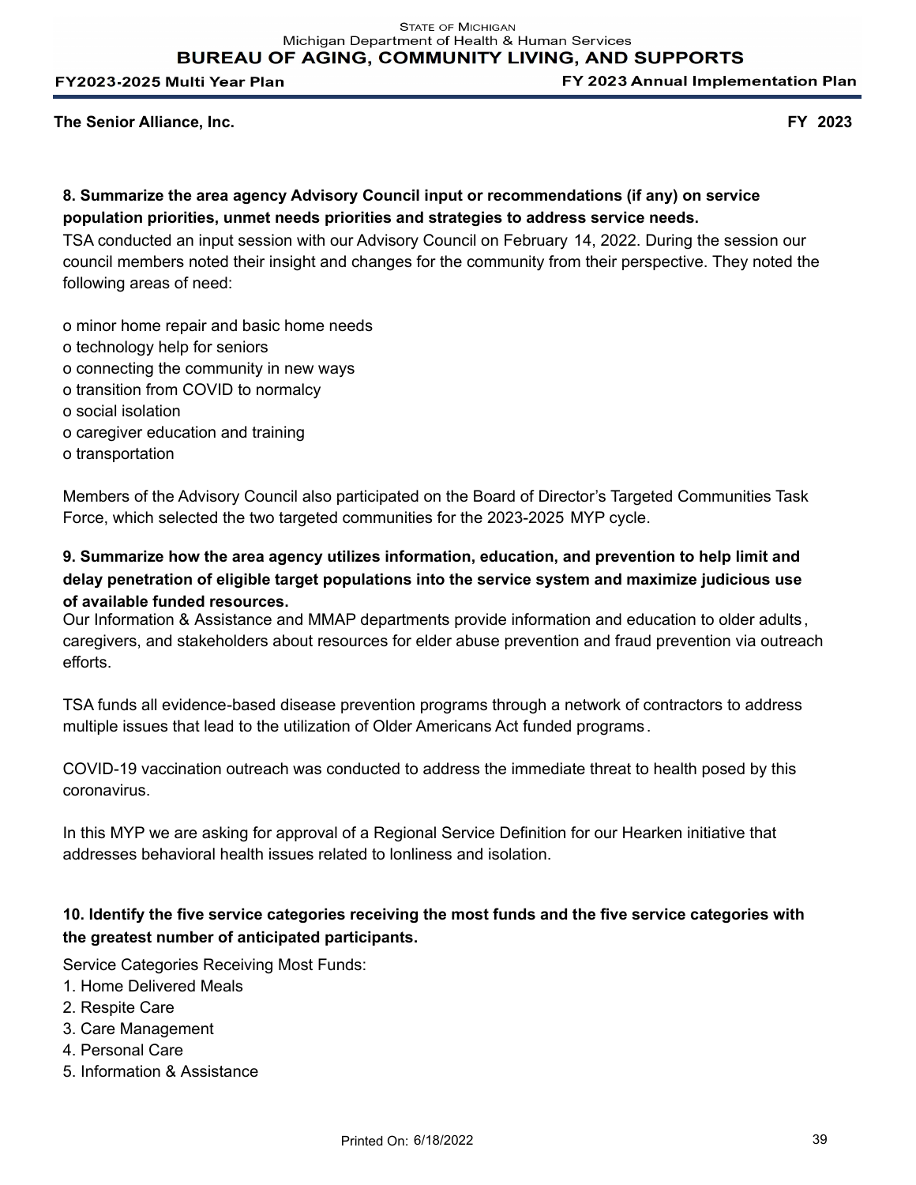**The Senior Alliance, Inc.** **FY 2023**

**8. Summarize the area agency Advisory Council input or recommendations (if any) on service population priorities, unmet needs priorities and strategies to address service needs.**

TSA conducted an input session with our Advisory Council on February 14, 2022. During the session our council members noted their insight and changes for the community from their perspective. They noted the following areas of need:

o minor home repair and basic home needs
o technology help for seniors
o connecting the community in new ways
o transition from COVID to normalcy
o social isolation
o caregiver education and training
o transportation

Members of the Advisory Council also participated on the Board of Director's Targeted Communities Task Force, which selected the two targeted communities for the 2023-2025 MYP cycle.

**9. Summarize how the area agency utilizes information, education, and prevention to help limit and delay penetration of eligible target populations into the service system and maximize judicious use of available funded resources.**

Our Information & Assistance and MMAP departments provide information and education to older adults, caregivers, and stakeholders about resources for elder abuse prevention and fraud prevention via outreach efforts.

TSA funds all evidence-based disease prevention programs through a network of contractors to address multiple issues that lead to the utilization of Older Americans Act funded programs.

COVID-19 vaccination outreach was conducted to address the immediate threat to health posed by this coronavirus.

In this MYP we are asking for approval of a Regional Service Definition for our Hearken initiative that addresses behavioral health issues related to lonliness and isolation.

**10. Identify the five service categories receiving the most funds and the five service categories with the greatest number of anticipated participants.**

Service Categories Receiving Most Funds:

1. Home Delivered Meals
2. Respite Care
3. Care Management
4. Personal Care
5. Information & Assistance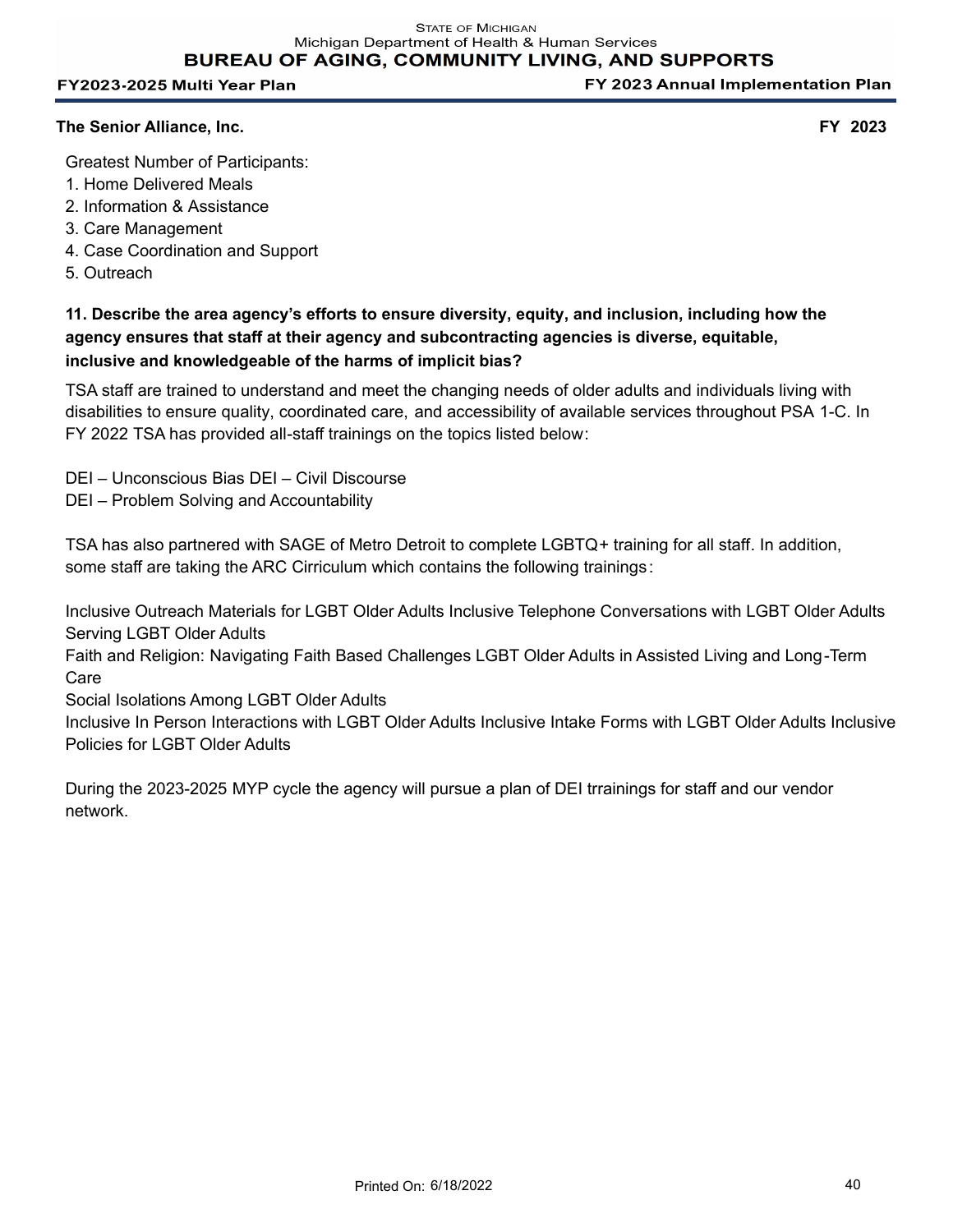**The Senior Alliance, Inc.** **FY 2023**

Greatest Number of Participants:

1. Home Delivered Meals
2. Information & Assistance
3. Care Management
4. Case Coordination and Support
5. Outreach

**11. Describe the area agency's efforts to ensure diversity, equity, and inclusion, including how the agency ensures that staff at their agency and subcontracting agencies is diverse, equitable, inclusive and knowledgeable of the harms of implicit bias?**

TSA staff are trained to understand and meet the changing needs of older adults and individuals living with disabilities to ensure quality, coordinated care, and accessibility of available services throughout PSA 1-C. In FY 2022 TSA has provided all-staff trainings on the topics listed below:

DEI – Unconscious Bias DEI – Civil Discourse
DEI – Problem Solving and Accountability

TSA has also partnered with SAGE of Metro Detroit to complete LGBTQ+ training for all staff. In addition, some staff are taking the ARC Cirriculum which contains the following trainings:

Inclusive Outreach Materials for LGBT Older Adults Inclusive Telephone Conversations with LGBT Older Adults Serving LGBT Older Adults
Faith and Religion: Navigating Faith Based Challenges LGBT Older Adults in Assisted Living and Long-Term Care
Social Isolations Among LGBT Older Adults
Inclusive In Person Interactions with LGBT Older Adults Inclusive Intake Forms with LGBT Older Adults Inclusive Policies for LGBT Older Adults

During the 2023-2025 MYP cycle the agency will pursue a plan of DEI trrainings for staff and our vendor network.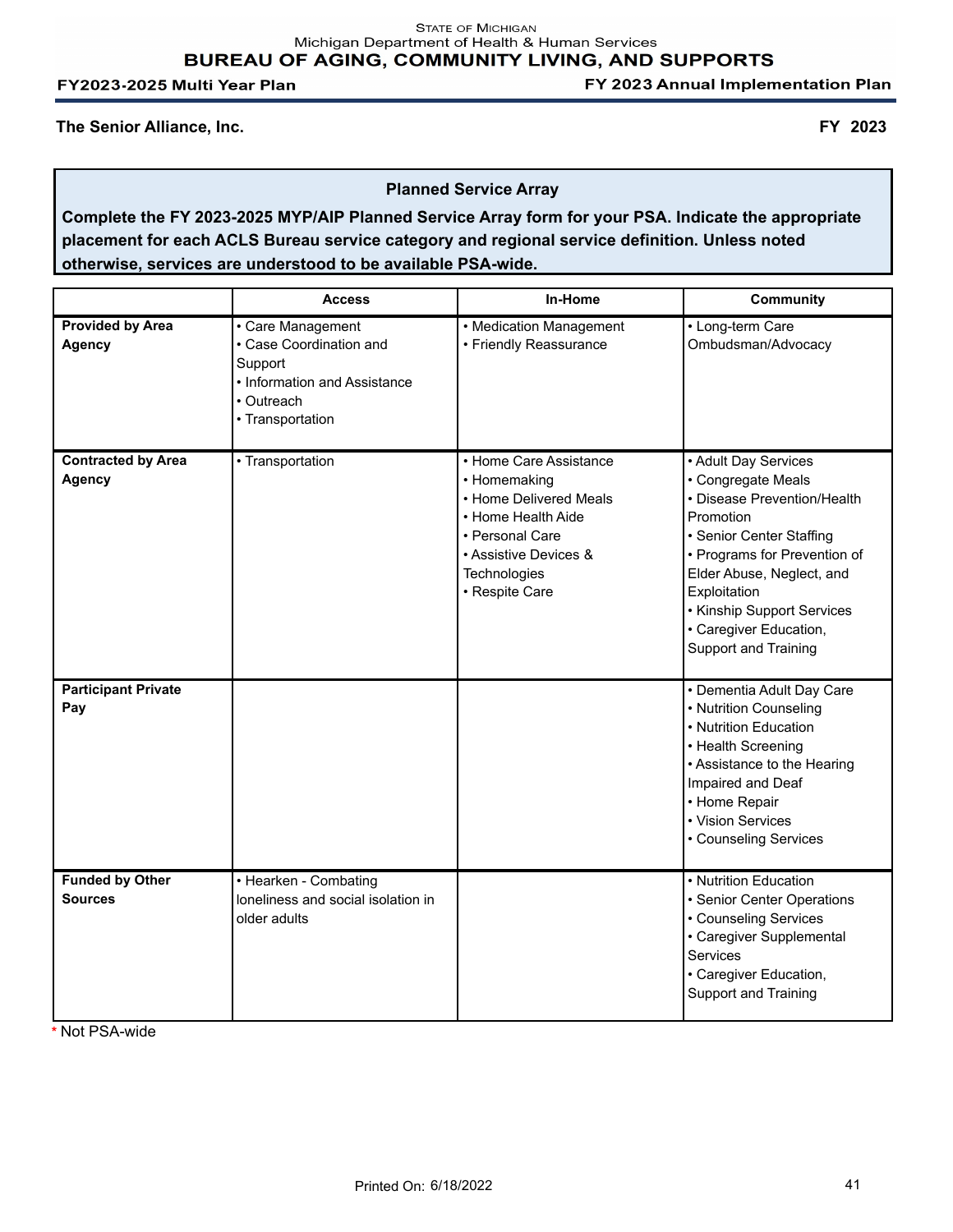The Senior Alliance, Inc. **FY 2023**

## Planned Service Array

**Complete the FY 2023-2025 MYP/AIP Planned Service Array form for your PSA. Indicate the appropriate placement for each ACLS Bureau service category and regional service definition. Unless noted otherwise, services are understood to be available PSA-wide.**

| | Access | In-Home | Community |
|---|---|---|---|
| **Provided by Area Agency** | • Care Management<br>• Case Coordination and Support<br>• Information and Assistance<br>• Outreach<br>• Transportation | • Medication Management<br>• Friendly Reassurance | • Long-term Care Ombudsman/Advocacy |
| **Contracted by Area Agency** | • Transportation | • Home Care Assistance<br>• Homemaking<br>• Home Delivered Meals<br>• Home Health Aide<br>• Personal Care<br>• Assistive Devices & Technologies<br>• Respite Care | • Adult Day Services<br>• Congregate Meals<br>• Disease Prevention/Health Promotion<br>• Senior Center Staffing<br>• Programs for Prevention of Elder Abuse, Neglect, and Exploitation<br>• Kinship Support Services<br>• Caregiver Education, Support and Training |
| **Participant Private Pay** | | | • Dementia Adult Day Care<br>• Nutrition Counseling<br>• Nutrition Education<br>• Health Screening<br>• Assistance to the Hearing Impaired and Deaf<br>• Home Repair<br>• Vision Services<br>• Counseling Services |
| **Funded by Other Sources** | • Hearken - Combating loneliness and social isolation in older adults | | • Nutrition Education<br>• Senior Center Operations<br>• Counseling Services<br>• Caregiver Supplemental Services<br>• Caregiver Education, Support and Training |

* Not PSA-wide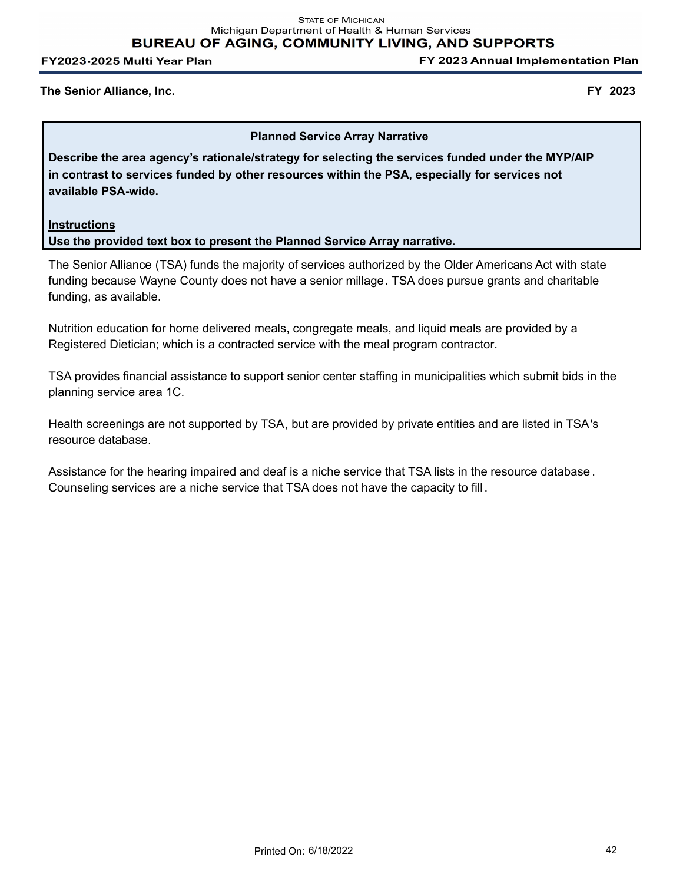**The Senior Alliance, Inc.** **FY 2023**

### Planned Service Array Narrative

**Describe the area agency's rationale/strategy for selecting the services funded under the MYP/AIP in contrast to services funded by other resources within the PSA, especially for services not available PSA-wide.**

**Instructions**

**Use the provided text box to present the Planned Service Array narrative.**

The Senior Alliance (TSA) funds the majority of services authorized by the Older Americans Act with state funding because Wayne County does not have a senior millage. TSA does pursue grants and charitable funding, as available.

Nutrition education for home delivered meals, congregate meals, and liquid meals are provided by a Registered Dietician; which is a contracted service with the meal program contractor.

TSA provides financial assistance to support senior center staffing in municipalities which submit bids in the planning service area 1C.

Health screenings are not supported by TSA, but are provided by private entities and are listed in TSA's resource database.

Assistance for the hearing impaired and deaf is a niche service that TSA lists in the resource database. Counseling services are a niche service that TSA does not have the capacity to fill.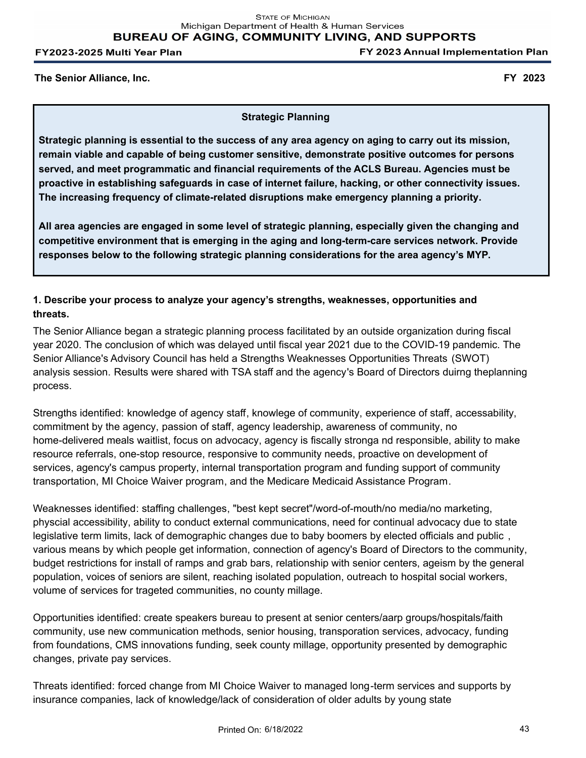The Senior Alliance, Inc. FY 2023

**Strategic Planning**

**Strategic planning is essential to the success of any area agency on aging to carry out its mission, remain viable and capable of being customer sensitive, demonstrate positive outcomes for persons served, and meet programmatic and financial requirements of the ACLS Bureau. Agencies must be proactive in establishing safeguards in case of internet failure, hacking, or other connectivity issues. The increasing frequency of climate-related disruptions make emergency planning a priority.**

**All area agencies are engaged in some level of strategic planning, especially given the changing and competitive environment that is emerging in the aging and long-term-care services network. Provide responses below to the following strategic planning considerations for the area agency's MYP.**

**1. Describe your process to analyze your agency's strengths, weaknesses, opportunities and threats.**

The Senior Alliance began a strategic planning process facilitated by an outside organization during fiscal year 2020. The conclusion of which was delayed until fiscal year 2021 due to the COVID-19 pandemic. The Senior Alliance's Advisory Council has held a Strengths Weaknesses Opportunities Threats (SWOT) analysis session. Results were shared with TSA staff and the agency's Board of Directors duirng theplanning process.

Strengths identified: knowledge of agency staff, knowlege of community, experience of staff, accessability, commitment by the agency, passion of staff, agency leadership, awareness of community, no home-delivered meals waitlist, focus on advocacy, agency is fiscally stronga nd responsible, ability to make resource referrals, one-stop resource, responsive to community needs, proactive on development of services, agency's campus property, internal transportation program and funding support of community transportation, MI Choice Waiver program, and the Medicare Medicaid Assistance Program.

Weaknesses identified: staffing challenges, "best kept secret"/word-of-mouth/no media/no marketing, physcial accessibility, ability to conduct external communications, need for continual advocacy due to state legislative term limits, lack of demographic changes due to baby boomers by elected officials and public , various means by which people get information, connection of agency's Board of Directors to the community, budget restrictions for install of ramps and grab bars, relationship with senior centers, ageism by the general population, voices of seniors are silent, reaching isolated population, outreach to hospital social workers, volume of services for trageted communities, no county millage.

Opportunities identified: create speakers bureau to present at senior centers/aarp groups/hospitals/faith community, use new communication methods, senior housing, transporation services, advocacy, funding from foundations, CMS innovations funding, seek county millage, opportunity presented by demographic changes, private pay services.

Threats identified: forced change from MI Choice Waiver to managed long-term services and supports by insurance companies, lack of knowledge/lack of consideration of older adults by young state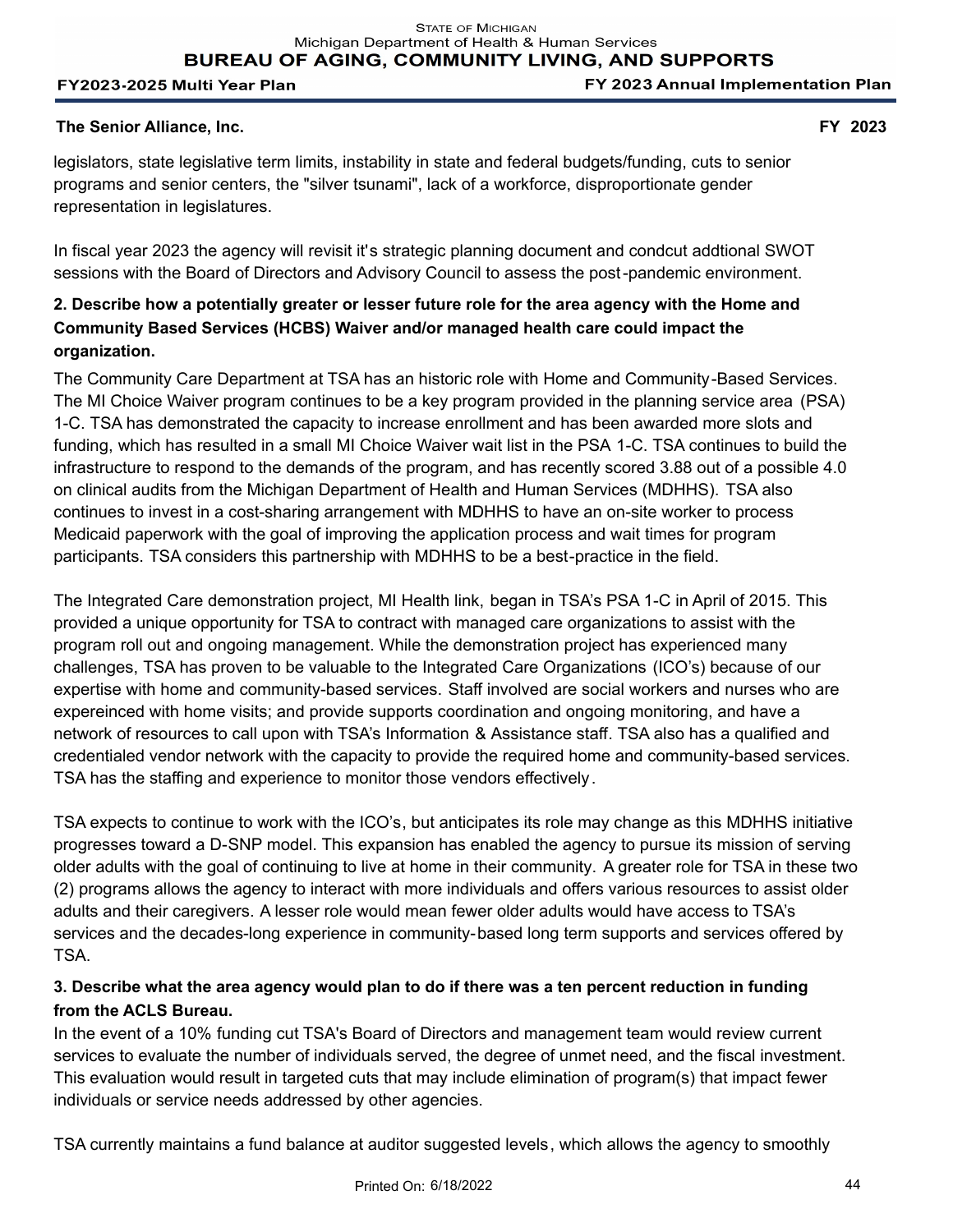legislators, state legislative term limits, instability in state and federal budgets/funding, cuts to senior programs and senior centers, the "silver tsunami", lack of a workforce, disproportionate gender representation in legislatures.

In fiscal year 2023 the agency will revisit it's strategic planning document and condcut addtional SWOT sessions with the Board of Directors and Advisory Council to assess the post-pandemic environment.

**2. Describe how a potentially greater or lesser future role for the area agency with the Home and Community Based Services (HCBS) Waiver and/or managed health care could impact the organization.**

The Community Care Department at TSA has an historic role with Home and Community-Based Services. The MI Choice Waiver program continues to be a key program provided in the planning service area (PSA) 1-C. TSA has demonstrated the capacity to increase enrollment and has been awarded more slots and funding, which has resulted in a small MI Choice Waiver wait list in the PSA 1-C. TSA continues to build the infrastructure to respond to the demands of the program, and has recently scored 3.88 out of a possible 4.0 on clinical audits from the Michigan Department of Health and Human Services (MDHHS). TSA also continues to invest in a cost-sharing arrangement with MDHHS to have an on-site worker to process Medicaid paperwork with the goal of improving the application process and wait times for program participants. TSA considers this partnership with MDHHS to be a best-practice in the field.

The Integrated Care demonstration project, MI Health link, began in TSA's PSA 1-C in April of 2015. This provided a unique opportunity for TSA to contract with managed care organizations to assist with the program roll out and ongoing management. While the demonstration project has experienced many challenges, TSA has proven to be valuable to the Integrated Care Organizations (ICO's) because of our expertise with home and community-based services. Staff involved are social workers and nurses who are expereinced with home visits; and provide supports coordination and ongoing monitoring, and have a network of resources to call upon with TSA's Information & Assistance staff. TSA also has a qualified and credentialed vendor network with the capacity to provide the required home and community-based services. TSA has the staffing and experience to monitor those vendors effectively.

TSA expects to continue to work with the ICO's, but anticipates its role may change as this MDHHS initiative progresses toward a D-SNP model. This expansion has enabled the agency to pursue its mission of serving older adults with the goal of continuing to live at home in their community. A greater role for TSA in these two (2) programs allows the agency to interact with more individuals and offers various resources to assist older adults and their caregivers. A lesser role would mean fewer older adults would have access to TSA's services and the decades-long experience in community-based long term supports and services offered by TSA.

**3. Describe what the area agency would plan to do if there was a ten percent reduction in funding from the ACLS Bureau.**

In the event of a 10% funding cut TSA's Board of Directors and management team would review current services to evaluate the number of individuals served, the degree of unmet need, and the fiscal investment. This evaluation would result in targeted cuts that may include elimination of program(s) that impact fewer individuals or service needs addressed by other agencies.

TSA currently maintains a fund balance at auditor suggested levels, which allows the agency to smoothly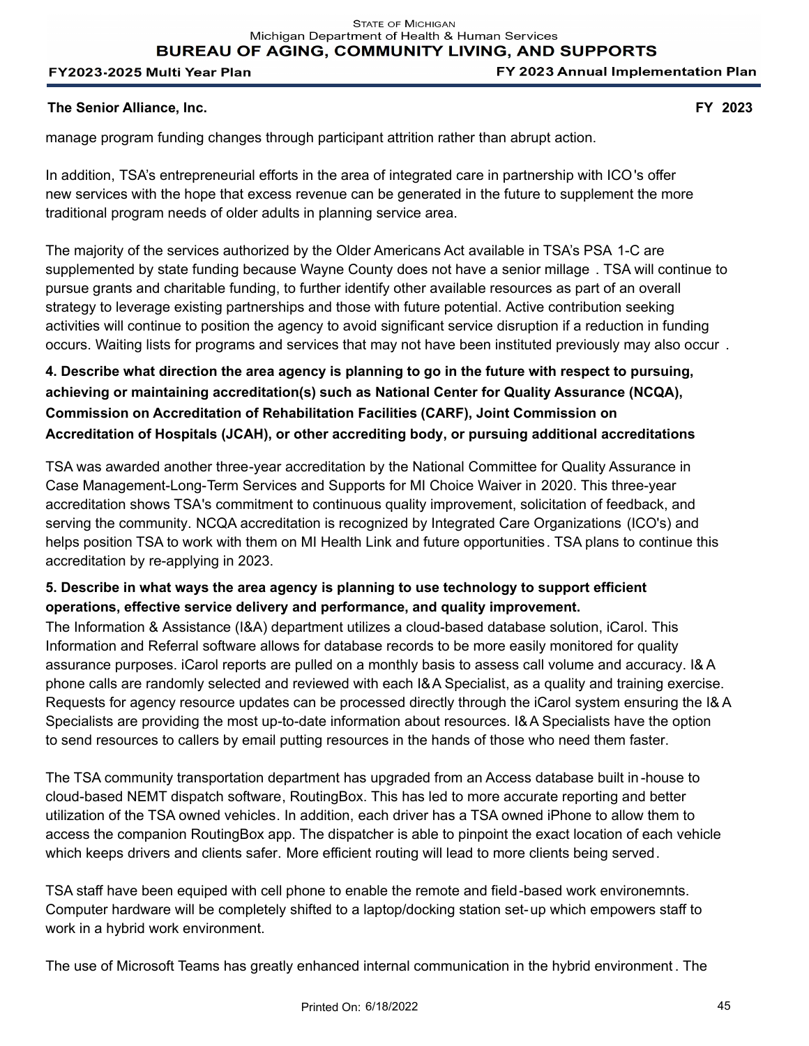manage program funding changes through participant attrition rather than abrupt action.

In addition, TSA's entrepreneurial efforts in the area of integrated care in partnership with ICO's offer new services with the hope that excess revenue can be generated in the future to supplement the more traditional program needs of older adults in planning service area.

The majority of the services authorized by the Older Americans Act available in TSA's PSA 1-C are supplemented by state funding because Wayne County does not have a senior millage . TSA will continue to pursue grants and charitable funding, to further identify other available resources as part of an overall strategy to leverage existing partnerships and those with future potential. Active contribution seeking activities will continue to position the agency to avoid significant service disruption if a reduction in funding occurs. Waiting lists for programs and services that may not have been instituted previously may also occur .

**4. Describe what direction the area agency is planning to go in the future with respect to pursuing, achieving or maintaining accreditation(s) such as National Center for Quality Assurance (NCQA), Commission on Accreditation of Rehabilitation Facilities (CARF), Joint Commission on Accreditation of Hospitals (JCAH), or other accrediting body, or pursuing additional accreditations**

TSA was awarded another three-year accreditation by the National Committee for Quality Assurance in Case Management-Long-Term Services and Supports for MI Choice Waiver in 2020. This three-year accreditation shows TSA's commitment to continuous quality improvement, solicitation of feedback, and serving the community. NCQA accreditation is recognized by Integrated Care Organizations (ICO's) and helps position TSA to work with them on MI Health Link and future opportunities. TSA plans to continue this accreditation by re-applying in 2023.

**5. Describe in what ways the area agency is planning to use technology to support efficient operations, effective service delivery and performance, and quality improvement.**

The Information & Assistance (I&A) department utilizes a cloud-based database solution, iCarol. This Information and Referral software allows for database records to be more easily monitored for quality assurance purposes. iCarol reports are pulled on a monthly basis to assess call volume and accuracy. I&A phone calls are randomly selected and reviewed with each I&A Specialist, as a quality and training exercise. Requests for agency resource updates can be processed directly through the iCarol system ensuring the I&A Specialists are providing the most up-to-date information about resources. I&A Specialists have the option to send resources to callers by email putting resources in the hands of those who need them faster.

The TSA community transportation department has upgraded from an Access database built in-house to cloud-based NEMT dispatch software, RoutingBox. This has led to more accurate reporting and better utilization of the TSA owned vehicles. In addition, each driver has a TSA owned iPhone to allow them to access the companion RoutingBox app. The dispatcher is able to pinpoint the exact location of each vehicle which keeps drivers and clients safer. More efficient routing will lead to more clients being served.

TSA staff have been equiped with cell phone to enable the remote and field-based work environemnts. Computer hardware will be completely shifted to a laptop/docking station set-up which empowers staff to work in a hybrid work environment.

The use of Microsoft Teams has greatly enhanced internal communication in the hybrid environment. The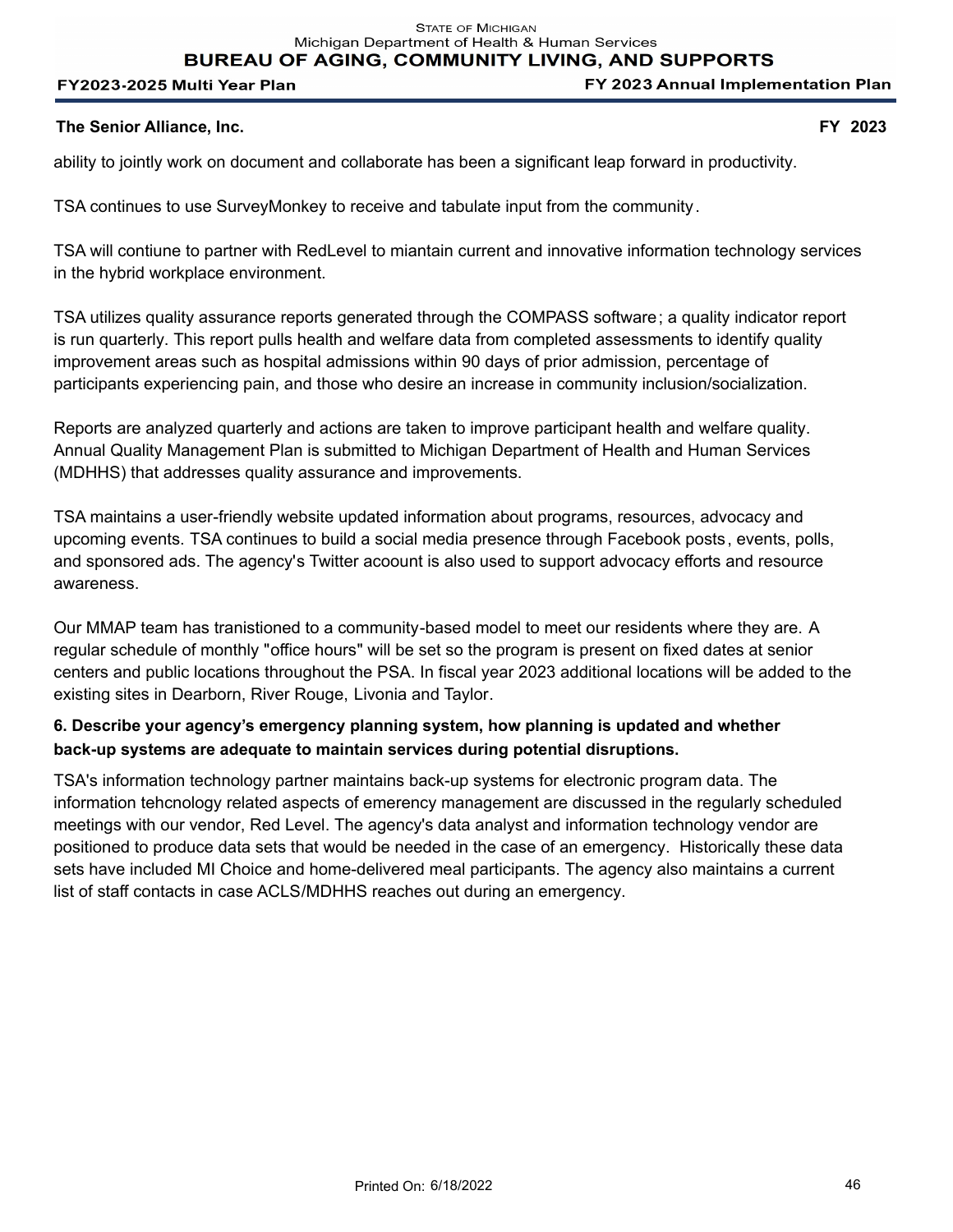ability to jointly work on document and collaborate has been a significant leap forward in productivity.

TSA continues to use SurveyMonkey to receive and tabulate input from the community.

TSA will contiune to partner with RedLevel to miantain current and innovative information technology services in the hybrid workplace environment.

TSA utilizes quality assurance reports generated through the COMPASS software; a quality indicator report is run quarterly. This report pulls health and welfare data from completed assessments to identify quality improvement areas such as hospital admissions within 90 days of prior admission, percentage of participants experiencing pain, and those who desire an increase in community inclusion/socialization.

Reports are analyzed quarterly and actions are taken to improve participant health and welfare quality. Annual Quality Management Plan is submitted to Michigan Department of Health and Human Services (MDHHS) that addresses quality assurance and improvements.

TSA maintains a user-friendly website updated information about programs, resources, advocacy and upcoming events. TSA continues to build a social media presence through Facebook posts, events, polls, and sponsored ads. The agency's Twitter acoount is also used to support advocacy efforts and resource awareness.

Our MMAP team has tranistioned to a community-based model to meet our residents where they are. A regular schedule of monthly "office hours" will be set so the program is present on fixed dates at senior centers and public locations throughout the PSA. In fiscal year 2023 additional locations will be added to the existing sites in Dearborn, River Rouge, Livonia and Taylor.

**6. Describe your agency's emergency planning system, how planning is updated and whether back-up systems are adequate to maintain services during potential disruptions.**

TSA's information technology partner maintains back-up systems for electronic program data. The information tehcnology related aspects of emerency management are discussed in the regularly scheduled meetings with our vendor, Red Level. The agency's data analyst and information technology vendor are positioned to produce data sets that would be needed in the case of an emergency. Historically these data sets have included MI Choice and home-delivered meal participants. The agency also maintains a current list of staff contacts in case ACLS/MDHHS reaches out during an emergency.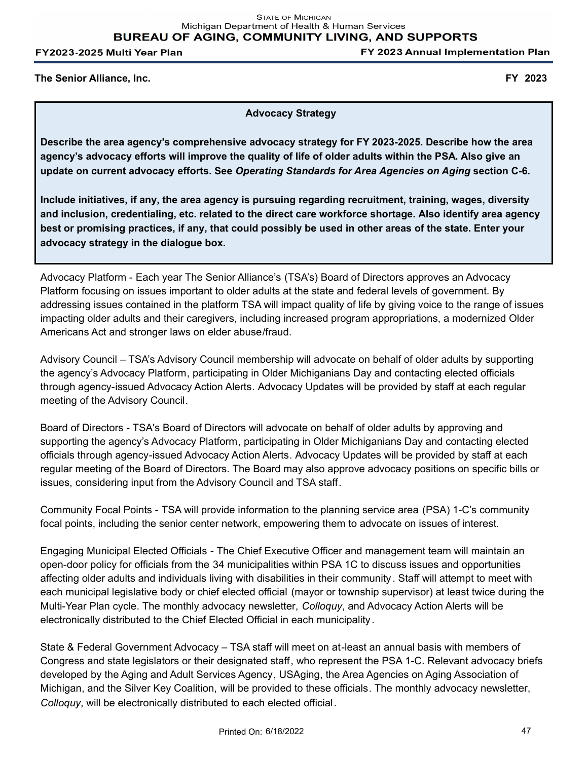**The Senior Alliance, Inc.** **FY 2023**

**Advocacy Strategy**

**Describe the area agency's comprehensive advocacy strategy for FY 2023-2025. Describe how the area agency's advocacy efforts will improve the quality of life of older adults within the PSA. Also give an update on current advocacy efforts. See *Operating Standards for Area Agencies on Aging* section C-6.**

**Include initiatives, if any, the area agency is pursuing regarding recruitment, training, wages, diversity and inclusion, credentialing, etc. related to the direct care workforce shortage. Also identify area agency best or promising practices, if any, that could possibly be used in other areas of the state. Enter your advocacy strategy in the dialogue box.**

Advocacy Platform - Each year The Senior Alliance's (TSA's) Board of Directors approves an Advocacy Platform focusing on issues important to older adults at the state and federal levels of government. By addressing issues contained in the platform TSA will impact quality of life by giving voice to the range of issues impacting older adults and their caregivers, including increased program appropriations, a modernized Older Americans Act and stronger laws on elder abuse/fraud.

Advisory Council – TSA's Advisory Council membership will advocate on behalf of older adults by supporting the agency's Advocacy Platform, participating in Older Michiganians Day and contacting elected officials through agency-issued Advocacy Action Alerts. Advocacy Updates will be provided by staff at each regular meeting of the Advisory Council.

Board of Directors - TSA's Board of Directors will advocate on behalf of older adults by approving and supporting the agency's Advocacy Platform, participating in Older Michiganians Day and contacting elected officials through agency-issued Advocacy Action Alerts. Advocacy Updates will be provided by staff at each regular meeting of the Board of Directors. The Board may also approve advocacy positions on specific bills or issues, considering input from the Advisory Council and TSA staff.

Community Focal Points - TSA will provide information to the planning service area (PSA) 1-C's community focal points, including the senior center network, empowering them to advocate on issues of interest.

Engaging Municipal Elected Officials - The Chief Executive Officer and management team will maintain an open-door policy for officials from the 34 municipalities within PSA 1C to discuss issues and opportunities affecting older adults and individuals living with disabilities in their community. Staff will attempt to meet with each municipal legislative body or chief elected official (mayor or township supervisor) at least twice during the Multi-Year Plan cycle. The monthly advocacy newsletter, *Colloquy*, and Advocacy Action Alerts will be electronically distributed to the Chief Elected Official in each municipality.

State & Federal Government Advocacy – TSA staff will meet on at-least an annual basis with members of Congress and state legislators or their designated staff, who represent the PSA 1-C. Relevant advocacy briefs developed by the Aging and Adult Services Agency, USAging, the Area Agencies on Aging Association of Michigan, and the Silver Key Coalition, will be provided to these officials. The monthly advocacy newsletter, *Colloquy*, will be electronically distributed to each elected official.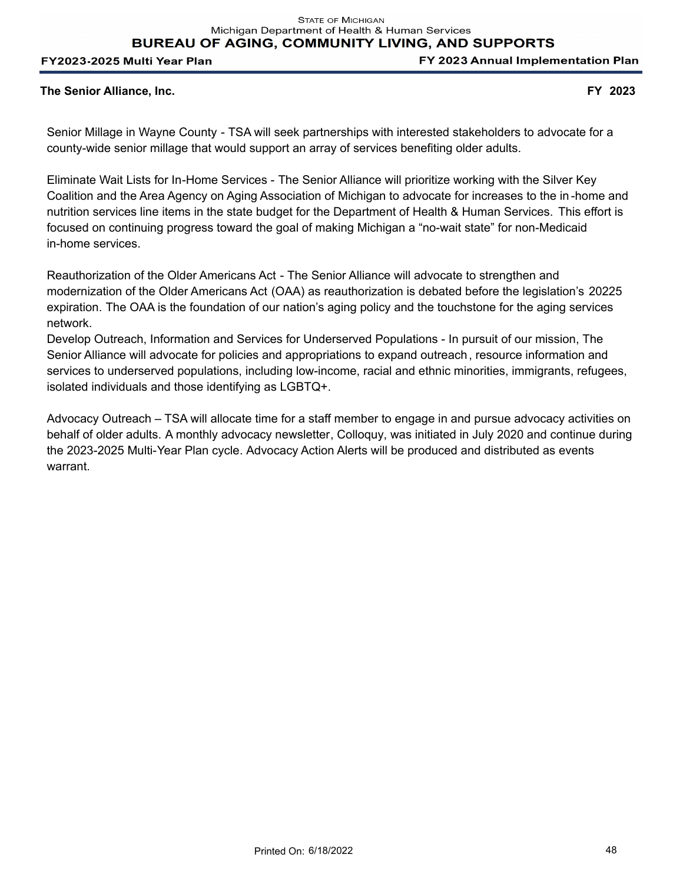Senior Millage in Wayne County - TSA will seek partnerships with interested stakeholders to advocate for a county-wide senior millage that would support an array of services benefiting older adults.

Eliminate Wait Lists for In-Home Services - The Senior Alliance will prioritize working with the Silver Key Coalition and the Area Agency on Aging Association of Michigan to advocate for increases to the in-home and nutrition services line items in the state budget for the Department of Health & Human Services. This effort is focused on continuing progress toward the goal of making Michigan a “no-wait state” for non-Medicaid in-home services.

Reauthorization of the Older Americans Act - The Senior Alliance will advocate to strengthen and modernization of the Older Americans Act (OAA) as reauthorization is debated before the legislation’s 20225 expiration. The OAA is the foundation of our nation’s aging policy and the touchstone for the aging services network.

Develop Outreach, Information and Services for Underserved Populations - In pursuit of our mission, The Senior Alliance will advocate for policies and appropriations to expand outreach, resource information and services to underserved populations, including low-income, racial and ethnic minorities, immigrants, refugees, isolated individuals and those identifying as LGBTQ+.

Advocacy Outreach – TSA will allocate time for a staff member to engage in and pursue advocacy activities on behalf of older adults. A monthly advocacy newsletter, Colloquy, was initiated in July 2020 and continue during the 2023-2025 Multi-Year Plan cycle. Advocacy Action Alerts will be produced and distributed as events warrant.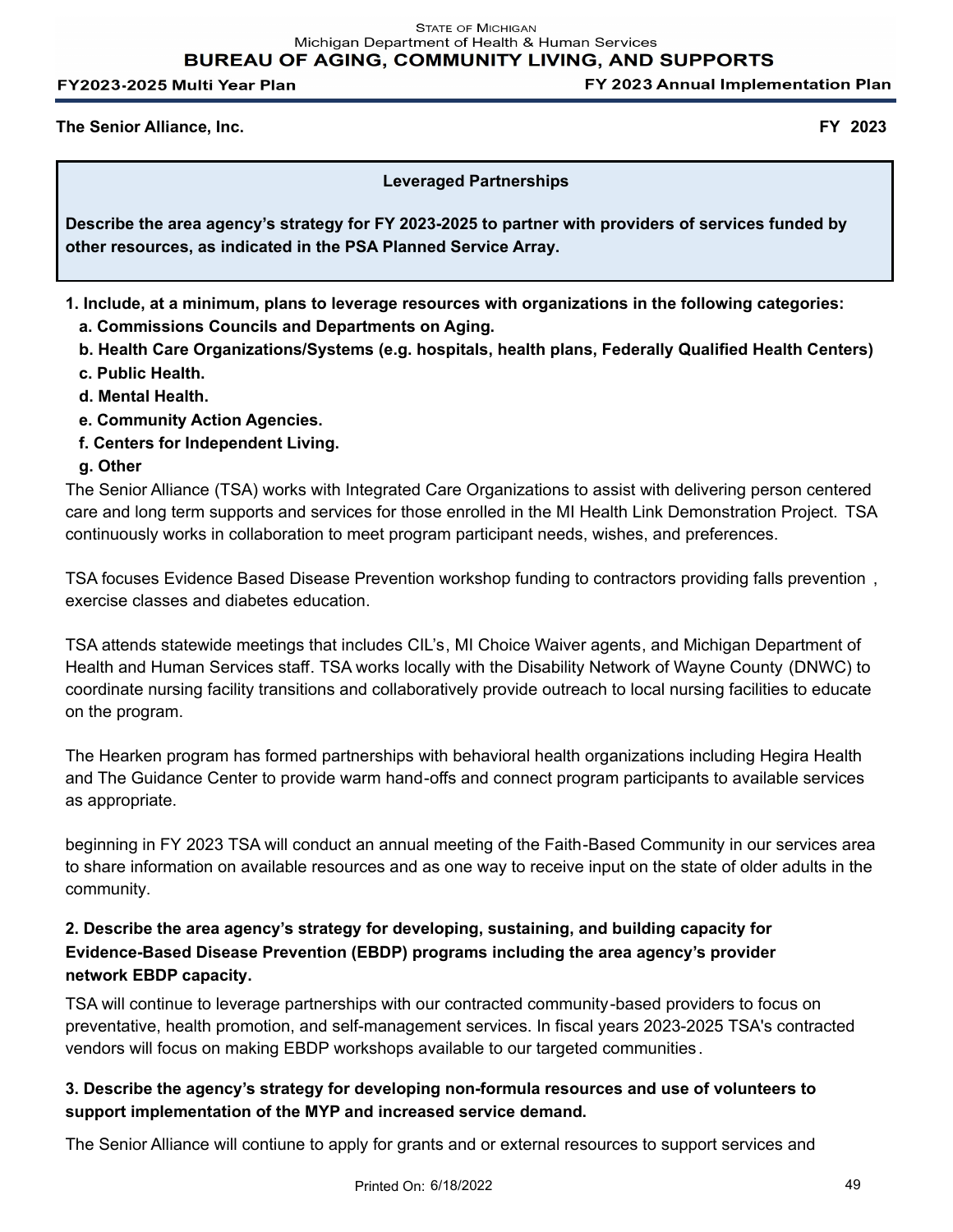The Senior Alliance, Inc. **FY 2023**

**Leveraged Partnerships**

**Describe the area agency's strategy for FY 2023-2025 to partner with providers of services funded by other resources, as indicated in the PSA Planned Service Array.**

**1. Include, at a minimum, plans to leverage resources with organizations in the following categories:**
**a. Commissions Councils and Departments on Aging.**
**b. Health Care Organizations/Systems (e.g. hospitals, health plans, Federally Qualified Health Centers)**
**c. Public Health.**
**d. Mental Health.**
**e. Community Action Agencies.**
**f. Centers for Independent Living.**
**g. Other**

The Senior Alliance (TSA) works with Integrated Care Organizations to assist with delivering person centered care and long term supports and services for those enrolled in the MI Health Link Demonstration Project. TSA continuously works in collaboration to meet program participant needs, wishes, and preferences.

TSA focuses Evidence Based Disease Prevention workshop funding to contractors providing falls prevention , exercise classes and diabetes education.

TSA attends statewide meetings that includes CIL's, MI Choice Waiver agents, and Michigan Department of Health and Human Services staff. TSA works locally with the Disability Network of Wayne County (DNWC) to coordinate nursing facility transitions and collaboratively provide outreach to local nursing facilities to educate on the program.

The Hearken program has formed partnerships with behavioral health organizations including Hegira Health and The Guidance Center to provide warm hand-offs and connect program participants to available services as appropriate.

beginning in FY 2023 TSA will conduct an annual meeting of the Faith-Based Community in our services area to share information on available resources and as one way to receive input on the state of older adults in the community.

**2. Describe the area agency's strategy for developing, sustaining, and building capacity for Evidence-Based Disease Prevention (EBDP) programs including the area agency's provider network EBDP capacity.**

TSA will continue to leverage partnerships with our contracted community-based providers to focus on preventative, health promotion, and self-management services. In fiscal years 2023-2025 TSA's contracted vendors will focus on making EBDP workshops available to our targeted communities.

**3. Describe the agency's strategy for developing non-formula resources and use of volunteers to support implementation of the MYP and increased service demand.**

The Senior Alliance will contiune to apply for grants and or external resources to support services and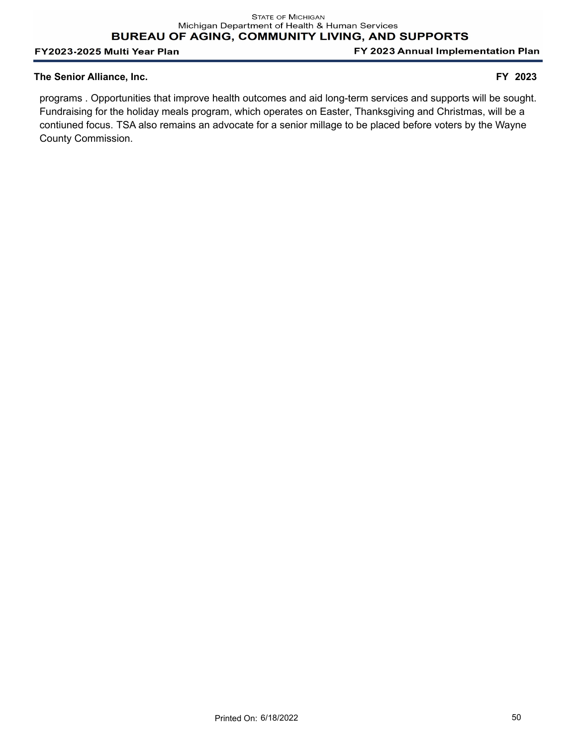programs . Opportunities that improve health outcomes and aid long-term services and supports will be sought. Fundraising for the holiday meals program, which operates on Easter, Thanksgiving and Christmas, will be a contiuned focus. TSA also remains an advocate for a senior millage to be placed before voters by the Wayne County Commission.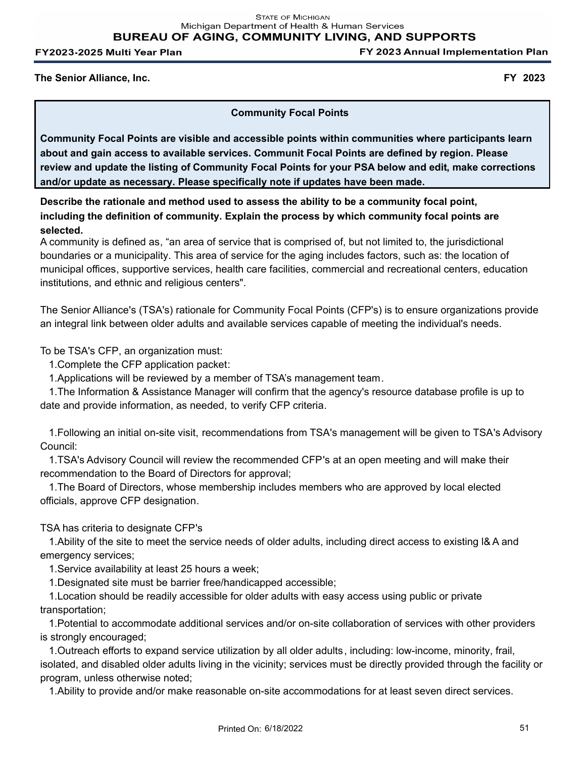**The Senior Alliance, Inc.** **FY 2023**

## Community Focal Points

**Community Focal Points are visible and accessible points within communities where participants learn about and gain access to available services. Communit Focal Points are defined by region. Please review and update the listing of Community Focal Points for your PSA below and edit, make corrections and/or update as necessary. Please specifically note if updates have been made.**

**Describe the rationale and method used to assess the ability to be a community focal point, including the definition of community. Explain the process by which community focal points are selected.**

A community is defined as, “an area of service that is comprised of, but not limited to, the jurisdictional boundaries or a municipality. This area of service for the aging includes factors, such as: the location of municipal offices, supportive services, health care facilities, commercial and recreational centers, education institutions, and ethnic and religious centers".

The Senior Alliance's (TSA's) rationale for Community Focal Points (CFP's) is to ensure organizations provide an integral link between older adults and available services capable of meeting the individual's needs.

To be TSA's CFP, an organization must:

1. Complete the CFP application packet:
1. Applications will be reviewed by a member of TSA’s management team.
1. The Information & Assistance Manager will confirm that the agency's resource database profile is up to date and provide information, as needed, to verify CFP criteria.

1. Following an initial on-site visit, recommendations from TSA's management will be given to TSA's Advisory Council:
1. TSA's Advisory Council will review the recommended CFP's at an open meeting and will make their recommendation to the Board of Directors for approval;
1. The Board of Directors, whose membership includes members who are approved by local elected officials, approve CFP designation.

TSA has criteria to designate CFP's

1. Ability of the site to meet the service needs of older adults, including direct access to existing I& A and emergency services;
1. Service availability at least 25 hours a week;
1. Designated site must be barrier free/handicapped accessible;
1. Location should be readily accessible for older adults with easy access using public or private transportation;
1. Potential to accommodate additional services and/or on-site collaboration of services with other providers is strongly encouraged;
1. Outreach efforts to expand service utilization by all older adults, including: low-income, minority, frail, isolated, and disabled older adults living in the vicinity; services must be directly provided through the facility or program, unless otherwise noted;
1. Ability to provide and/or make reasonable on-site accommodations for at least seven direct services.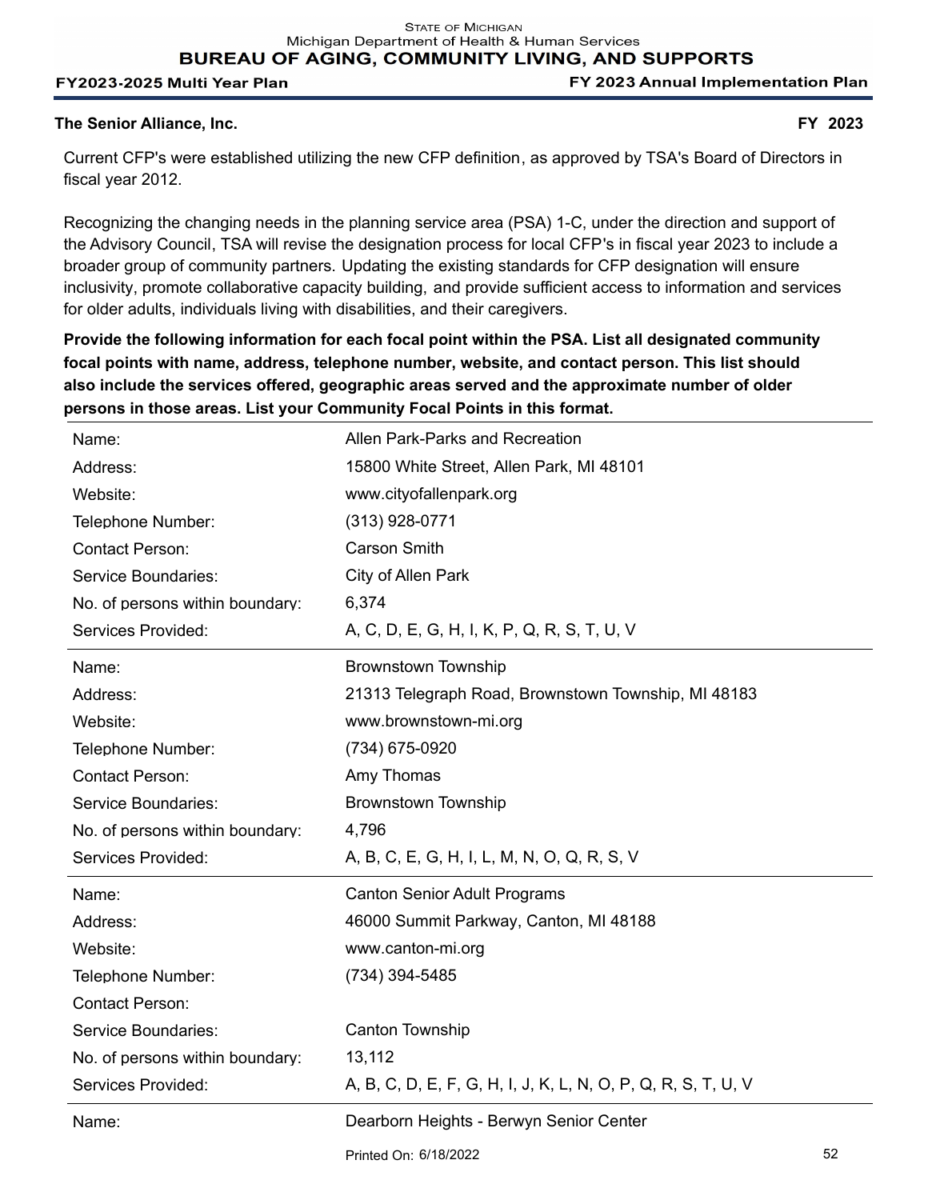**The Senior Alliance, Inc.** **FY 2023**

Current CFP's were established utilizing the new CFP definition, as approved by TSA's Board of Directors in fiscal year 2012.

Recognizing the changing needs in the planning service area (PSA) 1-C, under the direction and support of the Advisory Council, TSA will revise the designation process for local CFP's in fiscal year 2023 to include a broader group of community partners. Updating the existing standards for CFP designation will ensure inclusivity, promote collaborative capacity building, and provide sufficient access to information and services for older adults, individuals living with disabilities, and their caregivers.

**Provide the following information for each focal point within the PSA. List all designated community focal points with name, address, telephone number, website, and contact person. This list should also include the services offered, geographic areas served and the approximate number of older persons in those areas. List your Community Focal Points in this format.**

| | |
|---|---|
| Name: | Allen Park-Parks and Recreation |
| Address: | 15800 White Street, Allen Park, MI 48101 |
| Website: | www.cityofallenpark.org |
| Telephone Number: | (313) 928-0771 |
| Contact Person: | Carson Smith |
| Service Boundaries: | City of Allen Park |
| No. of persons within boundary: | 6,374 |
| Services Provided: | A, C, D, E, G, H, I, K, P, Q, R, S, T, U, V |

| | |
|---|---|
| Name: | Brownstown Township |
| Address: | 21313 Telegraph Road, Brownstown Township, MI 48183 |
| Website: | www.brownstown-mi.org |
| Telephone Number: | (734) 675-0920 |
| Contact Person: | Amy Thomas |
| Service Boundaries: | Brownstown Township |
| No. of persons within boundary: | 4,796 |
| Services Provided: | A, B, C, E, G, H, I, L, M, N, O, Q, R, S, V |

| | |
|---|---|
| Name: | Canton Senior Adult Programs |
| Address: | 46000 Summit Parkway, Canton, MI 48188 |
| Website: | www.canton-mi.org |
| Telephone Number: | (734) 394-5485 |
| Contact Person: | |
| Service Boundaries: | Canton Township |
| No. of persons within boundary: | 13,112 |
| Services Provided: | A, B, C, D, E, F, G, H, I, J, K, L, N, O, P, Q, R, S, T, U, V |

| | |
|---|---|
| Name: | Dearborn Heights - Berwyn Senior Center |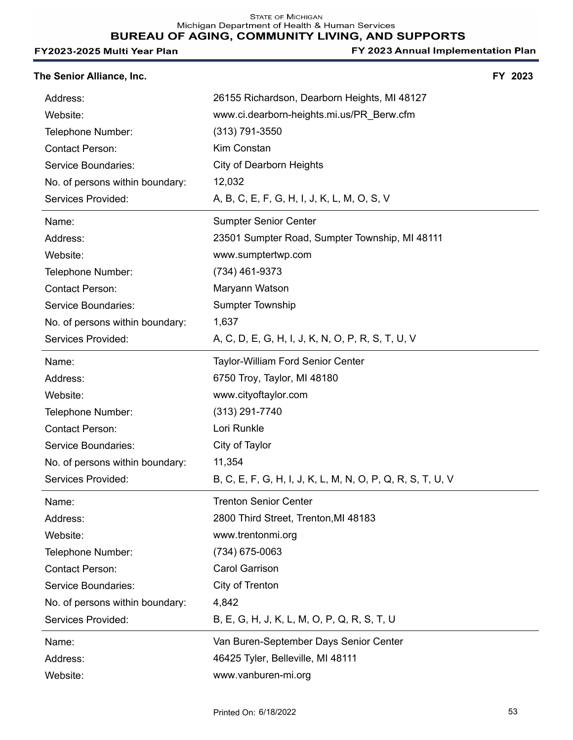**The Senior Alliance, Inc.** **FY 2023**

| | |
|---|---|
| Address: | 26155 Richardson, Dearborn Heights, MI 48127 |
| Website: | www.ci.dearborn-heights.mi.us/PR_Berw.cfm |
| Telephone Number: | (313) 791-3550 |
| Contact Person: | Kim Constan |
| Service Boundaries: | City of Dearborn Heights |
| No. of persons within boundary: | 12,032 |
| Services Provided: | A, B, C, E, F, G, H, I, J, K, L, M, O, S, V |

| | |
|---|---|
| Name: | Sumpter Senior Center |
| Address: | 23501 Sumpter Road, Sumpter Township, MI 48111 |
| Website: | www.sumptertwp.com |
| Telephone Number: | (734) 461-9373 |
| Contact Person: | Maryann Watson |
| Service Boundaries: | Sumpter Township |
| No. of persons within boundary: | 1,637 |
| Services Provided: | A, C, D, E, G, H, I, J, K, N, O, P, R, S, T, U, V |

| | |
|---|---|
| Name: | Taylor-William Ford Senior Center |
| Address: | 6750 Troy, Taylor, MI 48180 |
| Website: | www.cityoftaylor.com |
| Telephone Number: | (313) 291-7740 |
| Contact Person: | Lori Runkle |
| Service Boundaries: | City of Taylor |
| No. of persons within boundary: | 11,354 |
| Services Provided: | B, C, E, F, G, H, I, J, K, L, M, N, O, P, Q, R, S, T, U, V |

| | |
|---|---|
| Name: | Trenton Senior Center |
| Address: | 2800 Third Street, Trenton,MI 48183 |
| Website: | www.trentonmi.org |
| Telephone Number: | (734) 675-0063 |
| Contact Person: | Carol Garrison |
| Service Boundaries: | City of Trenton |
| No. of persons within boundary: | 4,842 |
| Services Provided: | B, E, G, H, J, K, L, M, O, P, Q, R, S, T, U |

| | |
|---|---|
| Name: | Van Buren-September Days Senior Center |
| Address: | 46425 Tyler, Belleville, MI 48111 |
| Website: | www.vanburen-mi.org |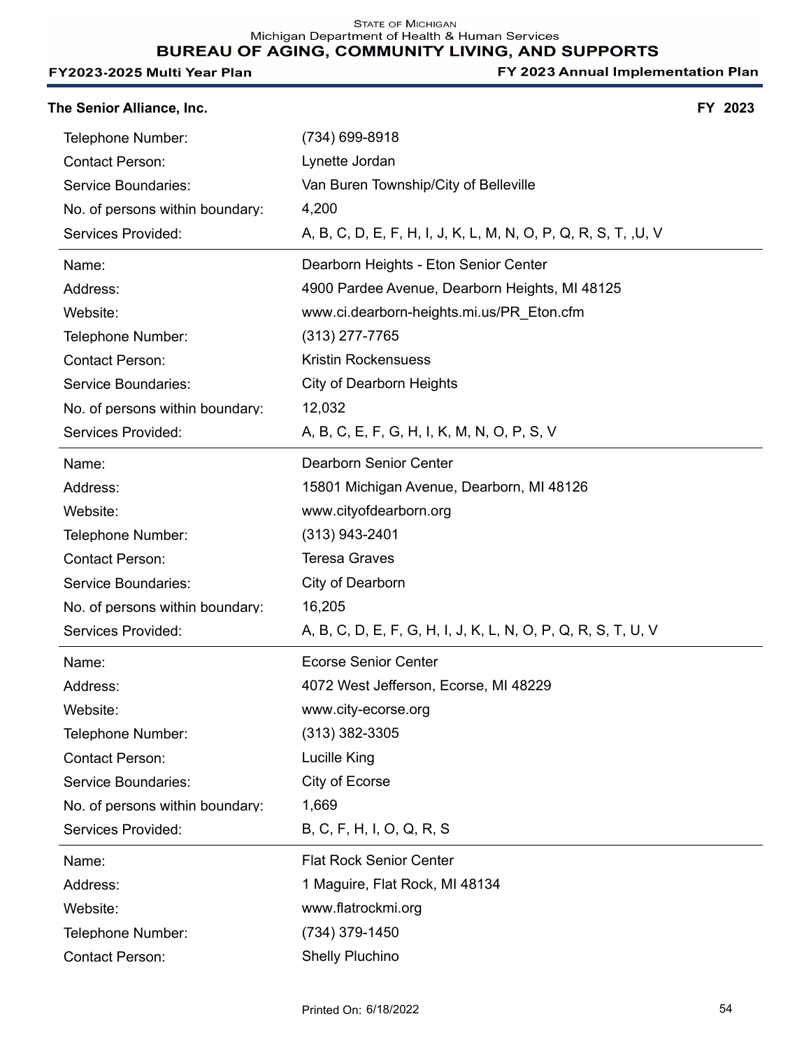**The Senior Alliance, Inc.** **FY 2023**

| | |
|---|---|
| Telephone Number: | (734) 699-8918 |
| Contact Person: | Lynette Jordan |
| Service Boundaries: | Van Buren Township/City of Belleville |
| No. of persons within boundary: | 4,200 |
| Services Provided: | A, B, C, D, E, F, H, I, J, K, L, M, N, O, P, Q, R, S, T, ,U, V |

| | |
|---|---|
| Name: | Dearborn Heights - Eton Senior Center |
| Address: | 4900 Pardee Avenue, Dearborn Heights, MI 48125 |
| Website: | www.ci.dearborn-heights.mi.us/PR_Eton.cfm |
| Telephone Number: | (313) 277-7765 |
| Contact Person: | Kristin Rockensuess |
| Service Boundaries: | City of Dearborn Heights |
| No. of persons within boundary: | 12,032 |
| Services Provided: | A, B, C, E, F, G, H, I, K, M, N, O, P, S, V |

| | |
|---|---|
| Name: | Dearborn Senior Center |
| Address: | 15801 Michigan Avenue, Dearborn, MI 48126 |
| Website: | www.cityofdearborn.org |
| Telephone Number: | (313) 943-2401 |
| Contact Person: | Teresa Graves |
| Service Boundaries: | City of Dearborn |
| No. of persons within boundary: | 16,205 |
| Services Provided: | A, B, C, D, E, F, G, H, I, J, K, L, N, O, P, Q, R, S, T, U, V |

| | |
|---|---|
| Name: | Ecorse Senior Center |
| Address: | 4072 West Jefferson, Ecorse, MI 48229 |
| Website: | www.city-ecorse.org |
| Telephone Number: | (313) 382-3305 |
| Contact Person: | Lucille King |
| Service Boundaries: | City of Ecorse |
| No. of persons within boundary: | 1,669 |
| Services Provided: | B, C, F, H, I, O, Q, R, S |

| | |
|---|---|
| Name: | Flat Rock Senior Center |
| Address: | 1 Maguire, Flat Rock, MI 48134 |
| Website: | www.flatrockmi.org |
| Telephone Number: | (734) 379-1450 |
| Contact Person: | Shelly Pluchino |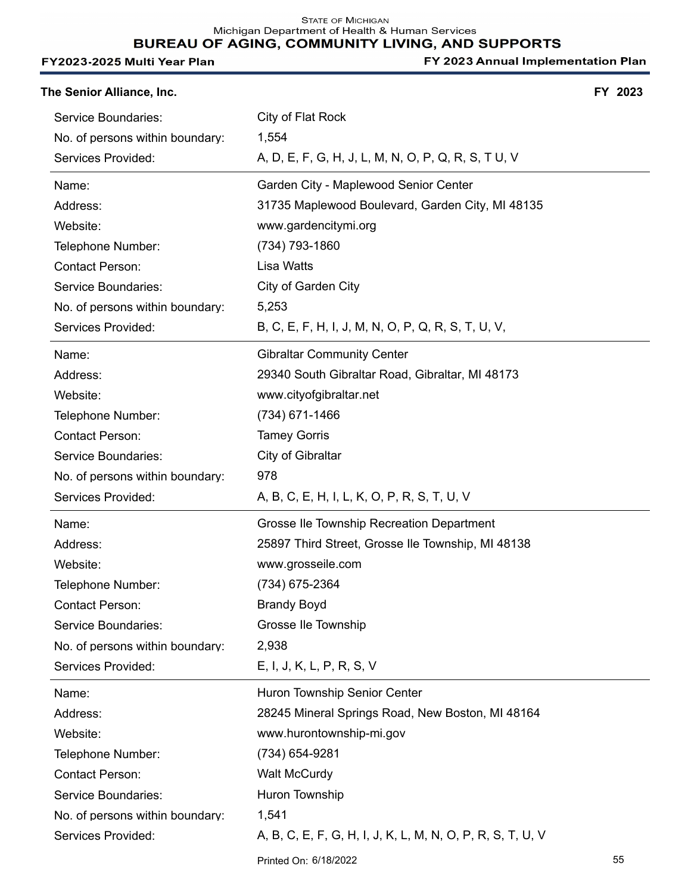**The Senior Alliance, Inc.** **FY 2023**

| | |
|---|---|
| Service Boundaries: | City of Flat Rock |
| No. of persons within boundary: | 1,554 |
| Services Provided: | A, D, E, F, G, H, J, L, M, N, O, P, Q, R, S, T U, V |

| | |
|---|---|
| Name: | Garden City - Maplewood Senior Center |
| Address: | 31735 Maplewood Boulevard, Garden City, MI 48135 |
| Website: | www.gardencitymi.org |
| Telephone Number: | (734) 793-1860 |
| Contact Person: | Lisa Watts |
| Service Boundaries: | City of Garden City |
| No. of persons within boundary: | 5,253 |
| Services Provided: | B, C, E, F, H, I, J, M, N, O, P, Q, R, S, T, U, V, |

| | |
|---|---|
| Name: | Gibraltar Community Center |
| Address: | 29340 South Gibraltar Road, Gibraltar, MI 48173 |
| Website: | www.cityofgibraltar.net |
| Telephone Number: | (734) 671-1466 |
| Contact Person: | Tamey Gorris |
| Service Boundaries: | City of Gibraltar |
| No. of persons within boundary: | 978 |
| Services Provided: | A, B, C, E, H, I, L, K, O, P, R, S, T, U, V |

| | |
|---|---|
| Name: | Grosse Ile Township Recreation Department |
| Address: | 25897 Third Street, Grosse Ile Township, MI 48138 |
| Website: | www.grosseile.com |
| Telephone Number: | (734) 675-2364 |
| Contact Person: | Brandy Boyd |
| Service Boundaries: | Grosse Ile Township |
| No. of persons within boundary: | 2,938 |
| Services Provided: | E, I, J, K, L, P, R, S, V |

| | |
|---|---|
| Name: | Huron Township Senior Center |
| Address: | 28245 Mineral Springs Road, New Boston, MI 48164 |
| Website: | www.hurontownship-mi.gov |
| Telephone Number: | (734) 654-9281 |
| Contact Person: | Walt McCurdy |
| Service Boundaries: | Huron Township |
| No. of persons within boundary: | 1,541 |
| Services Provided: | A, B, C, E, F, G, H, I, J, K, L, M, N, O, P, R, S, T, U, V |

Printed On: 6/18/2022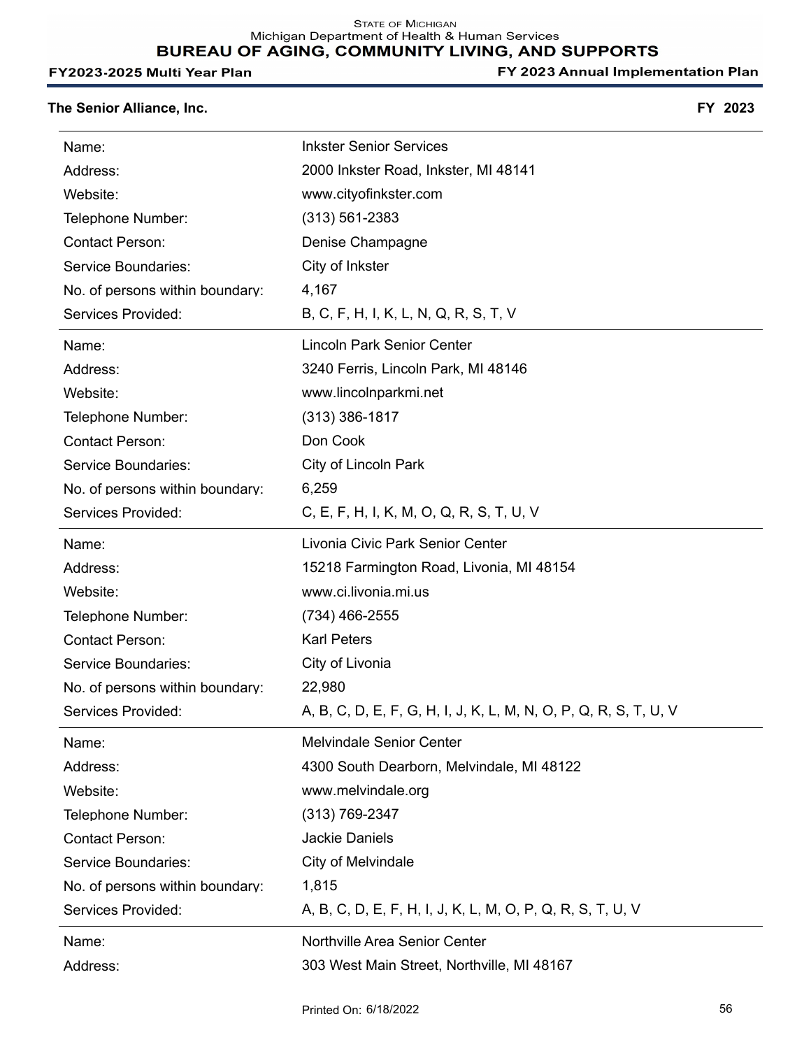The Senior Alliance, Inc. **FY 2023**

| | |
|---|---|
| Name: | Inkster Senior Services |
| Address: | 2000 Inkster Road, Inkster, MI 48141 |
| Website: | www.cityofinkster.com |
| Telephone Number: | (313) 561-2383 |
| Contact Person: | Denise Champagne |
| Service Boundaries: | City of Inkster |
| No. of persons within boundary: | 4,167 |
| Services Provided: | B, C, F, H, I, K, L, N, Q, R, S, T, V |

| | |
|---|---|
| Name: | Lincoln Park Senior Center |
| Address: | 3240 Ferris, Lincoln Park, MI 48146 |
| Website: | www.lincolnparkmi.net |
| Telephone Number: | (313) 386-1817 |
| Contact Person: | Don Cook |
| Service Boundaries: | City of Lincoln Park |
| No. of persons within boundary: | 6,259 |
| Services Provided: | C, E, F, H, I, K, M, O, Q, R, S, T, U, V |

| | |
|---|---|
| Name: | Livonia Civic Park Senior Center |
| Address: | 15218 Farmington Road, Livonia, MI 48154 |
| Website: | www.ci.livonia.mi.us |
| Telephone Number: | (734) 466-2555 |
| Contact Person: | Karl Peters |
| Service Boundaries: | City of Livonia |
| No. of persons within boundary: | 22,980 |
| Services Provided: | A, B, C, D, E, F, G, H, I, J, K, L, M, N, O, P, Q, R, S, T, U, V |

| | |
|---|---|
| Name: | Melvindale Senior Center |
| Address: | 4300 South Dearborn, Melvindale, MI 48122 |
| Website: | www.melvindale.org |
| Telephone Number: | (313) 769-2347 |
| Contact Person: | Jackie Daniels |
| Service Boundaries: | City of Melvindale |
| No. of persons within boundary: | 1,815 |
| Services Provided: | A, B, C, D, E, F, H, I, J, K, L, M, O, P, Q, R, S, T, U, V |

| | |
|---|---|
| Name: | Northville Area Senior Center |
| Address: | 303 West Main Street, Northville, MI 48167 |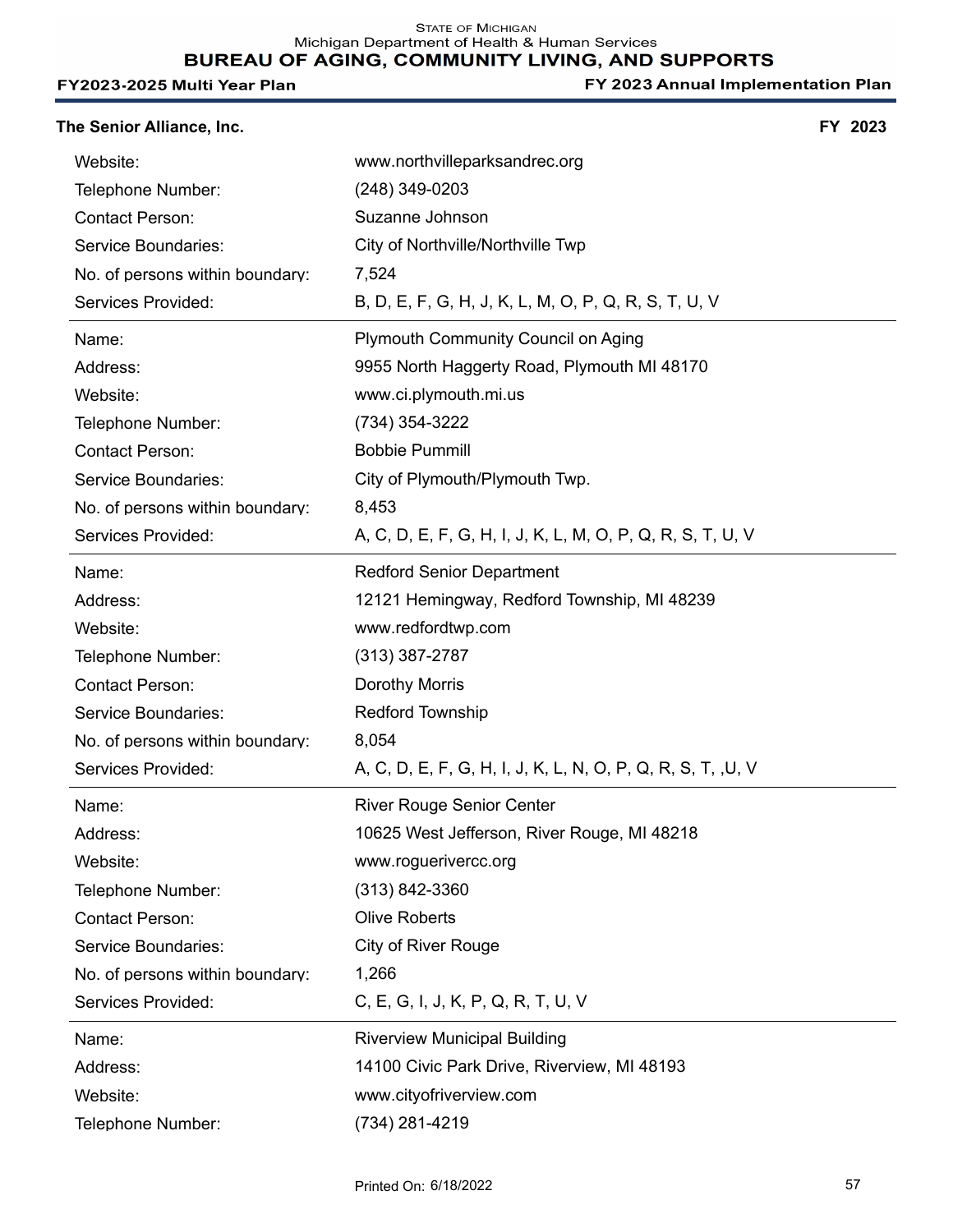**The Senior Alliance, Inc.** **FY 2023**

| | |
|---|---|
| Website: | www.northvilleparksandrec.org |
| Telephone Number: | (248) 349-0203 |
| Contact Person: | Suzanne Johnson |
| Service Boundaries: | City of Northville/Northville Twp |
| No. of persons within boundary: | 7,524 |
| Services Provided: | B, D, E, F, G, H, J, K, L, M, O, P, Q, R, S, T, U, V |

| | |
|---|---|
| Name: | Plymouth Community Council on Aging |
| Address: | 9955 North Haggerty Road, Plymouth MI 48170 |
| Website: | www.ci.plymouth.mi.us |
| Telephone Number: | (734) 354-3222 |
| Contact Person: | Bobbie Pummill |
| Service Boundaries: | City of Plymouth/Plymouth Twp. |
| No. of persons within boundary: | 8,453 |
| Services Provided: | A, C, D, E, F, G, H, I, J, K, L, M, O, P, Q, R, S, T, U, V |

| | |
|---|---|
| Name: | Redford Senior Department |
| Address: | 12121 Hemingway, Redford Township, MI 48239 |
| Website: | www.redfordtwp.com |
| Telephone Number: | (313) 387-2787 |
| Contact Person: | Dorothy Morris |
| Service Boundaries: | Redford Township |
| No. of persons within boundary: | 8,054 |
| Services Provided: | A, C, D, E, F, G, H, I, J, K, L, N, O, P, Q, R, S, T, ,U, V |

| | |
|---|---|
| Name: | River Rouge Senior Center |
| Address: | 10625 West Jefferson, River Rouge, MI 48218 |
| Website: | www.rogueriverc­c.org |
| Telephone Number: | (313) 842-3360 |
| Contact Person: | Olive Roberts |
| Service Boundaries: | City of River Rouge |
| No. of persons within boundary: | 1,266 |
| Services Provided: | C, E, G, I, J, K, P, Q, R, T, U, V |

| | |
|---|---|
| Name: | Riverview Municipal Building |
| Address: | 14100 Civic Park Drive, Riverview, MI 48193 |
| Website: | www.cityofriverview.com |
| Telephone Number: | (734) 281-4219 |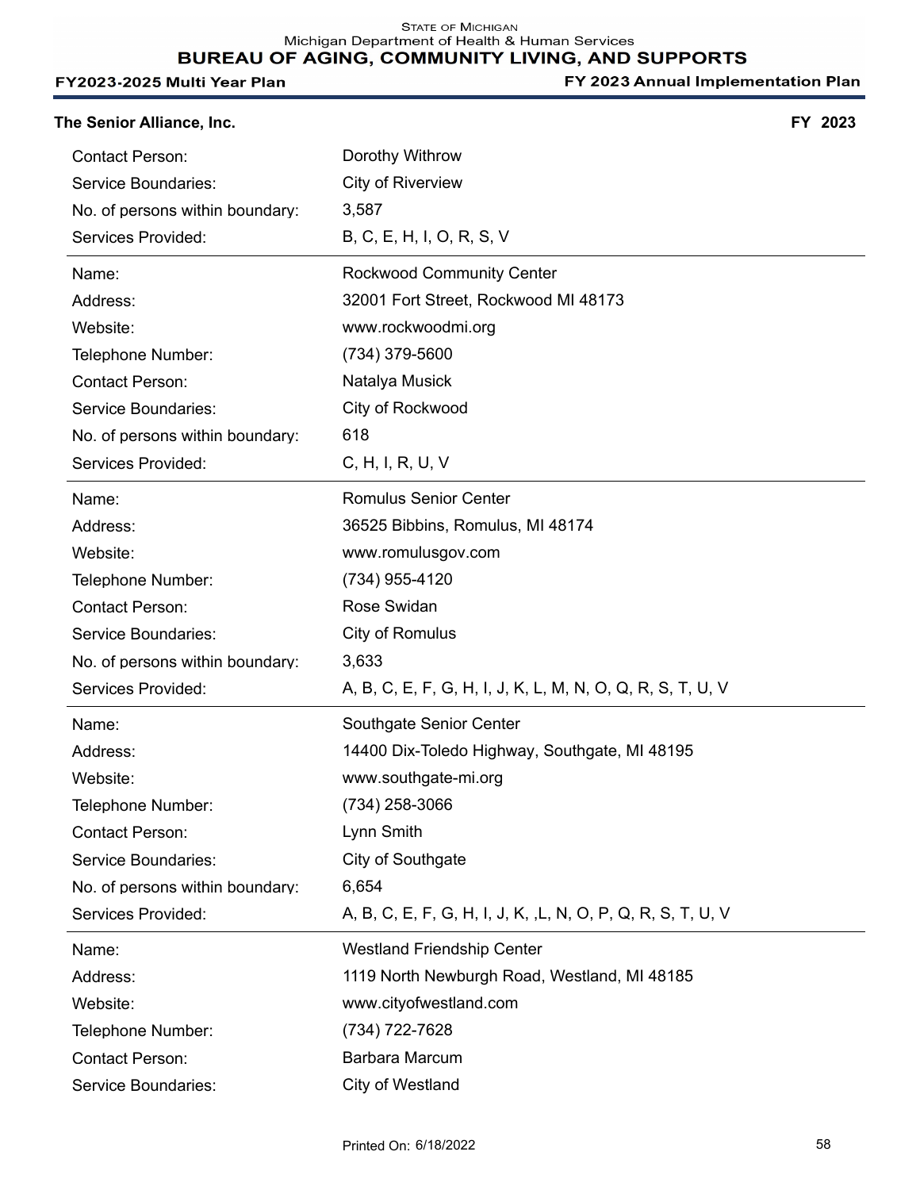**The Senior Alliance, Inc.** **FY 2023**

| | |
|---|---|
| Contact Person: | Dorothy Withrow |
| Service Boundaries: | City of Riverview |
| No. of persons within boundary: | 3,587 |
| Services Provided: | B, C, E, H, I, O, R, S, V |

| | |
|---|---|
| Name: | Rockwood Community Center |
| Address: | 32001 Fort Street, Rockwood MI 48173 |
| Website: | www.rockwoodmi.org |
| Telephone Number: | (734) 379-5600 |
| Contact Person: | Natalya Musick |
| Service Boundaries: | City of Rockwood |
| No. of persons within boundary: | 618 |
| Services Provided: | C, H, I, R, U, V |

| | |
|---|---|
| Name: | Romulus Senior Center |
| Address: | 36525 Bibbins, Romulus, MI 48174 |
| Website: | www.romulusgov.com |
| Telephone Number: | (734) 955-4120 |
| Contact Person: | Rose Swidan |
| Service Boundaries: | City of Romulus |
| No. of persons within boundary: | 3,633 |
| Services Provided: | A, B, C, E, F, G, H, I, J, K, L, M, N, O, Q, R, S, T, U, V |

| | |
|---|---|
| Name: | Southgate Senior Center |
| Address: | 14400 Dix-Toledo Highway, Southgate, MI 48195 |
| Website: | www.southgate-mi.org |
| Telephone Number: | (734) 258-3066 |
| Contact Person: | Lynn Smith |
| Service Boundaries: | City of Southgate |
| No. of persons within boundary: | 6,654 |
| Services Provided: | A, B, C, E, F, G, H, I, J, K, ,L, N, O, P, Q, R, S, T, U, V |

| | |
|---|---|
| Name: | Westland Friendship Center |
| Address: | 1119 North Newburgh Road, Westland, MI 48185 |
| Website: | www.cityofwestland.com |
| Telephone Number: | (734) 722-7628 |
| Contact Person: | Barbara Marcum |
| Service Boundaries: | City of Westland |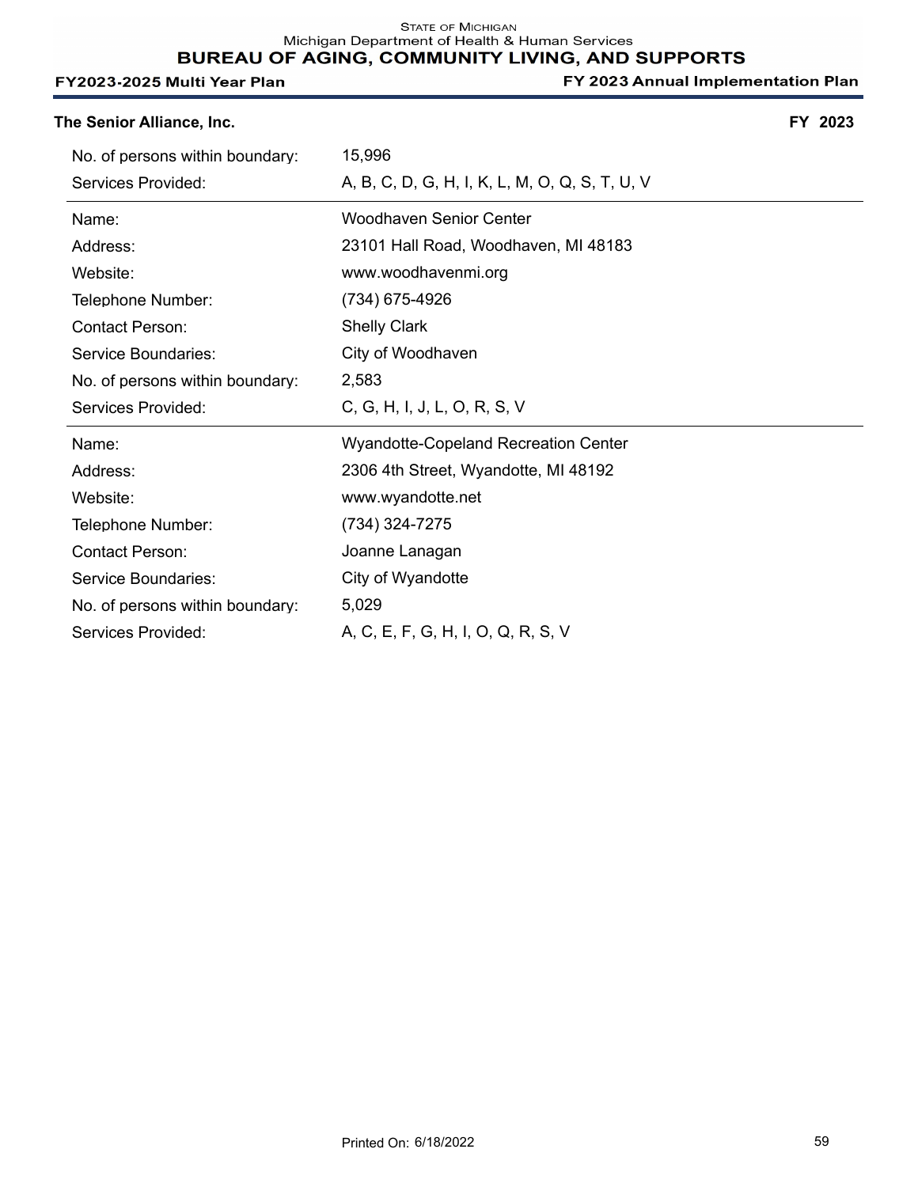**The Senior Alliance, Inc.** **FY 2023**

| | |
|---|---|
| No. of persons within boundary: | 15,996 |
| Services Provided: | A, B, C, D, G, H, I, K, L, M, O, Q, S, T, U, V |

| | |
|---|---|
| Name: | Woodhaven Senior Center |
| Address: | 23101 Hall Road, Woodhaven, MI 48183 |
| Website: | www.woodhavenmi.org |
| Telephone Number: | (734) 675-4926 |
| Contact Person: | Shelly Clark |
| Service Boundaries: | City of Woodhaven |
| No. of persons within boundary: | 2,583 |
| Services Provided: | C, G, H, I, J, L, O, R, S, V |

| | |
|---|---|
| Name: | Wyandotte-Copeland Recreation Center |
| Address: | 2306 4th Street, Wyandotte, MI 48192 |
| Website: | www.wyandotte.net |
| Telephone Number: | (734) 324-7275 |
| Contact Person: | Joanne Lanagan |
| Service Boundaries: | City of Wyandotte |
| No. of persons within boundary: | 5,029 |
| Services Provided: | A, C, E, F, G, H, I, O, Q, R, S, V |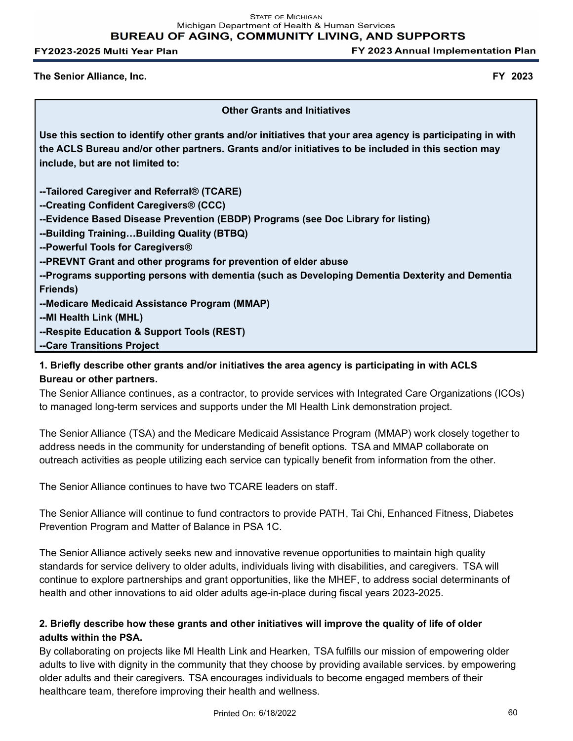**The Senior Alliance, Inc.** **FY 2023**

**Other Grants and Initiatives**

**Use this section to identify other grants and/or initiatives that your area agency is participating in with the ACLS Bureau and/or other partners. Grants and/or initiatives to be included in this section may include, but are not limited to:**

**--Tailored Caregiver and Referral® (TCARE)**
**--Creating Confident Caregivers® (CCC)**
**--Evidence Based Disease Prevention (EBDP) Programs (see Doc Library for listing)**
**--Building Training…Building Quality (BTBQ)**
**--Powerful Tools for Caregivers®**
**--PREVNT Grant and other programs for prevention of elder abuse**
**--Programs supporting persons with dementia (such as Developing Dementia Dexterity and Dementia Friends)**
**--Medicare Medicaid Assistance Program (MMAP)**
**--MI Health Link (MHL)**
**--Respite Education & Support Tools (REST)**
**--Care Transitions Project**

**1. Briefly describe other grants and/or initiatives the area agency is participating in with ACLS Bureau or other partners.**

The Senior Alliance continues, as a contractor, to provide services with Integrated Care Organizations (ICOs) to managed long-term services and supports under the MI Health Link demonstration project.

The Senior Alliance (TSA) and the Medicare Medicaid Assistance Program (MMAP) work closely together to address needs in the community for understanding of benefit options. TSA and MMAP collaborate on outreach activities as people utilizing each service can typically benefit from information from the other.

The Senior Alliance continues to have two TCARE leaders on staff.

The Senior Alliance will continue to fund contractors to provide PATH, Tai Chi, Enhanced Fitness, Diabetes Prevention Program and Matter of Balance in PSA 1C.

The Senior Alliance actively seeks new and innovative revenue opportunities to maintain high quality standards for service delivery to older adults, individuals living with disabilities, and caregivers. TSA will continue to explore partnerships and grant opportunities, like the MHEF, to address social determinants of health and other innovations to aid older adults age-in-place during fiscal years 2023-2025.

**2. Briefly describe how these grants and other initiatives will improve the quality of life of older adults within the PSA.**

By collaborating on projects like MI Health Link and Hearken, TSA fulfills our mission of empowering older adults to live with dignity in the community that they choose by providing available services. by empowering older adults and their caregivers. TSA encourages individuals to become engaged members of their healthcare team, therefore improving their health and wellness.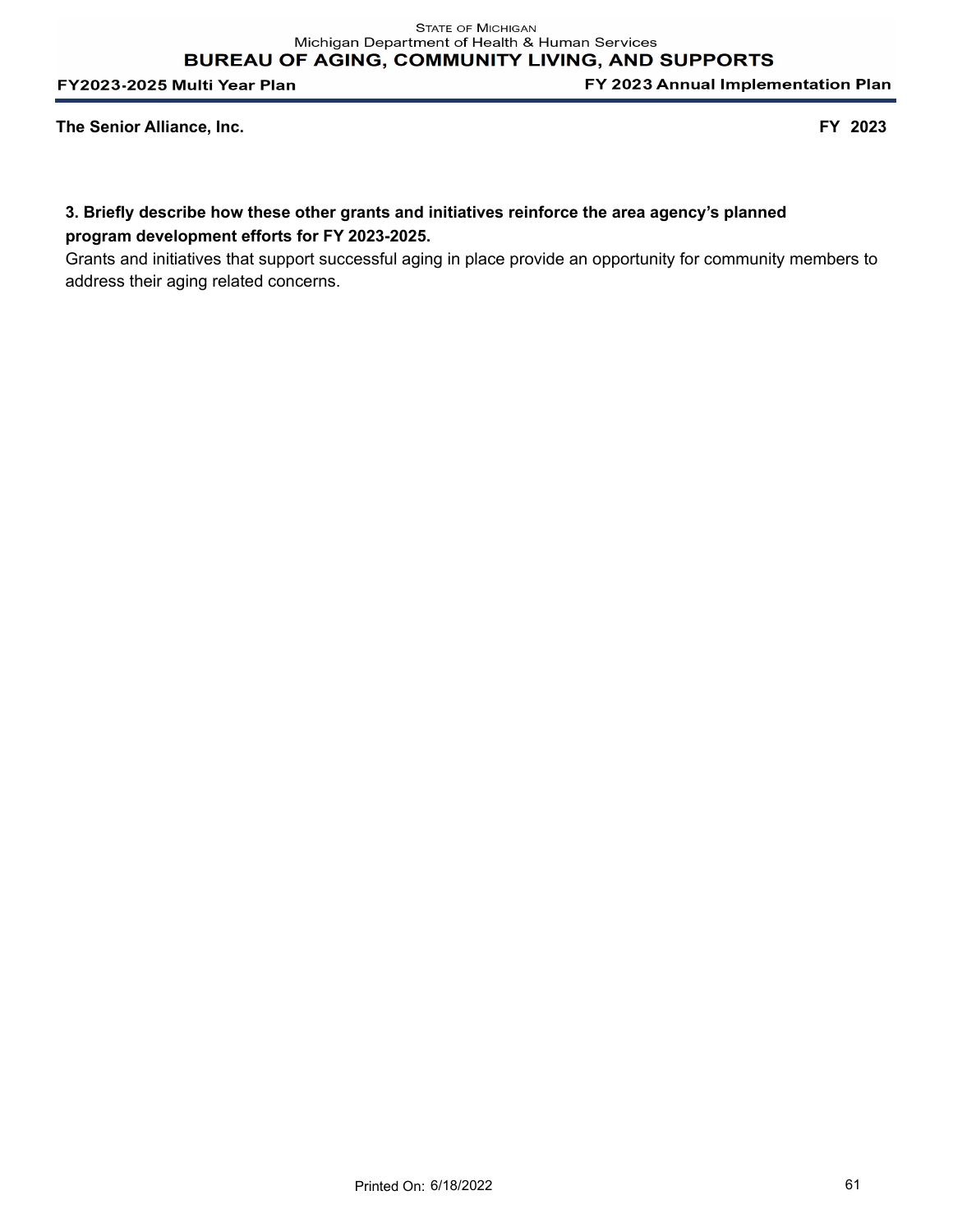**The Senior Alliance, Inc.** **FY 2023**

**3. Briefly describe how these other grants and initiatives reinforce the area agency's planned program development efforts for FY 2023-2025.**

Grants and initiatives that support successful aging in place provide an opportunity for community members to address their aging related concerns.